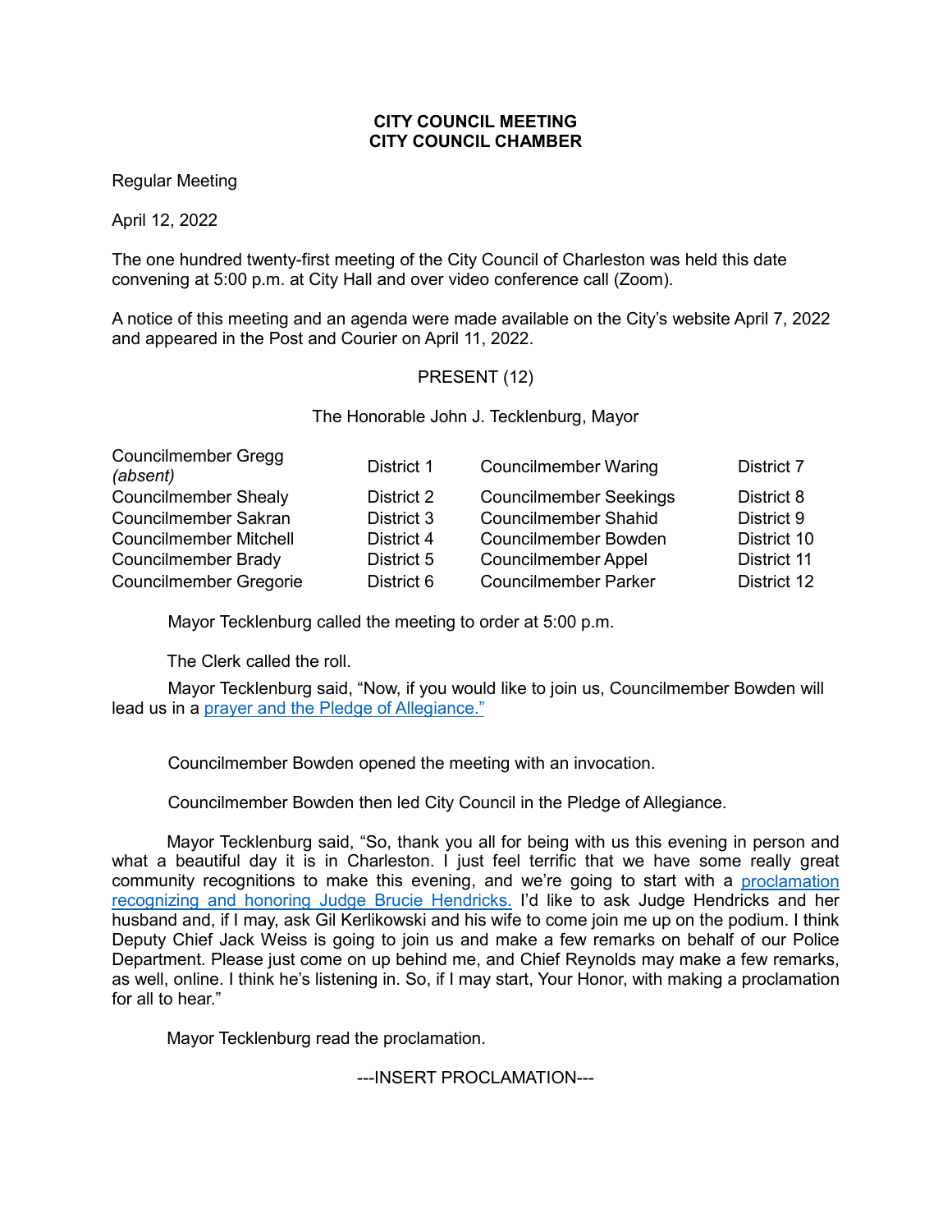**CITY COUNCIL MEETING**
**CITY COUNCIL CHAMBER**

Regular Meeting

April 12, 2022

The one hundred twenty-first meeting of the City Council of Charleston was held this date convening at 5:00 p.m. at City Hall and over video conference call (Zoom).

A notice of this meeting and an agenda were made available on the City's website April 7, 2022 and appeared in the Post and Courier on April 11, 2022.

PRESENT (12)

The Honorable John J. Tecklenburg, Mayor

| | | | |
|---|---|---|---|
| Councilmember Gregg *(absent)* | District 1 | Councilmember Waring | District 7 |
| Councilmember Shealy | District 2 | Councilmember Seekings | District 8 |
| Councilmember Sakran | District 3 | Councilmember Shahid | District 9 |
| Councilmember Mitchell | District 4 | Councilmember Bowden | District 10 |
| Councilmember Brady | District 5 | Councilmember Appel | District 11 |
| Councilmember Gregorie | District 6 | Councilmember Parker | District 12 |

Mayor Tecklenburg called the meeting to order at 5:00 p.m.

The Clerk called the roll.

Mayor Tecklenburg said, "Now, if you would like to join us, Councilmember Bowden will lead us in a prayer and the Pledge of Allegiance."

Councilmember Bowden opened the meeting with an invocation.

Councilmember Bowden then led City Council in the Pledge of Allegiance.

Mayor Tecklenburg said, "So, thank you all for being with us this evening in person and what a beautiful day it is in Charleston. I just feel terrific that we have some really great community recognitions to make this evening, and we're going to start with a proclamation recognizing and honoring Judge Brucie Hendricks. I'd like to ask Judge Hendricks and her husband and, if I may, ask Gil Kerlikowski and his wife to come join me up on the podium. I think Deputy Chief Jack Weiss is going to join us and make a few remarks on behalf of our Police Department. Please just come on up behind me, and Chief Reynolds may make a few remarks, as well, online. I think he's listening in. So, if I may start, Your Honor, with making a proclamation for all to hear."

Mayor Tecklenburg read the proclamation.

---INSERT PROCLAMATION---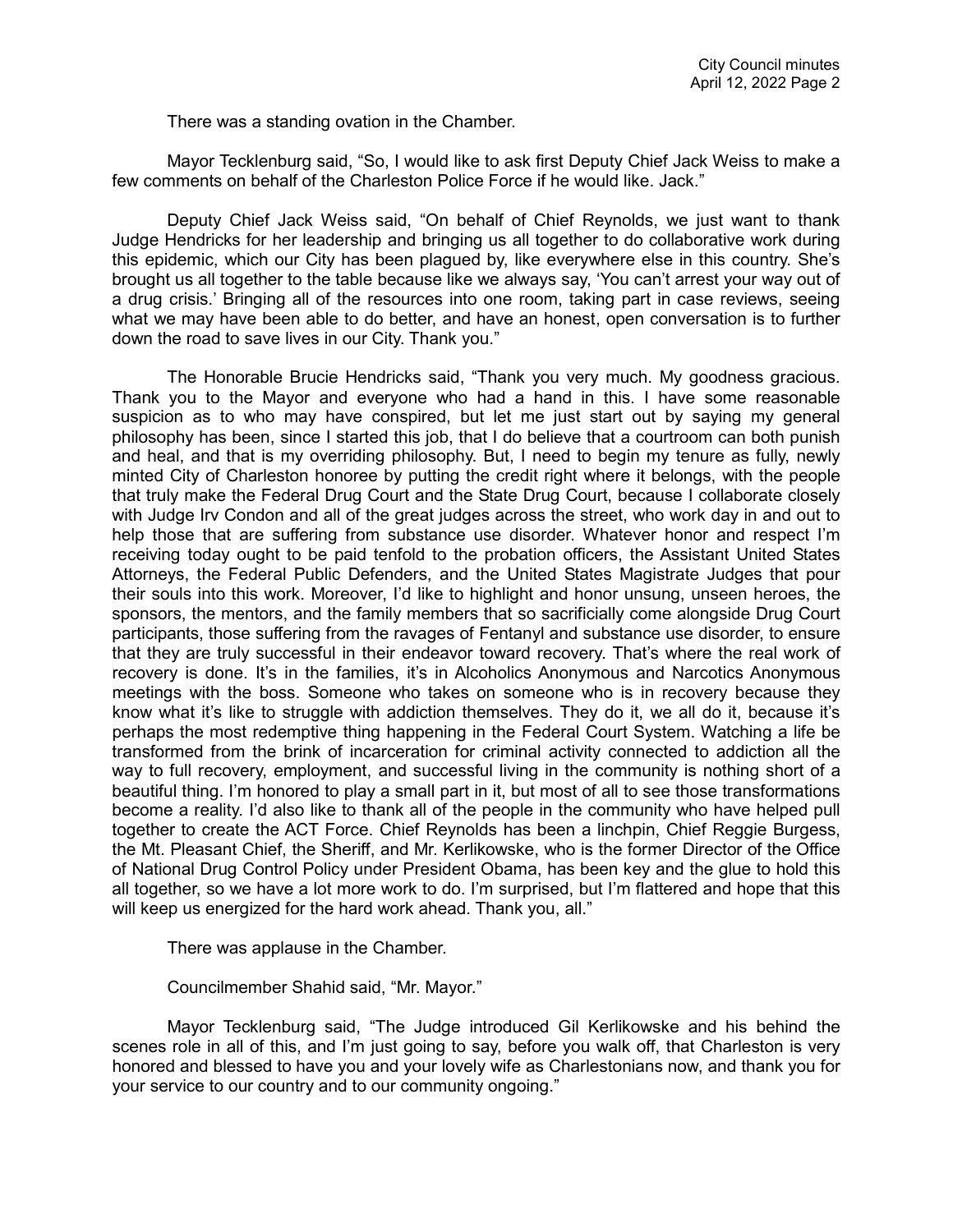There was a standing ovation in the Chamber.

Mayor Tecklenburg said, "So, I would like to ask first Deputy Chief Jack Weiss to make a few comments on behalf of the Charleston Police Force if he would like. Jack."

Deputy Chief Jack Weiss said, "On behalf of Chief Reynolds, we just want to thank Judge Hendricks for her leadership and bringing us all together to do collaborative work during this epidemic, which our City has been plagued by, like everywhere else in this country. She's brought us all together to the table because like we always say, 'You can't arrest your way out of a drug crisis.' Bringing all of the resources into one room, taking part in case reviews, seeing what we may have been able to do better, and have an honest, open conversation is to further down the road to save lives in our City. Thank you."

The Honorable Brucie Hendricks said, "Thank you very much. My goodness gracious. Thank you to the Mayor and everyone who had a hand in this. I have some reasonable suspicion as to who may have conspired, but let me just start out by saying my general philosophy has been, since I started this job, that I do believe that a courtroom can both punish and heal, and that is my overriding philosophy. But, I need to begin my tenure as fully, newly minted City of Charleston honoree by putting the credit right where it belongs, with the people that truly make the Federal Drug Court and the State Drug Court, because I collaborate closely with Judge Irv Condon and all of the great judges across the street, who work day in and out to help those that are suffering from substance use disorder. Whatever honor and respect I'm receiving today ought to be paid tenfold to the probation officers, the Assistant United States Attorneys, the Federal Public Defenders, and the United States Magistrate Judges that pour their souls into this work. Moreover, I'd like to highlight and honor unsung, unseen heroes, the sponsors, the mentors, and the family members that so sacrificially come alongside Drug Court participants, those suffering from the ravages of Fentanyl and substance use disorder, to ensure that they are truly successful in their endeavor toward recovery. That's where the real work of recovery is done. It's in the families, it's in Alcoholics Anonymous and Narcotics Anonymous meetings with the boss. Someone who takes on someone who is in recovery because they know what it's like to struggle with addiction themselves. They do it, we all do it, because it's perhaps the most redemptive thing happening in the Federal Court System. Watching a life be transformed from the brink of incarceration for criminal activity connected to addiction all the way to full recovery, employment, and successful living in the community is nothing short of a beautiful thing. I'm honored to play a small part in it, but most of all to see those transformations become a reality. I'd also like to thank all of the people in the community who have helped pull together to create the ACT Force. Chief Reynolds has been a linchpin, Chief Reggie Burgess, the Mt. Pleasant Chief, the Sheriff, and Mr. Kerlikowske, who is the former Director of the Office of National Drug Control Policy under President Obama, has been key and the glue to hold this all together, so we have a lot more work to do. I'm surprised, but I'm flattered and hope that this will keep us energized for the hard work ahead. Thank you, all."

There was applause in the Chamber.

Councilmember Shahid said, "Mr. Mayor."

Mayor Tecklenburg said, "The Judge introduced Gil Kerlikowske and his behind the scenes role in all of this, and I'm just going to say, before you walk off, that Charleston is very honored and blessed to have you and your lovely wife as Charlestonians now, and thank you for your service to our country and to our community ongoing."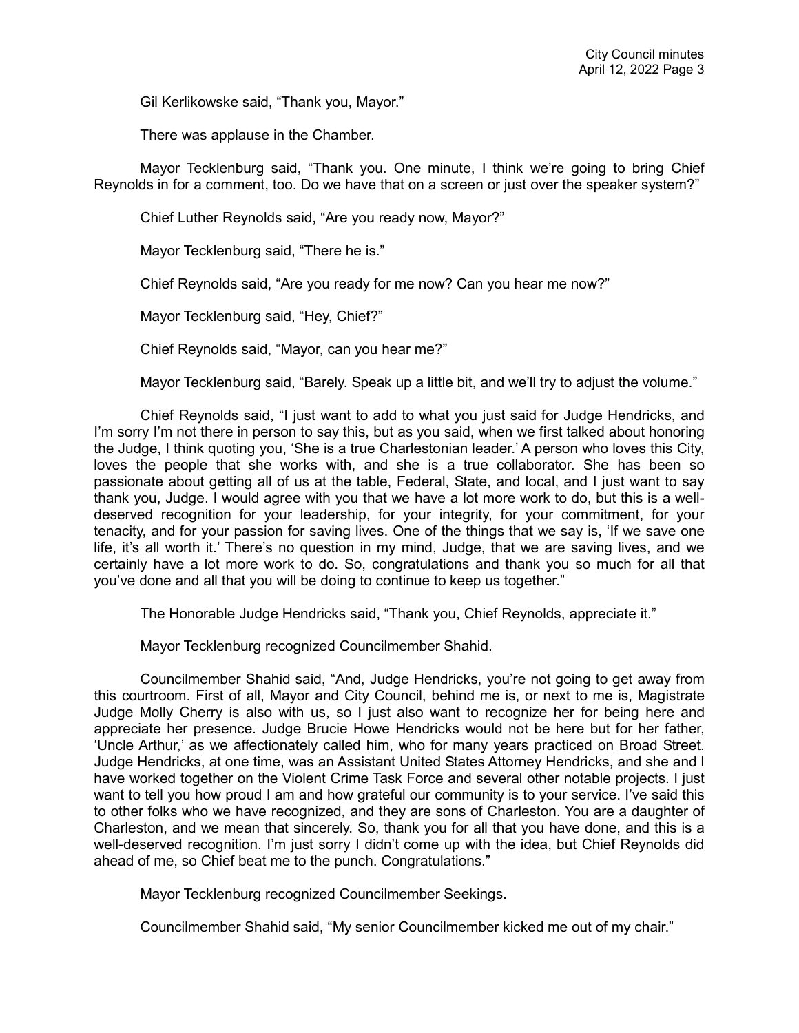Gil Kerlikowske said, "Thank you, Mayor."

There was applause in the Chamber.

Mayor Tecklenburg said, "Thank you. One minute, I think we're going to bring Chief Reynolds in for a comment, too. Do we have that on a screen or just over the speaker system?"

Chief Luther Reynolds said, "Are you ready now, Mayor?"

Mayor Tecklenburg said, "There he is."

Chief Reynolds said, "Are you ready for me now? Can you hear me now?"

Mayor Tecklenburg said, "Hey, Chief?"

Chief Reynolds said, "Mayor, can you hear me?"

Mayor Tecklenburg said, "Barely. Speak up a little bit, and we'll try to adjust the volume."

Chief Reynolds said, "I just want to add to what you just said for Judge Hendricks, and I'm sorry I'm not there in person to say this, but as you said, when we first talked about honoring the Judge, I think quoting you, 'She is a true Charlestonian leader.' A person who loves this City, loves the people that she works with, and she is a true collaborator. She has been so passionate about getting all of us at the table, Federal, State, and local, and I just want to say thank you, Judge. I would agree with you that we have a lot more work to do, but this is a well-deserved recognition for your leadership, for your integrity, for your commitment, for your tenacity, and for your passion for saving lives. One of the things that we say is, 'If we save one life, it's all worth it.' There's no question in my mind, Judge, that we are saving lives, and we certainly have a lot more work to do. So, congratulations and thank you so much for all that you've done and all that you will be doing to continue to keep us together."

The Honorable Judge Hendricks said, "Thank you, Chief Reynolds, appreciate it."

Mayor Tecklenburg recognized Councilmember Shahid.

Councilmember Shahid said, "And, Judge Hendricks, you're not going to get away from this courtroom. First of all, Mayor and City Council, behind me is, or next to me is, Magistrate Judge Molly Cherry is also with us, so I just also want to recognize her for being here and appreciate her presence. Judge Brucie Howe Hendricks would not be here but for her father, 'Uncle Arthur,' as we affectionately called him, who for many years practiced on Broad Street. Judge Hendricks, at one time, was an Assistant United States Attorney Hendricks, and she and I have worked together on the Violent Crime Task Force and several other notable projects. I just want to tell you how proud I am and how grateful our community is to your service. I've said this to other folks who we have recognized, and they are sons of Charleston. You are a daughter of Charleston, and we mean that sincerely. So, thank you for all that you have done, and this is a well-deserved recognition. I'm just sorry I didn't come up with the idea, but Chief Reynolds did ahead of me, so Chief beat me to the punch. Congratulations."

Mayor Tecklenburg recognized Councilmember Seekings.

Councilmember Shahid said, "My senior Councilmember kicked me out of my chair."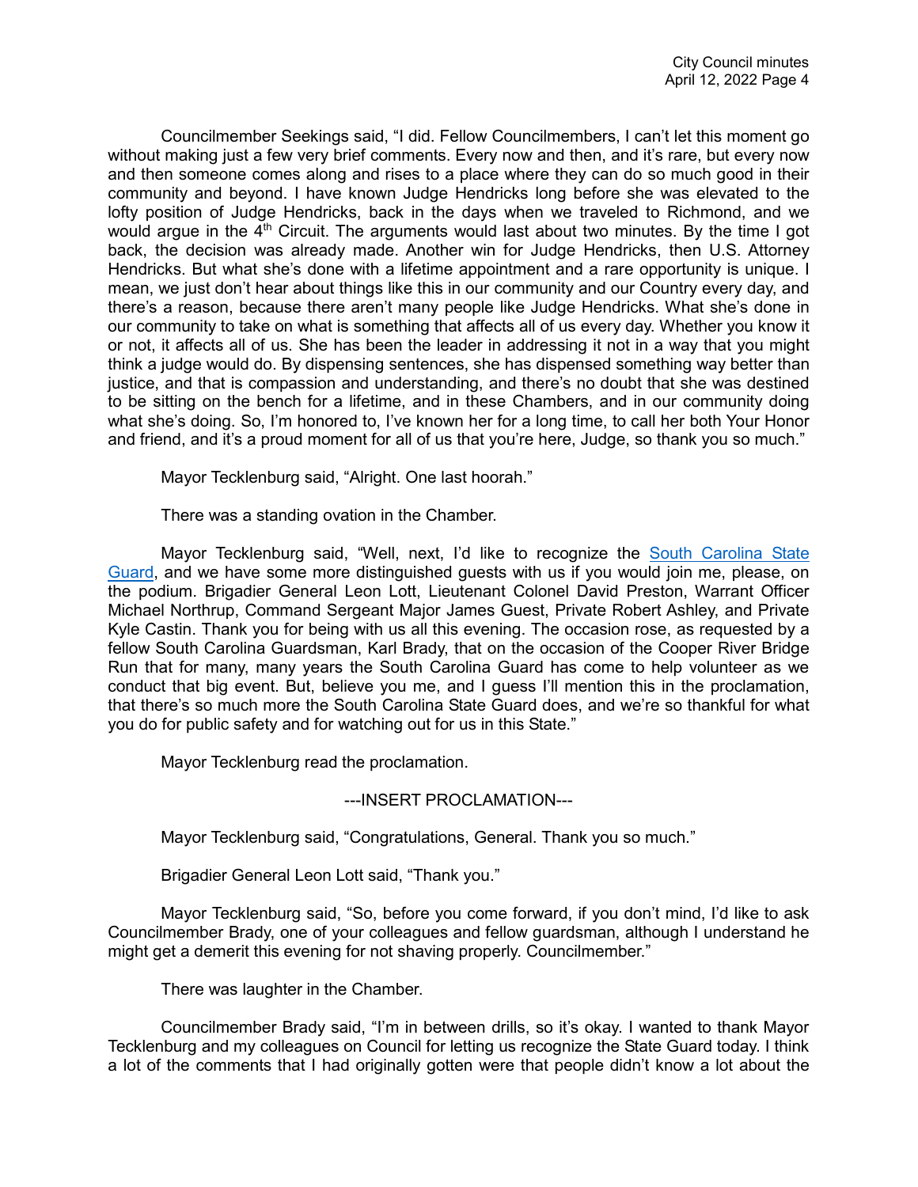Councilmember Seekings said, "I did. Fellow Councilmembers, I can't let this moment go without making just a few very brief comments. Every now and then, and it's rare, but every now and then someone comes along and rises to a place where they can do so much good in their community and beyond. I have known Judge Hendricks long before she was elevated to the lofty position of Judge Hendricks, back in the days when we traveled to Richmond, and we would argue in the 4th Circuit. The arguments would last about two minutes. By the time I got back, the decision was already made. Another win for Judge Hendricks, then U.S. Attorney Hendricks. But what she's done with a lifetime appointment and a rare opportunity is unique. I mean, we just don't hear about things like this in our community and our Country every day, and there's a reason, because there aren't many people like Judge Hendricks. What she's done in our community to take on what is something that affects all of us every day. Whether you know it or not, it affects all of us. She has been the leader in addressing it not in a way that you might think a judge would do. By dispensing sentences, she has dispensed something way better than justice, and that is compassion and understanding, and there's no doubt that she was destined to be sitting on the bench for a lifetime, and in these Chambers, and in our community doing what she's doing. So, I'm honored to, I've known her for a long time, to call her both Your Honor and friend, and it's a proud moment for all of us that you're here, Judge, so thank you so much."

Mayor Tecklenburg said, "Alright. One last hoorah."

There was a standing ovation in the Chamber.

Mayor Tecklenburg said, "Well, next, I'd like to recognize the South Carolina State Guard, and we have some more distinguished guests with us if you would join me, please, on the podium. Brigadier General Leon Lott, Lieutenant Colonel David Preston, Warrant Officer Michael Northrup, Command Sergeant Major James Guest, Private Robert Ashley, and Private Kyle Castin. Thank you for being with us all this evening. The occasion rose, as requested by a fellow South Carolina Guardsman, Karl Brady, that on the occasion of the Cooper River Bridge Run that for many, many years the South Carolina Guard has come to help volunteer as we conduct that big event. But, believe you me, and I guess I'll mention this in the proclamation, that there's so much more the South Carolina State Guard does, and we're so thankful for what you do for public safety and for watching out for us in this State."

Mayor Tecklenburg read the proclamation.

---INSERT PROCLAMATION---

Mayor Tecklenburg said, "Congratulations, General. Thank you so much."

Brigadier General Leon Lott said, "Thank you."

Mayor Tecklenburg said, "So, before you come forward, if you don't mind, I'd like to ask Councilmember Brady, one of your colleagues and fellow guardsman, although I understand he might get a demerit this evening for not shaving properly. Councilmember."

There was laughter in the Chamber.

Councilmember Brady said, "I'm in between drills, so it's okay. I wanted to thank Mayor Tecklenburg and my colleagues on Council for letting us recognize the State Guard today. I think a lot of the comments that I had originally gotten were that people didn't know a lot about the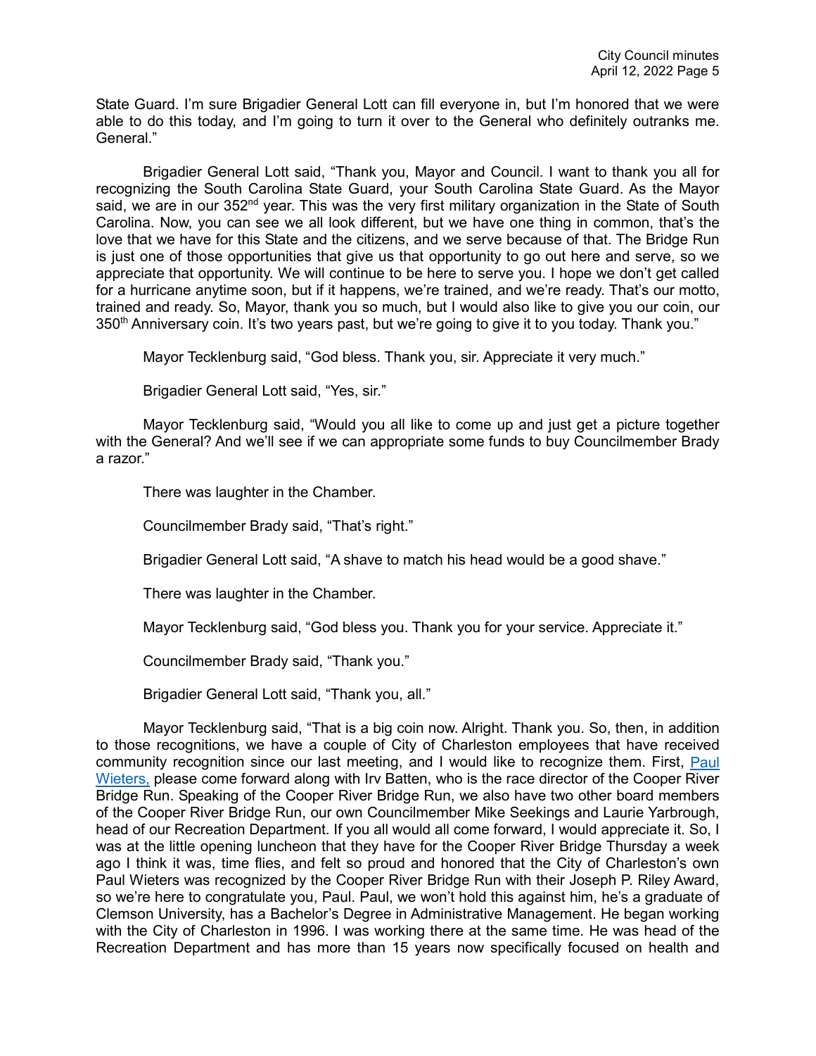State Guard. I'm sure Brigadier General Lott can fill everyone in, but I'm honored that we were able to do this today, and I'm going to turn it over to the General who definitely outranks me. General."

Brigadier General Lott said, "Thank you, Mayor and Council. I want to thank you all for recognizing the South Carolina State Guard, your South Carolina State Guard. As the Mayor said, we are in our 352nd year. This was the very first military organization in the State of South Carolina. Now, you can see we all look different, but we have one thing in common, that's the love that we have for this State and the citizens, and we serve because of that. The Bridge Run is just one of those opportunities that give us that opportunity to go out here and serve, so we appreciate that opportunity. We will continue to be here to serve you. I hope we don't get called for a hurricane anytime soon, but if it happens, we're trained, and we're ready. That's our motto, trained and ready. So, Mayor, thank you so much, but I would also like to give you our coin, our 350th Anniversary coin. It's two years past, but we're going to give it to you today. Thank you."

Mayor Tecklenburg said, "God bless. Thank you, sir. Appreciate it very much."

Brigadier General Lott said, "Yes, sir."

Mayor Tecklenburg said, "Would you all like to come up and just get a picture together with the General? And we'll see if we can appropriate some funds to buy Councilmember Brady a razor."

There was laughter in the Chamber.

Councilmember Brady said, "That's right."

Brigadier General Lott said, "A shave to match his head would be a good shave."

There was laughter in the Chamber.

Mayor Tecklenburg said, "God bless you. Thank you for your service. Appreciate it."

Councilmember Brady said, "Thank you."

Brigadier General Lott said, "Thank you, all."

Mayor Tecklenburg said, "That is a big coin now. Alright. Thank you. So, then, in addition to those recognitions, we have a couple of City of Charleston employees that have received community recognition since our last meeting, and I would like to recognize them. First, Paul Wieters, please come forward along with Irv Batten, who is the race director of the Cooper River Bridge Run. Speaking of the Cooper River Bridge Run, we also have two other board members of the Cooper River Bridge Run, our own Councilmember Mike Seekings and Laurie Yarbrough, head of our Recreation Department. If you all would all come forward, I would appreciate it. So, I was at the little opening luncheon that they have for the Cooper River Bridge Thursday a week ago I think it was, time flies, and felt so proud and honored that the City of Charleston's own Paul Wieters was recognized by the Cooper River Bridge Run with their Joseph P. Riley Award, so we're here to congratulate you, Paul. Paul, we won't hold this against him, he's a graduate of Clemson University, has a Bachelor's Degree in Administrative Management. He began working with the City of Charleston in 1996. I was working there at the same time. He was head of the Recreation Department and has more than 15 years now specifically focused on health and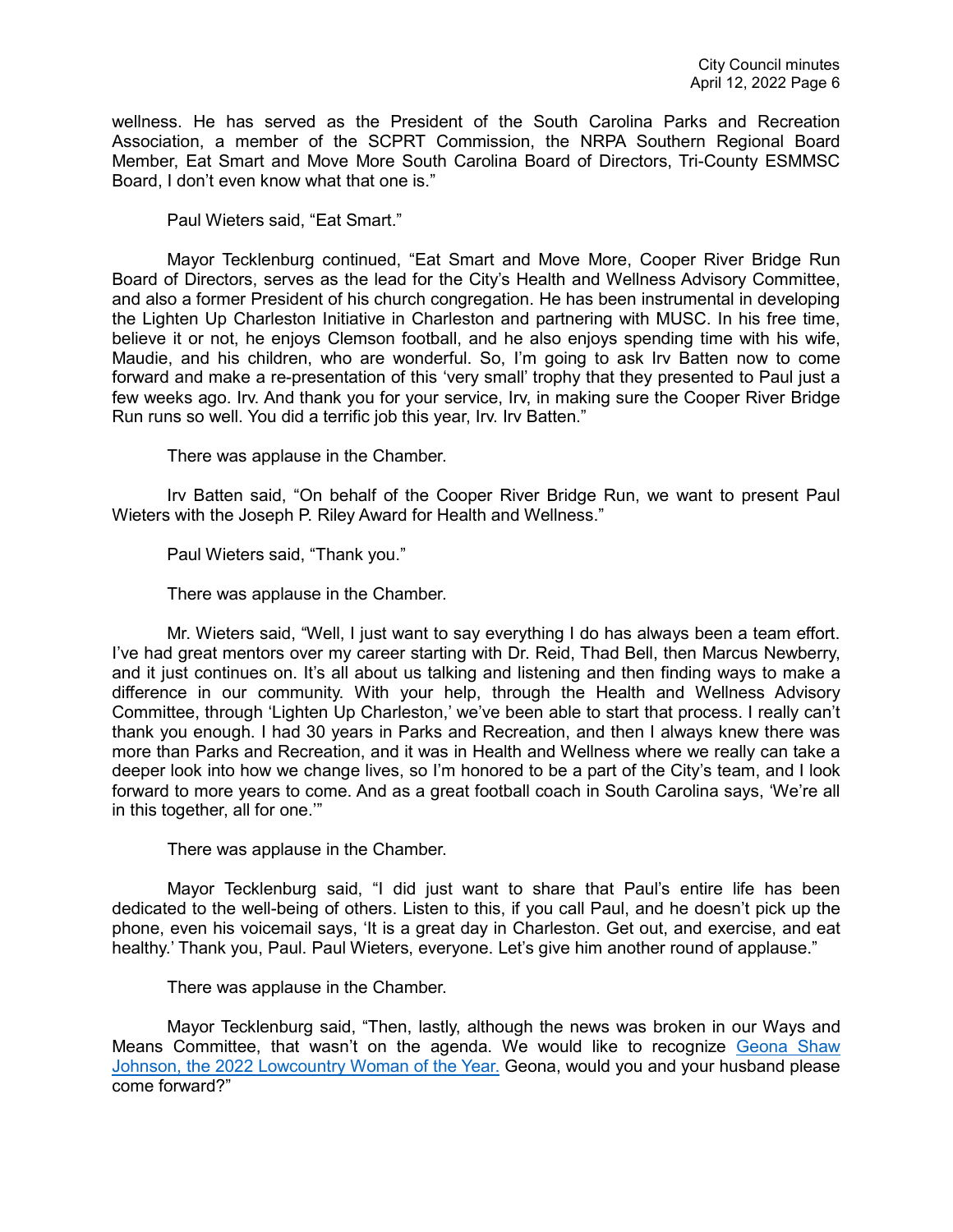wellness. He has served as the President of the South Carolina Parks and Recreation Association, a member of the SCPRT Commission, the NRPA Southern Regional Board Member, Eat Smart and Move More South Carolina Board of Directors, Tri-County ESMMSC Board, I don't even know what that one is."

Paul Wieters said, "Eat Smart."

Mayor Tecklenburg continued, "Eat Smart and Move More, Cooper River Bridge Run Board of Directors, serves as the lead for the City's Health and Wellness Advisory Committee, and also a former President of his church congregation. He has been instrumental in developing the Lighten Up Charleston Initiative in Charleston and partnering with MUSC. In his free time, believe it or not, he enjoys Clemson football, and he also enjoys spending time with his wife, Maudie, and his children, who are wonderful. So, I'm going to ask Irv Batten now to come forward and make a re-presentation of this 'very small' trophy that they presented to Paul just a few weeks ago. Irv. And thank you for your service, Irv, in making sure the Cooper River Bridge Run runs so well. You did a terrific job this year, Irv. Irv Batten."

There was applause in the Chamber.

Irv Batten said, "On behalf of the Cooper River Bridge Run, we want to present Paul Wieters with the Joseph P. Riley Award for Health and Wellness."

Paul Wieters said, "Thank you."

There was applause in the Chamber.

Mr. Wieters said, "Well, I just want to say everything I do has always been a team effort. I've had great mentors over my career starting with Dr. Reid, Thad Bell, then Marcus Newberry, and it just continues on. It's all about us talking and listening and then finding ways to make a difference in our community. With your help, through the Health and Wellness Advisory Committee, through 'Lighten Up Charleston,' we've been able to start that process. I really can't thank you enough. I had 30 years in Parks and Recreation, and then I always knew there was more than Parks and Recreation, and it was in Health and Wellness where we really can take a deeper look into how we change lives, so I'm honored to be a part of the City's team, and I look forward to more years to come. And as a great football coach in South Carolina says, 'We're all in this together, all for one.'"

There was applause in the Chamber.

Mayor Tecklenburg said, "I did just want to share that Paul's entire life has been dedicated to the well-being of others. Listen to this, if you call Paul, and he doesn't pick up the phone, even his voicemail says, 'It is a great day in Charleston. Get out, and exercise, and eat healthy.' Thank you, Paul. Paul Wieters, everyone. Let's give him another round of applause."

There was applause in the Chamber.

Mayor Tecklenburg said, "Then, lastly, although the news was broken in our Ways and Means Committee, that wasn't on the agenda. We would like to recognize Geona Shaw Johnson, the 2022 Lowcountry Woman of the Year. Geona, would you and your husband please come forward?"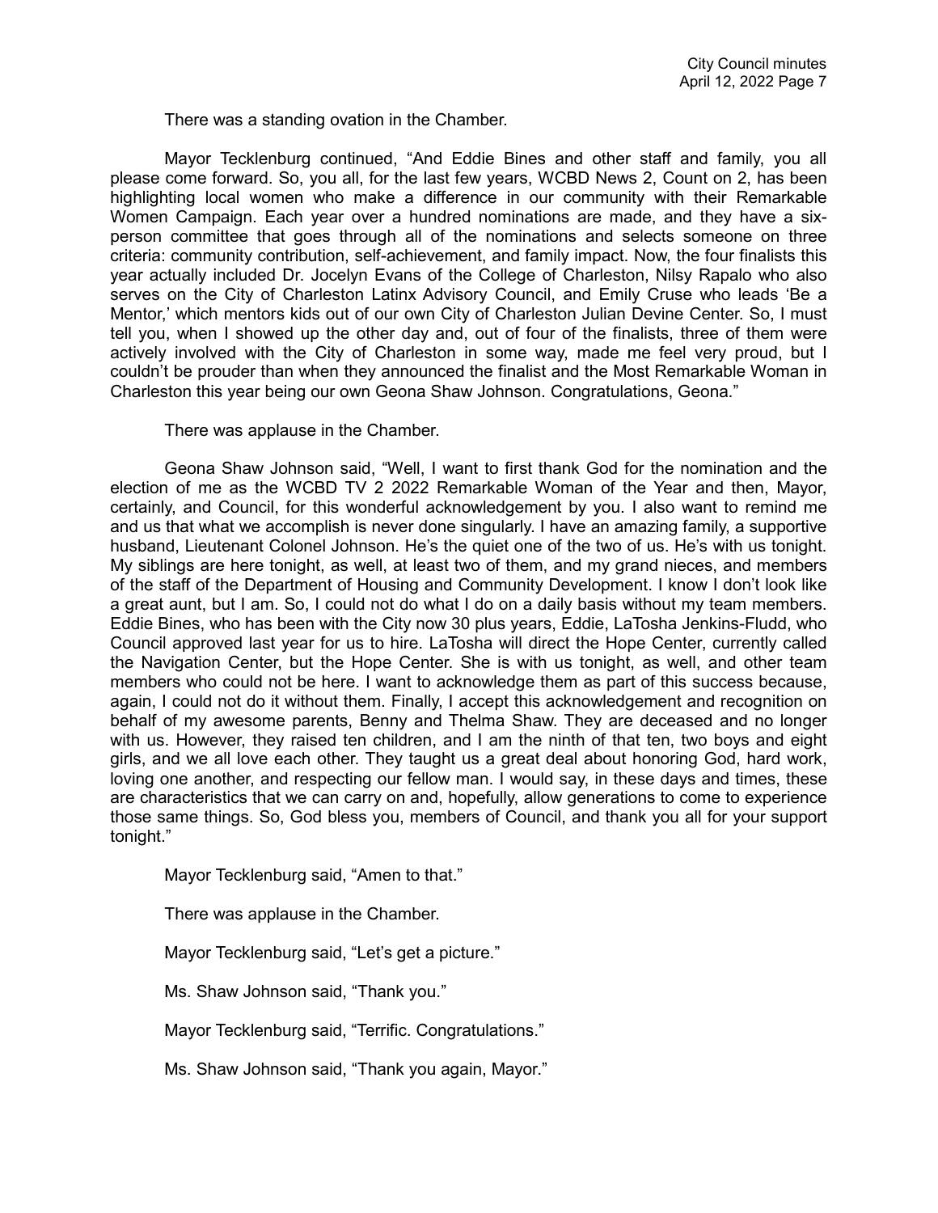There was a standing ovation in the Chamber.

Mayor Tecklenburg continued, "And Eddie Bines and other staff and family, you all please come forward. So, you all, for the last few years, WCBD News 2, Count on 2, has been highlighting local women who make a difference in our community with their Remarkable Women Campaign. Each year over a hundred nominations are made, and they have a six-person committee that goes through all of the nominations and selects someone on three criteria: community contribution, self-achievement, and family impact. Now, the four finalists this year actually included Dr. Jocelyn Evans of the College of Charleston, Nilsy Rapalo who also serves on the City of Charleston Latinx Advisory Council, and Emily Cruse who leads 'Be a Mentor,' which mentors kids out of our own City of Charleston Julian Devine Center. So, I must tell you, when I showed up the other day and, out of four of the finalists, three of them were actively involved with the City of Charleston in some way, made me feel very proud, but I couldn't be prouder than when they announced the finalist and the Most Remarkable Woman in Charleston this year being our own Geona Shaw Johnson. Congratulations, Geona."

There was applause in the Chamber.

Geona Shaw Johnson said, "Well, I want to first thank God for the nomination and the election of me as the WCBD TV 2 2022 Remarkable Woman of the Year and then, Mayor, certainly, and Council, for this wonderful acknowledgement by you. I also want to remind me and us that what we accomplish is never done singularly. I have an amazing family, a supportive husband, Lieutenant Colonel Johnson. He's the quiet one of the two of us. He's with us tonight. My siblings are here tonight, as well, at least two of them, and my grand nieces, and members of the staff of the Department of Housing and Community Development. I know I don't look like a great aunt, but I am. So, I could not do what I do on a daily basis without my team members. Eddie Bines, who has been with the City now 30 plus years, Eddie, LaTosha Jenkins-Fludd, who Council approved last year for us to hire. LaTosha will direct the Hope Center, currently called the Navigation Center, but the Hope Center. She is with us tonight, as well, and other team members who could not be here. I want to acknowledge them as part of this success because, again, I could not do it without them. Finally, I accept this acknowledgement and recognition on behalf of my awesome parents, Benny and Thelma Shaw. They are deceased and no longer with us. However, they raised ten children, and I am the ninth of that ten, two boys and eight girls, and we all love each other. They taught us a great deal about honoring God, hard work, loving one another, and respecting our fellow man. I would say, in these days and times, these are characteristics that we can carry on and, hopefully, allow generations to come to experience those same things. So, God bless you, members of Council, and thank you all for your support tonight."

Mayor Tecklenburg said, "Amen to that."

There was applause in the Chamber.

Mayor Tecklenburg said, "Let's get a picture."

Ms. Shaw Johnson said, "Thank you."

Mayor Tecklenburg said, "Terrific. Congratulations."

Ms. Shaw Johnson said, "Thank you again, Mayor."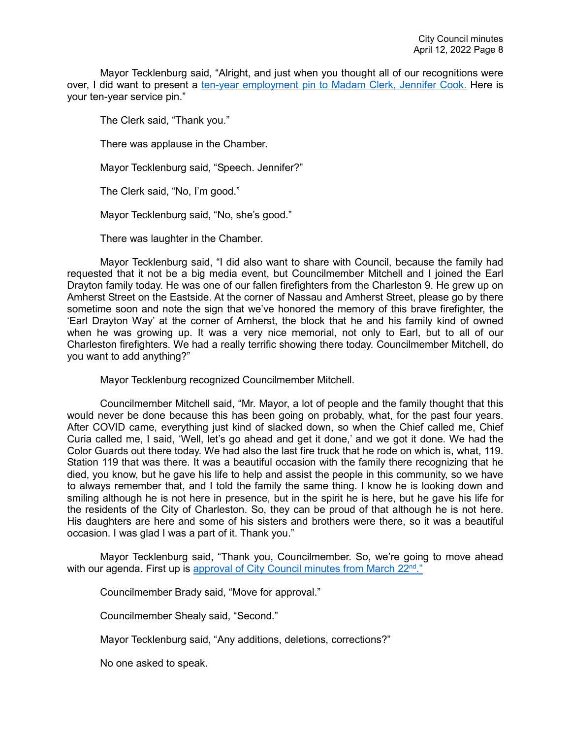Mayor Tecklenburg said, “Alright, and just when you thought all of our recognitions were over, I did want to present a ten-year employment pin to Madam Clerk, Jennifer Cook. Here is your ten-year service pin.”

The Clerk said, “Thank you.”

There was applause in the Chamber.

Mayor Tecklenburg said, “Speech. Jennifer?”

The Clerk said, “No, I’m good.”

Mayor Tecklenburg said, “No, she’s good.”

There was laughter in the Chamber.

Mayor Tecklenburg said, “I did also want to share with Council, because the family had requested that it not be a big media event, but Councilmember Mitchell and I joined the Earl Drayton family today. He was one of our fallen firefighters from the Charleston 9. He grew up on Amherst Street on the Eastside. At the corner of Nassau and Amherst Street, please go by there sometime soon and note the sign that we’ve honored the memory of this brave firefighter, the ‘Earl Drayton Way’ at the corner of Amherst, the block that he and his family kind of owned when he was growing up. It was a very nice memorial, not only to Earl, but to all of our Charleston firefighters. We had a really terrific showing there today. Councilmember Mitchell, do you want to add anything?”

Mayor Tecklenburg recognized Councilmember Mitchell.

Councilmember Mitchell said, “Mr. Mayor, a lot of people and the family thought that this would never be done because this has been going on probably, what, for the past four years. After COVID came, everything just kind of slacked down, so when the Chief called me, Chief Curia called me, I said, ‘Well, let’s go ahead and get it done,’ and we got it done. We had the Color Guards out there today. We had also the last fire truck that he rode on which is, what, 119. Station 119 that was there. It was a beautiful occasion with the family there recognizing that he died, you know, but he gave his life to help and assist the people in this community, so we have to always remember that, and I told the family the same thing. I know he is looking down and smiling although he is not here in presence, but in the spirit he is here, but he gave his life for the residents of the City of Charleston. So, they can be proud of that although he is not here. His daughters are here and some of his sisters and brothers were there, so it was a beautiful occasion. I was glad I was a part of it. Thank you.”

Mayor Tecklenburg said, “Thank you, Councilmember. So, we’re going to move ahead with our agenda. First up is approval of City Council minutes from March 22nd.”

Councilmember Brady said, “Move for approval.”

Councilmember Shealy said, “Second.”

Mayor Tecklenburg said, “Any additions, deletions, corrections?”

No one asked to speak.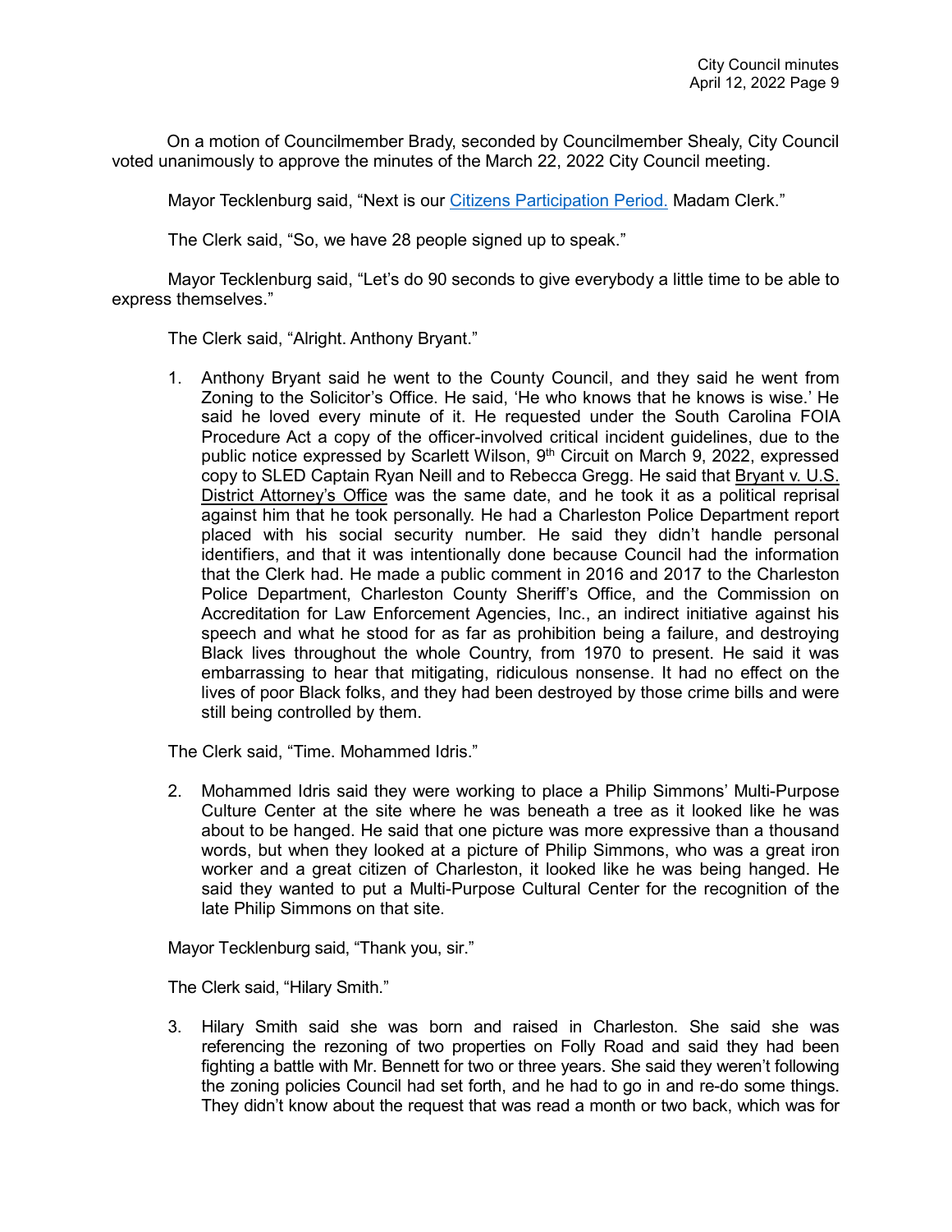On a motion of Councilmember Brady, seconded by Councilmember Shealy, City Council voted unanimously to approve the minutes of the March 22, 2022 City Council meeting.

Mayor Tecklenburg said, "Next is our Citizens Participation Period. Madam Clerk."

The Clerk said, "So, we have 28 people signed up to speak."

Mayor Tecklenburg said, "Let's do 90 seconds to give everybody a little time to be able to express themselves."

The Clerk said, "Alright. Anthony Bryant."

1. Anthony Bryant said he went to the County Council, and they said he went from Zoning to the Solicitor's Office. He said, 'He who knows that he knows is wise.' He said he loved every minute of it. He requested under the South Carolina FOIA Procedure Act a copy of the officer-involved critical incident guidelines, due to the public notice expressed by Scarlett Wilson, 9th Circuit on March 9, 2022, expressed copy to SLED Captain Ryan Neill and to Rebecca Gregg. He said that Bryant v. U.S. District Attorney's Office was the same date, and he took it as a political reprisal against him that he took personally. He had a Charleston Police Department report placed with his social security number. He said they didn't handle personal identifiers, and that it was intentionally done because Council had the information that the Clerk had. He made a public comment in 2016 and 2017 to the Charleston Police Department, Charleston County Sheriff's Office, and the Commission on Accreditation for Law Enforcement Agencies, Inc., an indirect initiative against his speech and what he stood for as far as prohibition being a failure, and destroying Black lives throughout the whole Country, from 1970 to present. He said it was embarrassing to hear that mitigating, ridiculous nonsense. It had no effect on the lives of poor Black folks, and they had been destroyed by those crime bills and were still being controlled by them.

The Clerk said, "Time. Mohammed Idris."

2. Mohammed Idris said they were working to place a Philip Simmons' Multi-Purpose Culture Center at the site where he was beneath a tree as it looked like he was about to be hanged. He said that one picture was more expressive than a thousand words, but when they looked at a picture of Philip Simmons, who was a great iron worker and a great citizen of Charleston, it looked like he was being hanged. He said they wanted to put a Multi-Purpose Cultural Center for the recognition of the late Philip Simmons on that site.

Mayor Tecklenburg said, "Thank you, sir."

The Clerk said, "Hilary Smith."

3. Hilary Smith said she was born and raised in Charleston. She said she was referencing the rezoning of two properties on Folly Road and said they had been fighting a battle with Mr. Bennett for two or three years. She said they weren't following the zoning policies Council had set forth, and he had to go in and re-do some things. They didn't know about the request that was read a month or two back, which was for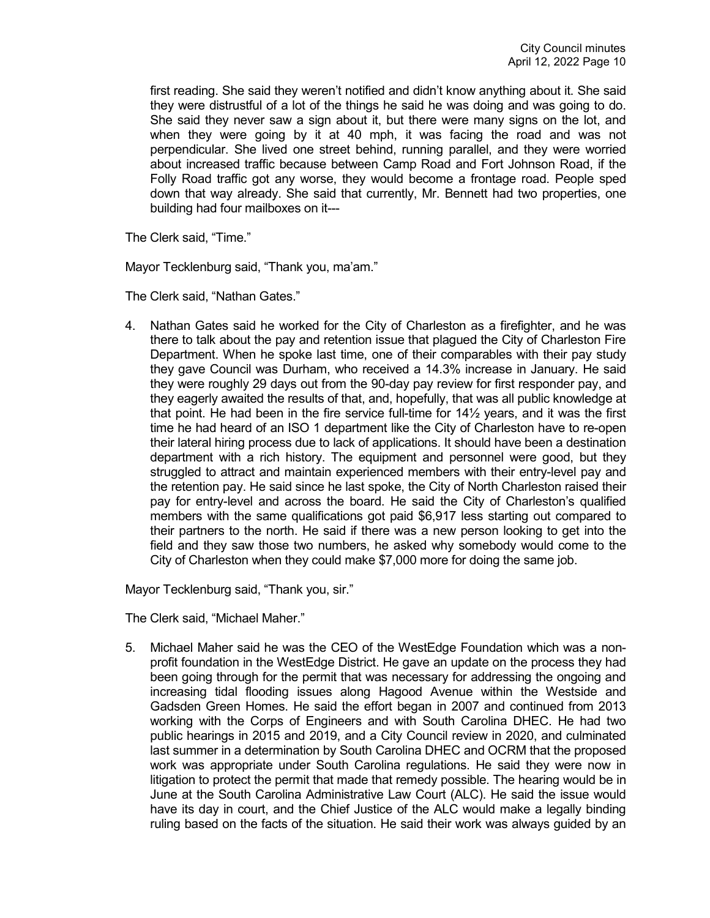first reading. She said they weren't notified and didn't know anything about it. She said they were distrustful of a lot of the things he said he was doing and was going to do. She said they never saw a sign about it, but there were many signs on the lot, and when they were going by it at 40 mph, it was facing the road and was not perpendicular. She lived one street behind, running parallel, and they were worried about increased traffic because between Camp Road and Fort Johnson Road, if the Folly Road traffic got any worse, they would become a frontage road. People sped down that way already. She said that currently, Mr. Bennett had two properties, one building had four mailboxes on it---

The Clerk said, "Time."

Mayor Tecklenburg said, "Thank you, ma'am."

The Clerk said, "Nathan Gates."

4. Nathan Gates said he worked for the City of Charleston as a firefighter, and he was there to talk about the pay and retention issue that plagued the City of Charleston Fire Department. When he spoke last time, one of their comparables with their pay study they gave Council was Durham, who received a 14.3% increase in January. He said they were roughly 29 days out from the 90-day pay review for first responder pay, and they eagerly awaited the results of that, and, hopefully, that was all public knowledge at that point. He had been in the fire service full-time for 14½ years, and it was the first time he had heard of an ISO 1 department like the City of Charleston have to re-open their lateral hiring process due to lack of applications. It should have been a destination department with a rich history. The equipment and personnel were good, but they struggled to attract and maintain experienced members with their entry-level pay and the retention pay. He said since he last spoke, the City of North Charleston raised their pay for entry-level and across the board. He said the City of Charleston's qualified members with the same qualifications got paid $6,917 less starting out compared to their partners to the north. He said if there was a new person looking to get into the field and they saw those two numbers, he asked why somebody would come to the City of Charleston when they could make $7,000 more for doing the same job.

Mayor Tecklenburg said, "Thank you, sir."

The Clerk said, "Michael Maher."

5. Michael Maher said he was the CEO of the WestEdge Foundation which was a non-profit foundation in the WestEdge District. He gave an update on the process they had been going through for the permit that was necessary for addressing the ongoing and increasing tidal flooding issues along Hagood Avenue within the Westside and Gadsden Green Homes. He said the effort began in 2007 and continued from 2013 working with the Corps of Engineers and with South Carolina DHEC. He had two public hearings in 2015 and 2019, and a City Council review in 2020, and culminated last summer in a determination by South Carolina DHEC and OCRM that the proposed work was appropriate under South Carolina regulations. He said they were now in litigation to protect the permit that made that remedy possible. The hearing would be in June at the South Carolina Administrative Law Court (ALC). He said the issue would have its day in court, and the Chief Justice of the ALC would make a legally binding ruling based on the facts of the situation. He said their work was always guided by an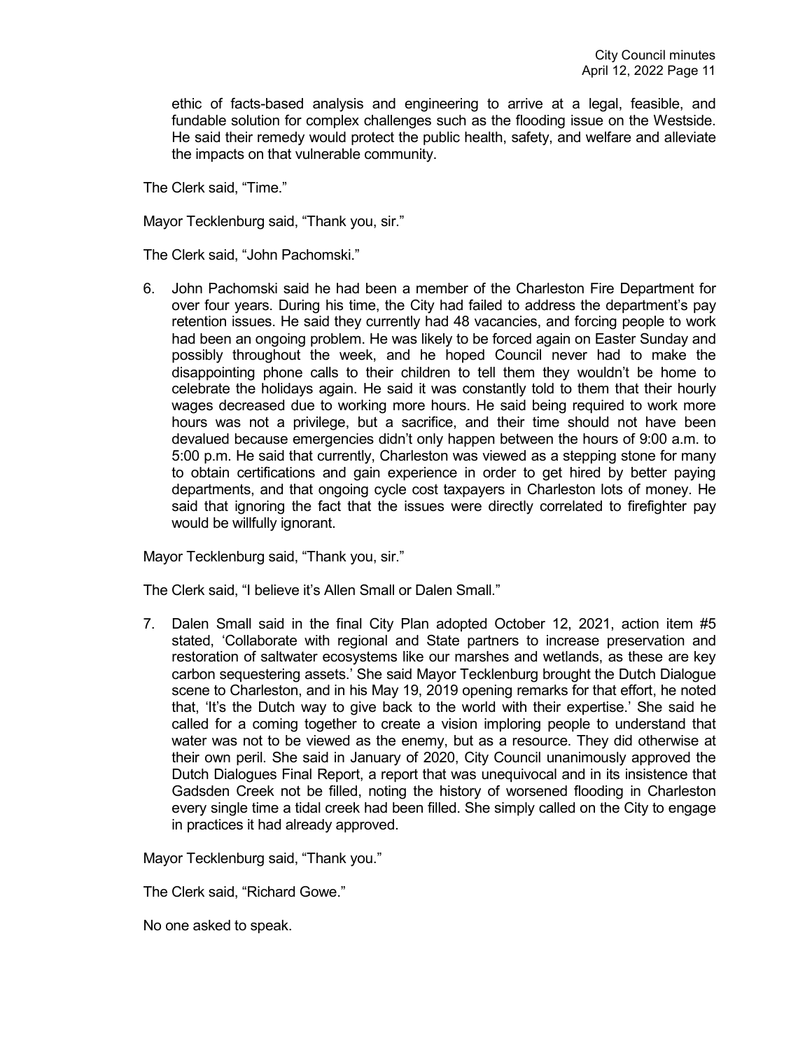ethic of facts-based analysis and engineering to arrive at a legal, feasible, and fundable solution for complex challenges such as the flooding issue on the Westside. He said their remedy would protect the public health, safety, and welfare and alleviate the impacts on that vulnerable community.

The Clerk said, "Time."

Mayor Tecklenburg said, "Thank you, sir."

The Clerk said, "John Pachomski."

6. John Pachomski said he had been a member of the Charleston Fire Department for over four years. During his time, the City had failed to address the department's pay retention issues. He said they currently had 48 vacancies, and forcing people to work had been an ongoing problem. He was likely to be forced again on Easter Sunday and possibly throughout the week, and he hoped Council never had to make the disappointing phone calls to their children to tell them they wouldn't be home to celebrate the holidays again. He said it was constantly told to them that their hourly wages decreased due to working more hours. He said being required to work more hours was not a privilege, but a sacrifice, and their time should not have been devalued because emergencies didn't only happen between the hours of 9:00 a.m. to 5:00 p.m. He said that currently, Charleston was viewed as a stepping stone for many to obtain certifications and gain experience in order to get hired by better paying departments, and that ongoing cycle cost taxpayers in Charleston lots of money. He said that ignoring the fact that the issues were directly correlated to firefighter pay would be willfully ignorant.

Mayor Tecklenburg said, "Thank you, sir."

The Clerk said, "I believe it's Allen Small or Dalen Small."

7. Dalen Small said in the final City Plan adopted October 12, 2021, action item #5 stated, 'Collaborate with regional and State partners to increase preservation and restoration of saltwater ecosystems like our marshes and wetlands, as these are key carbon sequestering assets.' She said Mayor Tecklenburg brought the Dutch Dialogue scene to Charleston, and in his May 19, 2019 opening remarks for that effort, he noted that, 'It's the Dutch way to give back to the world with their expertise.' She said he called for a coming together to create a vision imploring people to understand that water was not to be viewed as the enemy, but as a resource. They did otherwise at their own peril. She said in January of 2020, City Council unanimously approved the Dutch Dialogues Final Report, a report that was unequivocal and in its insistence that Gadsden Creek not be filled, noting the history of worsened flooding in Charleston every single time a tidal creek had been filled. She simply called on the City to engage in practices it had already approved.

Mayor Tecklenburg said, "Thank you."

The Clerk said, "Richard Gowe."

No one asked to speak.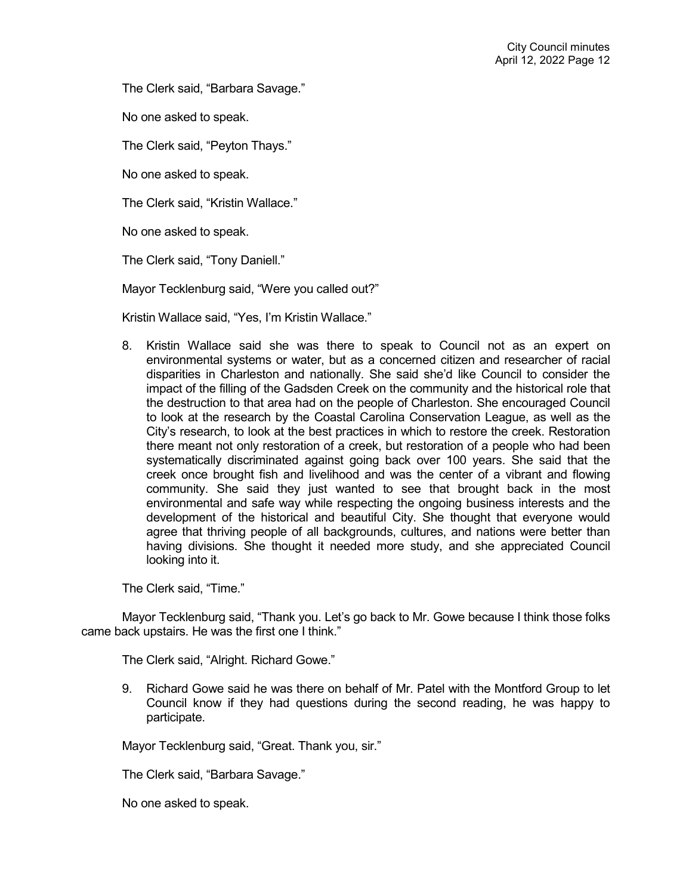The Clerk said, "Barbara Savage."

No one asked to speak.

The Clerk said, "Peyton Thays."

No one asked to speak.

The Clerk said, "Kristin Wallace."

No one asked to speak.

The Clerk said, "Tony Daniell."

Mayor Tecklenburg said, "Were you called out?"

Kristin Wallace said, "Yes, I'm Kristin Wallace."

8. Kristin Wallace said she was there to speak to Council not as an expert on environmental systems or water, but as a concerned citizen and researcher of racial disparities in Charleston and nationally. She said she'd like Council to consider the impact of the filling of the Gadsden Creek on the community and the historical role that the destruction to that area had on the people of Charleston. She encouraged Council to look at the research by the Coastal Carolina Conservation League, as well as the City's research, to look at the best practices in which to restore the creek. Restoration there meant not only restoration of a creek, but restoration of a people who had been systematically discriminated against going back over 100 years. She said that the creek once brought fish and livelihood and was the center of a vibrant and flowing community. She said they just wanted to see that brought back in the most environmental and safe way while respecting the ongoing business interests and the development of the historical and beautiful City. She thought that everyone would agree that thriving people of all backgrounds, cultures, and nations were better than having divisions. She thought it needed more study, and she appreciated Council looking into it.

The Clerk said, "Time."

Mayor Tecklenburg said, "Thank you. Let's go back to Mr. Gowe because I think those folks came back upstairs. He was the first one I think."

The Clerk said, "Alright. Richard Gowe."

9. Richard Gowe said he was there on behalf of Mr. Patel with the Montford Group to let Council know if they had questions during the second reading, he was happy to participate.

Mayor Tecklenburg said, "Great. Thank you, sir."

The Clerk said, "Barbara Savage."

No one asked to speak.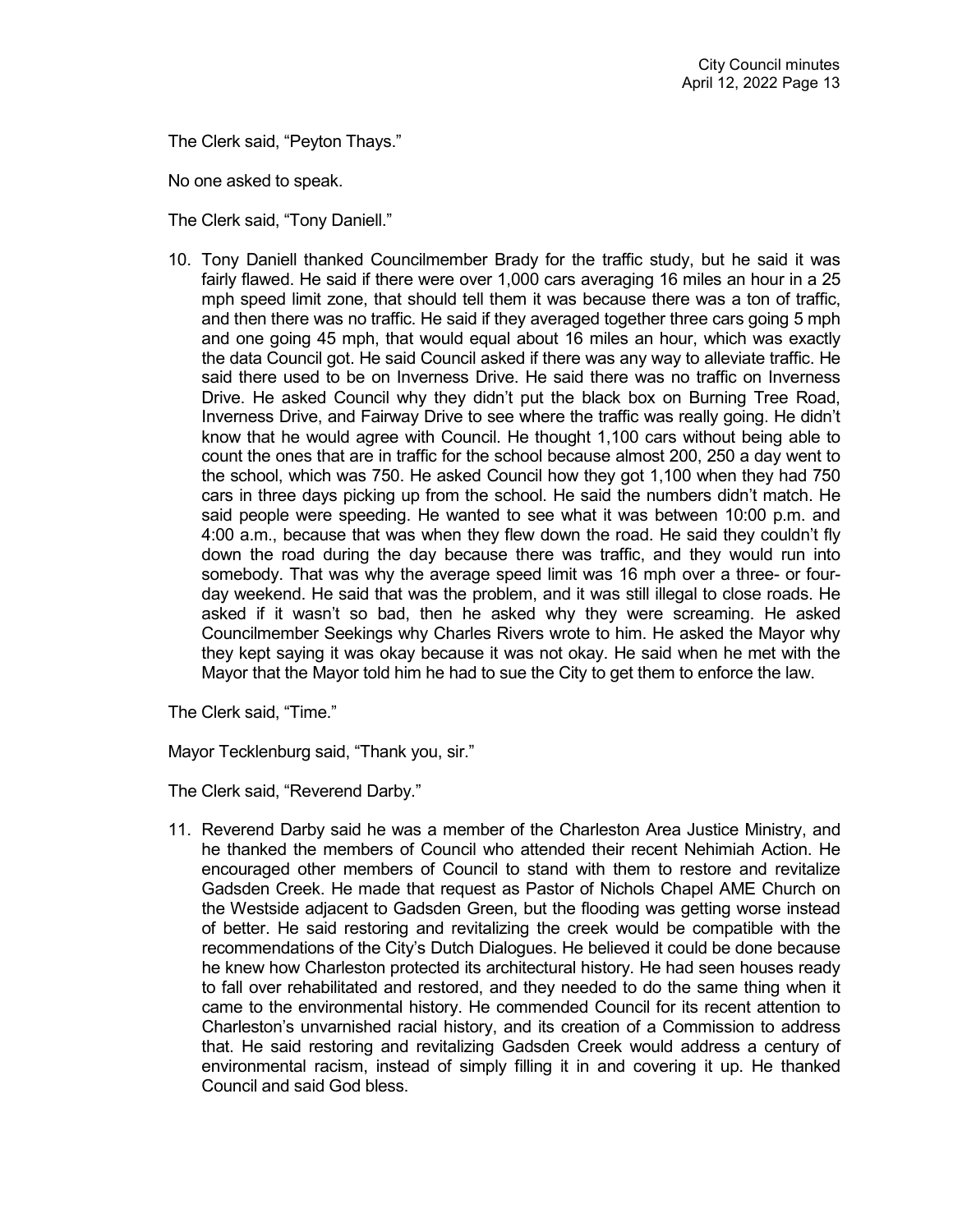The Clerk said, "Peyton Thays."

No one asked to speak.

The Clerk said, "Tony Daniell."

10. Tony Daniell thanked Councilmember Brady for the traffic study, but he said it was fairly flawed. He said if there were over 1,000 cars averaging 16 miles an hour in a 25 mph speed limit zone, that should tell them it was because there was a ton of traffic, and then there was no traffic. He said if they averaged together three cars going 5 mph and one going 45 mph, that would equal about 16 miles an hour, which was exactly the data Council got. He said Council asked if there was any way to alleviate traffic. He said there used to be on Inverness Drive. He said there was no traffic on Inverness Drive. He asked Council why they didn't put the black box on Burning Tree Road, Inverness Drive, and Fairway Drive to see where the traffic was really going. He didn't know that he would agree with Council. He thought 1,100 cars without being able to count the ones that are in traffic for the school because almost 200, 250 a day went to the school, which was 750. He asked Council how they got 1,100 when they had 750 cars in three days picking up from the school. He said the numbers didn't match. He said people were speeding. He wanted to see what it was between 10:00 p.m. and 4:00 a.m., because that was when they flew down the road. He said they couldn't fly down the road during the day because there was traffic, and they would run into somebody. That was why the average speed limit was 16 mph over a three- or four-day weekend. He said that was the problem, and it was still illegal to close roads. He asked if it wasn't so bad, then he asked why they were screaming. He asked Councilmember Seekings why Charles Rivers wrote to him. He asked the Mayor why they kept saying it was okay because it was not okay. He said when he met with the Mayor that the Mayor told him he had to sue the City to get them to enforce the law.

The Clerk said, "Time."

Mayor Tecklenburg said, "Thank you, sir."

The Clerk said, "Reverend Darby."

11. Reverend Darby said he was a member of the Charleston Area Justice Ministry, and he thanked the members of Council who attended their recent Nehimiah Action. He encouraged other members of Council to stand with them to restore and revitalize Gadsden Creek. He made that request as Pastor of Nichols Chapel AME Church on the Westside adjacent to Gadsden Green, but the flooding was getting worse instead of better. He said restoring and revitalizing the creek would be compatible with the recommendations of the City's Dutch Dialogues. He believed it could be done because he knew how Charleston protected its architectural history. He had seen houses ready to fall over rehabilitated and restored, and they needed to do the same thing when it came to the environmental history. He commended Council for its recent attention to Charleston's unvarnished racial history, and its creation of a Commission to address that. He said restoring and revitalizing Gadsden Creek would address a century of environmental racism, instead of simply filling it in and covering it up. He thanked Council and said God bless.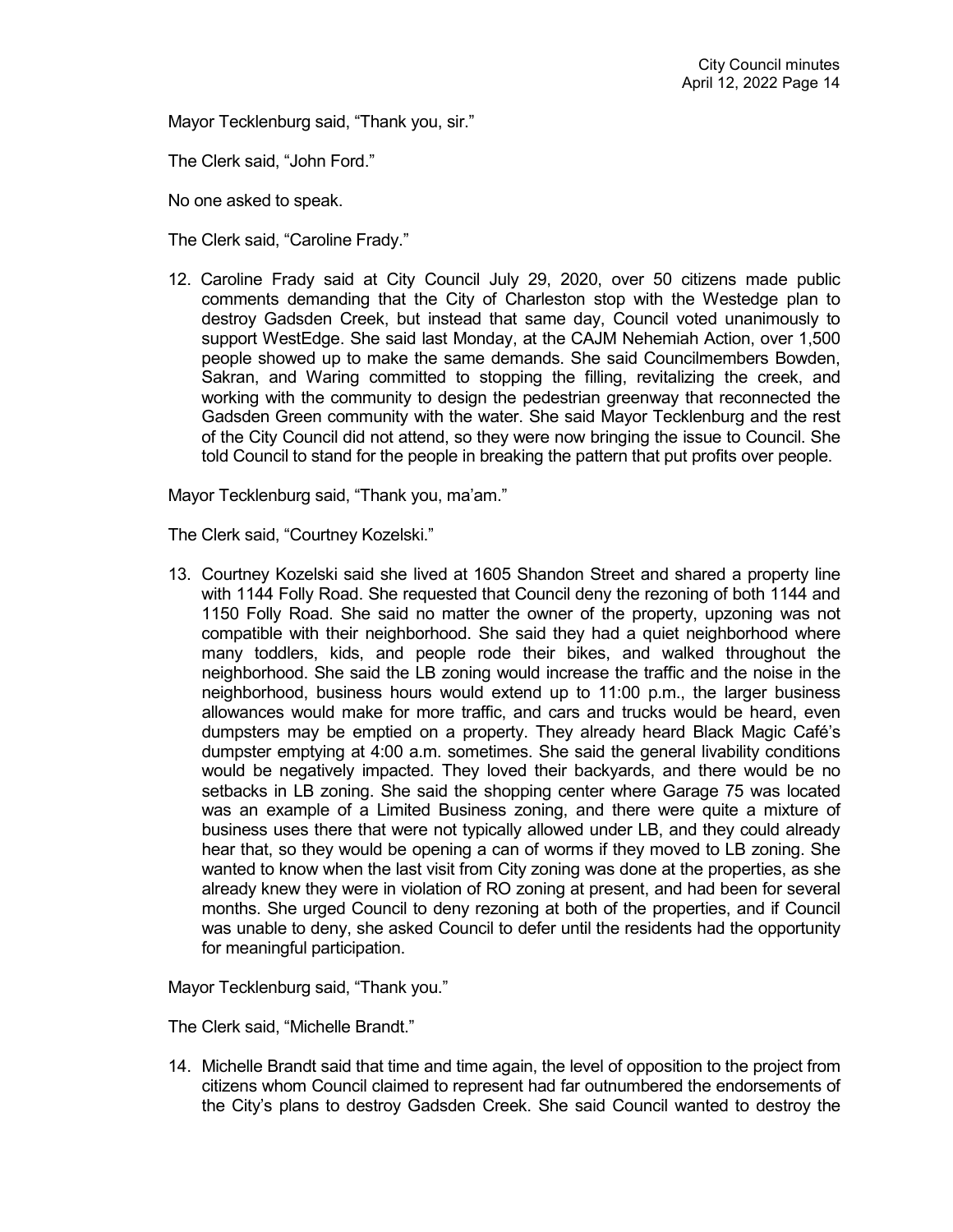Mayor Tecklenburg said, "Thank you, sir."

The Clerk said, "John Ford."

No one asked to speak.

The Clerk said, "Caroline Frady."

12. Caroline Frady said at City Council July 29, 2020, over 50 citizens made public comments demanding that the City of Charleston stop with the Westedge plan to destroy Gadsden Creek, but instead that same day, Council voted unanimously to support WestEdge. She said last Monday, at the CAJM Nehemiah Action, over 1,500 people showed up to make the same demands. She said Councilmembers Bowden, Sakran, and Waring committed to stopping the filling, revitalizing the creek, and working with the community to design the pedestrian greenway that reconnected the Gadsden Green community with the water. She said Mayor Tecklenburg and the rest of the City Council did not attend, so they were now bringing the issue to Council. She told Council to stand for the people in breaking the pattern that put profits over people.

Mayor Tecklenburg said, "Thank you, ma'am."

The Clerk said, "Courtney Kozelski."

13. Courtney Kozelski said she lived at 1605 Shandon Street and shared a property line with 1144 Folly Road. She requested that Council deny the rezoning of both 1144 and 1150 Folly Road. She said no matter the owner of the property, upzoning was not compatible with their neighborhood. She said they had a quiet neighborhood where many toddlers, kids, and people rode their bikes, and walked throughout the neighborhood. She said the LB zoning would increase the traffic and the noise in the neighborhood, business hours would extend up to 11:00 p.m., the larger business allowances would make for more traffic, and cars and trucks would be heard, even dumpsters may be emptied on a property. They already heard Black Magic Café's dumpster emptying at 4:00 a.m. sometimes. She said the general livability conditions would be negatively impacted. They loved their backyards, and there would be no setbacks in LB zoning. She said the shopping center where Garage 75 was located was an example of a Limited Business zoning, and there were quite a mixture of business uses there that were not typically allowed under LB, and they could already hear that, so they would be opening a can of worms if they moved to LB zoning. She wanted to know when the last visit from City zoning was done at the properties, as she already knew they were in violation of RO zoning at present, and had been for several months. She urged Council to deny rezoning at both of the properties, and if Council was unable to deny, she asked Council to defer until the residents had the opportunity for meaningful participation.

Mayor Tecklenburg said, "Thank you."

The Clerk said, "Michelle Brandt."

14. Michelle Brandt said that time and time again, the level of opposition to the project from citizens whom Council claimed to represent had far outnumbered the endorsements of the City's plans to destroy Gadsden Creek. She said Council wanted to destroy the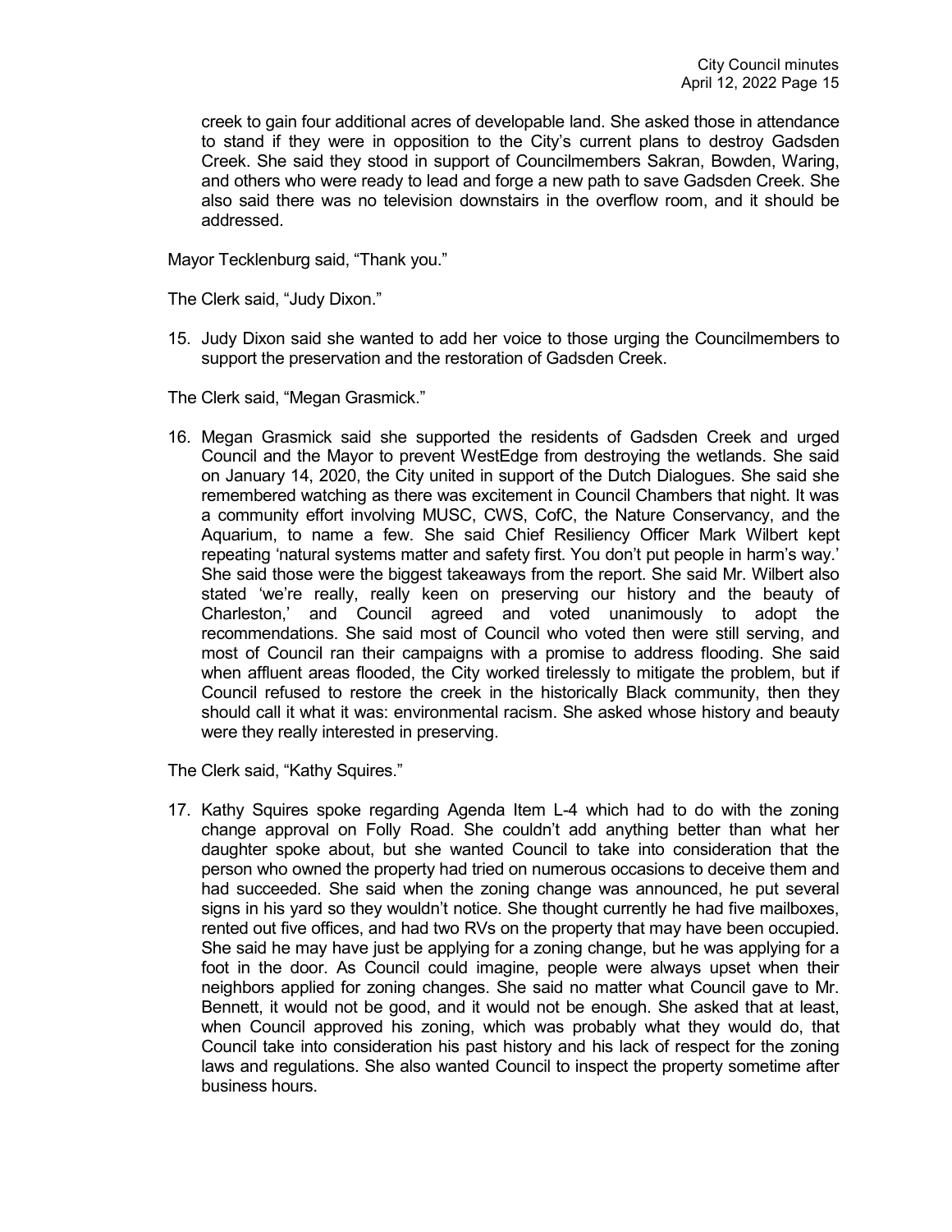creek to gain four additional acres of developable land. She asked those in attendance to stand if they were in opposition to the City's current plans to destroy Gadsden Creek. She said they stood in support of Councilmembers Sakran, Bowden, Waring, and others who were ready to lead and forge a new path to save Gadsden Creek. She also said there was no television downstairs in the overflow room, and it should be addressed.

Mayor Tecklenburg said, "Thank you."

The Clerk said, "Judy Dixon."

15. Judy Dixon said she wanted to add her voice to those urging the Councilmembers to support the preservation and the restoration of Gadsden Creek.

The Clerk said, "Megan Grasmick."

16. Megan Grasmick said she supported the residents of Gadsden Creek and urged Council and the Mayor to prevent WestEdge from destroying the wetlands. She said on January 14, 2020, the City united in support of the Dutch Dialogues. She said she remembered watching as there was excitement in Council Chambers that night. It was a community effort involving MUSC, CWS, CofC, the Nature Conservancy, and the Aquarium, to name a few. She said Chief Resiliency Officer Mark Wilbert kept repeating 'natural systems matter and safety first. You don't put people in harm's way.' She said those were the biggest takeaways from the report. She said Mr. Wilbert also stated 'we're really, really keen on preserving our history and the beauty of Charleston,' and Council agreed and voted unanimously to adopt the recommendations. She said most of Council who voted then were still serving, and most of Council ran their campaigns with a promise to address flooding. She said when affluent areas flooded, the City worked tirelessly to mitigate the problem, but if Council refused to restore the creek in the historically Black community, then they should call it what it was: environmental racism. She asked whose history and beauty were they really interested in preserving.

The Clerk said, "Kathy Squires."

17. Kathy Squires spoke regarding Agenda Item L-4 which had to do with the zoning change approval on Folly Road. She couldn't add anything better than what her daughter spoke about, but she wanted Council to take into consideration that the person who owned the property had tried on numerous occasions to deceive them and had succeeded. She said when the zoning change was announced, he put several signs in his yard so they wouldn't notice. She thought currently he had five mailboxes, rented out five offices, and had two RVs on the property that may have been occupied. She said he may have just be applying for a zoning change, but he was applying for a foot in the door. As Council could imagine, people were always upset when their neighbors applied for zoning changes. She said no matter what Council gave to Mr. Bennett, it would not be good, and it would not be enough. She asked that at least, when Council approved his zoning, which was probably what they would do, that Council take into consideration his past history and his lack of respect for the zoning laws and regulations. She also wanted Council to inspect the property sometime after business hours.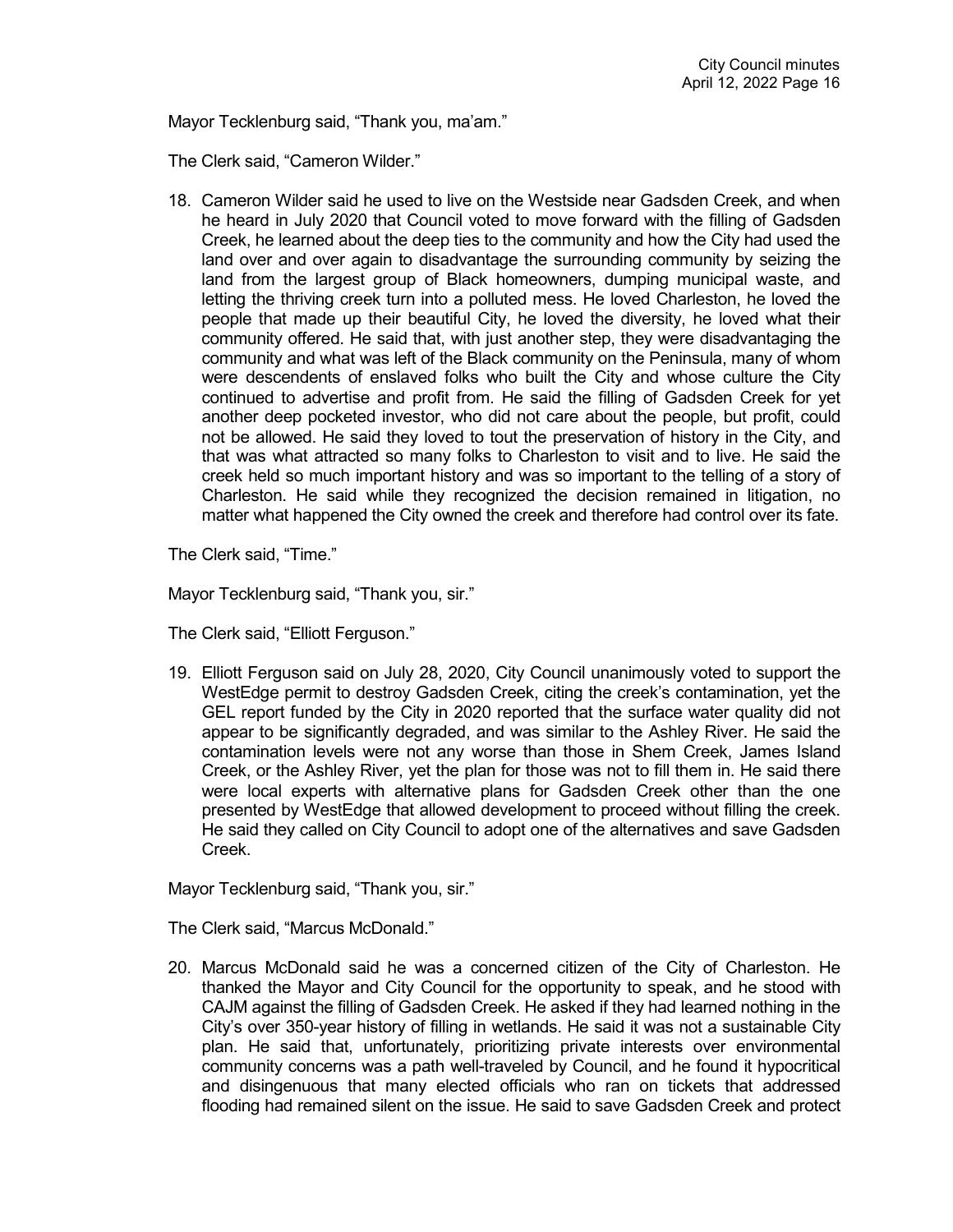Mayor Tecklenburg said, "Thank you, ma'am."

The Clerk said, "Cameron Wilder."

18. Cameron Wilder said he used to live on the Westside near Gadsden Creek, and when he heard in July 2020 that Council voted to move forward with the filling of Gadsden Creek, he learned about the deep ties to the community and how the City had used the land over and over again to disadvantage the surrounding community by seizing the land from the largest group of Black homeowners, dumping municipal waste, and letting the thriving creek turn into a polluted mess. He loved Charleston, he loved the people that made up their beautiful City, he loved the diversity, he loved what their community offered. He said that, with just another step, they were disadvantaging the community and what was left of the Black community on the Peninsula, many of whom were descendents of enslaved folks who built the City and whose culture the City continued to advertise and profit from. He said the filling of Gadsden Creek for yet another deep pocketed investor, who did not care about the people, but profit, could not be allowed. He said they loved to tout the preservation of history in the City, and that was what attracted so many folks to Charleston to visit and to live. He said the creek held so much important history and was so important to the telling of a story of Charleston. He said while they recognized the decision remained in litigation, no matter what happened the City owned the creek and therefore had control over its fate.

The Clerk said, "Time."

Mayor Tecklenburg said, "Thank you, sir."

The Clerk said, "Elliott Ferguson."

19. Elliott Ferguson said on July 28, 2020, City Council unanimously voted to support the WestEdge permit to destroy Gadsden Creek, citing the creek's contamination, yet the GEL report funded by the City in 2020 reported that the surface water quality did not appear to be significantly degraded, and was similar to the Ashley River. He said the contamination levels were not any worse than those in Shem Creek, James Island Creek, or the Ashley River, yet the plan for those was not to fill them in. He said there were local experts with alternative plans for Gadsden Creek other than the one presented by WestEdge that allowed development to proceed without filling the creek. He said they called on City Council to adopt one of the alternatives and save Gadsden Creek.

Mayor Tecklenburg said, "Thank you, sir."

The Clerk said, "Marcus McDonald."

20. Marcus McDonald said he was a concerned citizen of the City of Charleston. He thanked the Mayor and City Council for the opportunity to speak, and he stood with CAJM against the filling of Gadsden Creek. He asked if they had learned nothing in the City's over 350-year history of filling in wetlands. He said it was not a sustainable City plan. He said that, unfortunately, prioritizing private interests over environmental community concerns was a path well-traveled by Council, and he found it hypocritical and disingenuous that many elected officials who ran on tickets that addressed flooding had remained silent on the issue. He said to save Gadsden Creek and protect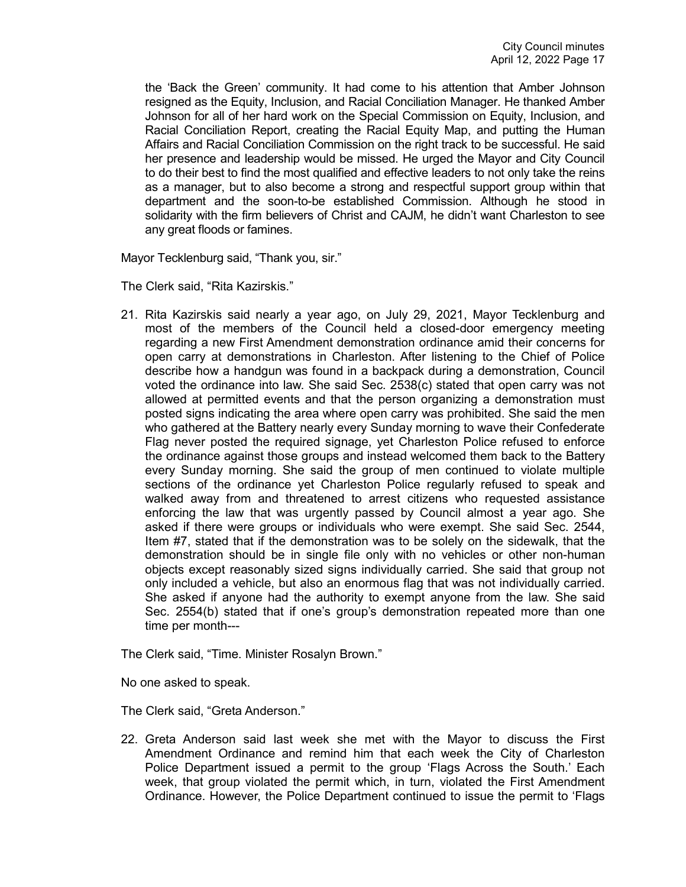the 'Back the Green' community. It had come to his attention that Amber Johnson resigned as the Equity, Inclusion, and Racial Conciliation Manager. He thanked Amber Johnson for all of her hard work on the Special Commission on Equity, Inclusion, and Racial Conciliation Report, creating the Racial Equity Map, and putting the Human Affairs and Racial Conciliation Commission on the right track to be successful. He said her presence and leadership would be missed. He urged the Mayor and City Council to do their best to find the most qualified and effective leaders to not only take the reins as a manager, but to also become a strong and respectful support group within that department and the soon-to-be established Commission. Although he stood in solidarity with the firm believers of Christ and CAJM, he didn't want Charleston to see any great floods or famines.

Mayor Tecklenburg said, "Thank you, sir."

The Clerk said, "Rita Kazirskis."

21. Rita Kazirskis said nearly a year ago, on July 29, 2021, Mayor Tecklenburg and most of the members of the Council held a closed-door emergency meeting regarding a new First Amendment demonstration ordinance amid their concerns for open carry at demonstrations in Charleston. After listening to the Chief of Police describe how a handgun was found in a backpack during a demonstration, Council voted the ordinance into law. She said Sec. 2538(c) stated that open carry was not allowed at permitted events and that the person organizing a demonstration must posted signs indicating the area where open carry was prohibited. She said the men who gathered at the Battery nearly every Sunday morning to wave their Confederate Flag never posted the required signage, yet Charleston Police refused to enforce the ordinance against those groups and instead welcomed them back to the Battery every Sunday morning. She said the group of men continued to violate multiple sections of the ordinance yet Charleston Police regularly refused to speak and walked away from and threatened to arrest citizens who requested assistance enforcing the law that was urgently passed by Council almost a year ago. She asked if there were groups or individuals who were exempt. She said Sec. 2544, Item #7, stated that if the demonstration was to be solely on the sidewalk, that the demonstration should be in single file only with no vehicles or other non-human objects except reasonably sized signs individually carried. She said that group not only included a vehicle, but also an enormous flag that was not individually carried. She asked if anyone had the authority to exempt anyone from the law. She said Sec. 2554(b) stated that if one's group's demonstration repeated more than one time per month---

The Clerk said, "Time. Minister Rosalyn Brown."

No one asked to speak.

The Clerk said, "Greta Anderson."

22. Greta Anderson said last week she met with the Mayor to discuss the First Amendment Ordinance and remind him that each week the City of Charleston Police Department issued a permit to the group 'Flags Across the South.' Each week, that group violated the permit which, in turn, violated the First Amendment Ordinance. However, the Police Department continued to issue the permit to 'Flags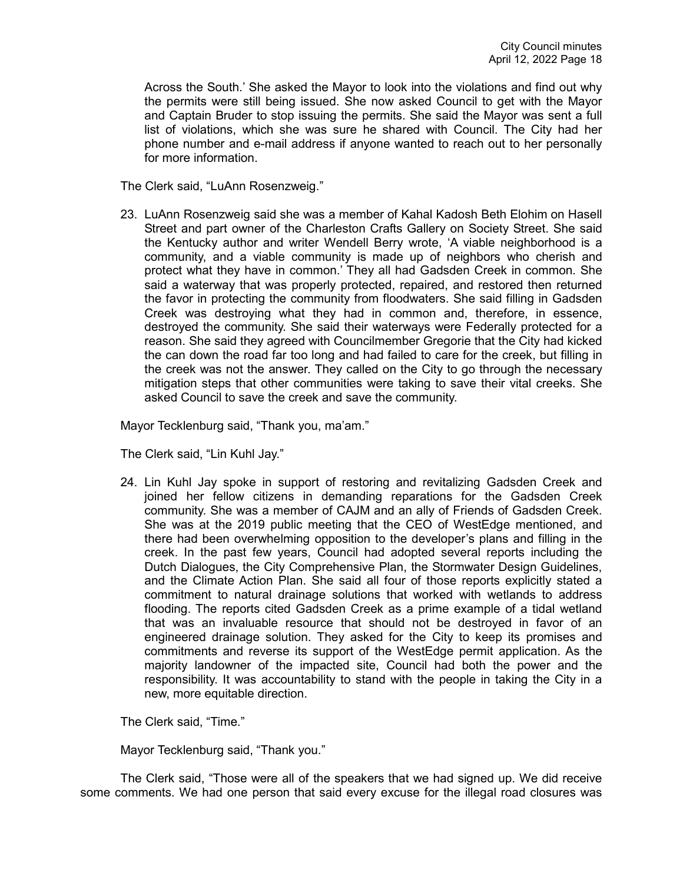Across the South.' She asked the Mayor to look into the violations and find out why the permits were still being issued. She now asked Council to get with the Mayor and Captain Bruder to stop issuing the permits. She said the Mayor was sent a full list of violations, which she was sure he shared with Council. The City had her phone number and e-mail address if anyone wanted to reach out to her personally for more information.

The Clerk said, "LuAnn Rosenzweig."

23. LuAnn Rosenzweig said she was a member of Kahal Kadosh Beth Elohim on Hasell Street and part owner of the Charleston Crafts Gallery on Society Street. She said the Kentucky author and writer Wendell Berry wrote, 'A viable neighborhood is a community, and a viable community is made up of neighbors who cherish and protect what they have in common.' They all had Gadsden Creek in common. She said a waterway that was properly protected, repaired, and restored then returned the favor in protecting the community from floodwaters. She said filling in Gadsden Creek was destroying what they had in common and, therefore, in essence, destroyed the community. She said their waterways were Federally protected for a reason. She said they agreed with Councilmember Gregorie that the City had kicked the can down the road far too long and had failed to care for the creek, but filling in the creek was not the answer. They called on the City to go through the necessary mitigation steps that other communities were taking to save their vital creeks. She asked Council to save the creek and save the community.

Mayor Tecklenburg said, "Thank you, ma'am."

The Clerk said, "Lin Kuhl Jay."

24. Lin Kuhl Jay spoke in support of restoring and revitalizing Gadsden Creek and joined her fellow citizens in demanding reparations for the Gadsden Creek community. She was a member of CAJM and an ally of Friends of Gadsden Creek. She was at the 2019 public meeting that the CEO of WestEdge mentioned, and there had been overwhelming opposition to the developer's plans and filling in the creek. In the past few years, Council had adopted several reports including the Dutch Dialogues, the City Comprehensive Plan, the Stormwater Design Guidelines, and the Climate Action Plan. She said all four of those reports explicitly stated a commitment to natural drainage solutions that worked with wetlands to address flooding. The reports cited Gadsden Creek as a prime example of a tidal wetland that was an invaluable resource that should not be destroyed in favor of an engineered drainage solution. They asked for the City to keep its promises and commitments and reverse its support of the WestEdge permit application. As the majority landowner of the impacted site, Council had both the power and the responsibility. It was accountability to stand with the people in taking the City in a new, more equitable direction.

The Clerk said, "Time."

Mayor Tecklenburg said, "Thank you."

The Clerk said, "Those were all of the speakers that we had signed up. We did receive some comments. We had one person that said every excuse for the illegal road closures was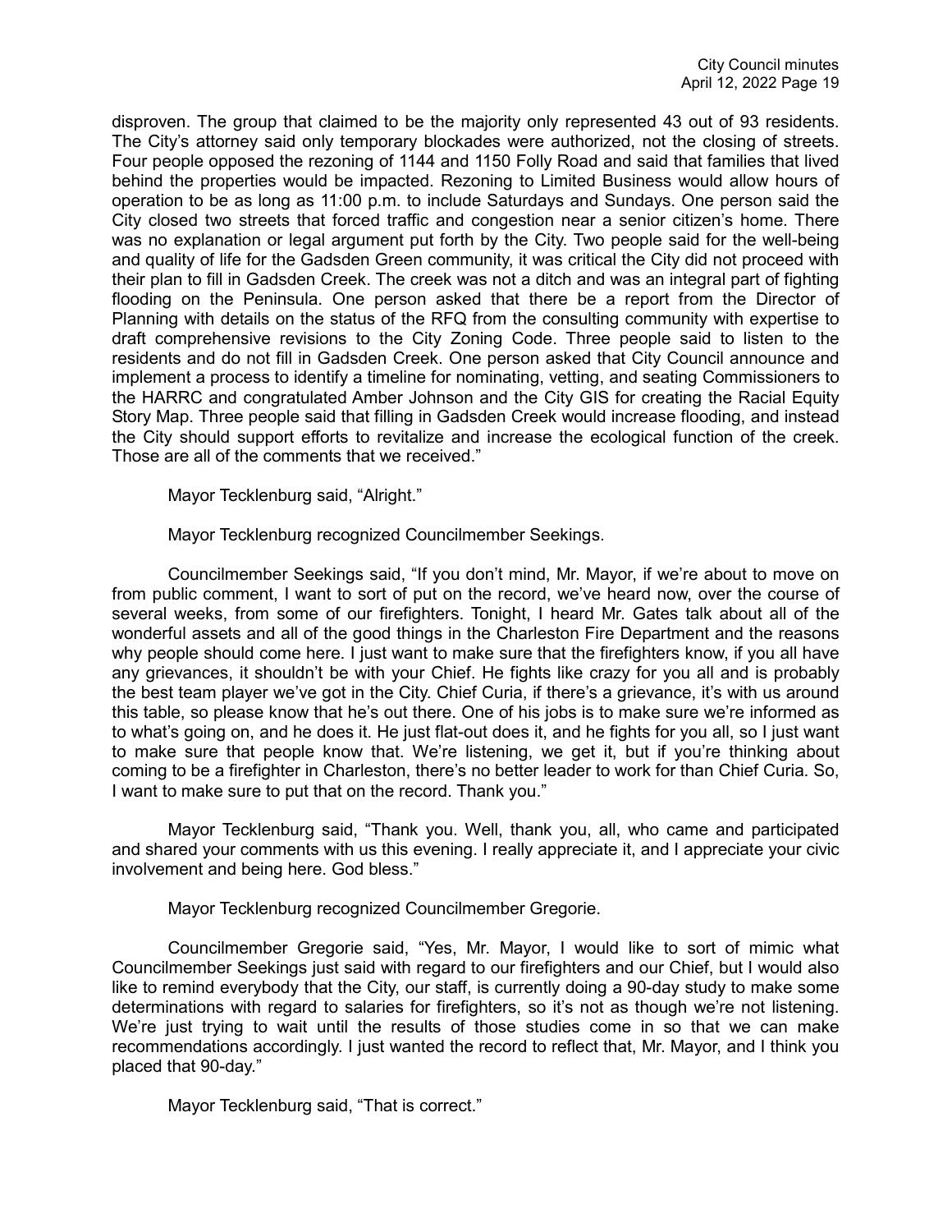disproven. The group that claimed to be the majority only represented 43 out of 93 residents. The City's attorney said only temporary blockades were authorized, not the closing of streets. Four people opposed the rezoning of 1144 and 1150 Folly Road and said that families that lived behind the properties would be impacted. Rezoning to Limited Business would allow hours of operation to be as long as 11:00 p.m. to include Saturdays and Sundays. One person said the City closed two streets that forced traffic and congestion near a senior citizen's home. There was no explanation or legal argument put forth by the City. Two people said for the well-being and quality of life for the Gadsden Green community, it was critical the City did not proceed with their plan to fill in Gadsden Creek. The creek was not a ditch and was an integral part of fighting flooding on the Peninsula. One person asked that there be a report from the Director of Planning with details on the status of the RFQ from the consulting community with expertise to draft comprehensive revisions to the City Zoning Code. Three people said to listen to the residents and do not fill in Gadsden Creek. One person asked that City Council announce and implement a process to identify a timeline for nominating, vetting, and seating Commissioners to the HARRC and congratulated Amber Johnson and the City GIS for creating the Racial Equity Story Map. Three people said that filling in Gadsden Creek would increase flooding, and instead the City should support efforts to revitalize and increase the ecological function of the creek. Those are all of the comments that we received."

Mayor Tecklenburg said, "Alright."

Mayor Tecklenburg recognized Councilmember Seekings.

Councilmember Seekings said, "If you don't mind, Mr. Mayor, if we're about to move on from public comment, I want to sort of put on the record, we've heard now, over the course of several weeks, from some of our firefighters. Tonight, I heard Mr. Gates talk about all of the wonderful assets and all of the good things in the Charleston Fire Department and the reasons why people should come here. I just want to make sure that the firefighters know, if you all have any grievances, it shouldn't be with your Chief. He fights like crazy for you all and is probably the best team player we've got in the City. Chief Curia, if there's a grievance, it's with us around this table, so please know that he's out there. One of his jobs is to make sure we're informed as to what's going on, and he does it. He just flat-out does it, and he fights for you all, so I just want to make sure that people know that. We're listening, we get it, but if you're thinking about coming to be a firefighter in Charleston, there's no better leader to work for than Chief Curia. So, I want to make sure to put that on the record. Thank you."

Mayor Tecklenburg said, "Thank you. Well, thank you, all, who came and participated and shared your comments with us this evening. I really appreciate it, and I appreciate your civic involvement and being here. God bless."

Mayor Tecklenburg recognized Councilmember Gregorie.

Councilmember Gregorie said, "Yes, Mr. Mayor, I would like to sort of mimic what Councilmember Seekings just said with regard to our firefighters and our Chief, but I would also like to remind everybody that the City, our staff, is currently doing a 90-day study to make some determinations with regard to salaries for firefighters, so it's not as though we're not listening. We're just trying to wait until the results of those studies come in so that we can make recommendations accordingly. I just wanted the record to reflect that, Mr. Mayor, and I think you placed that 90-day."

Mayor Tecklenburg said, "That is correct."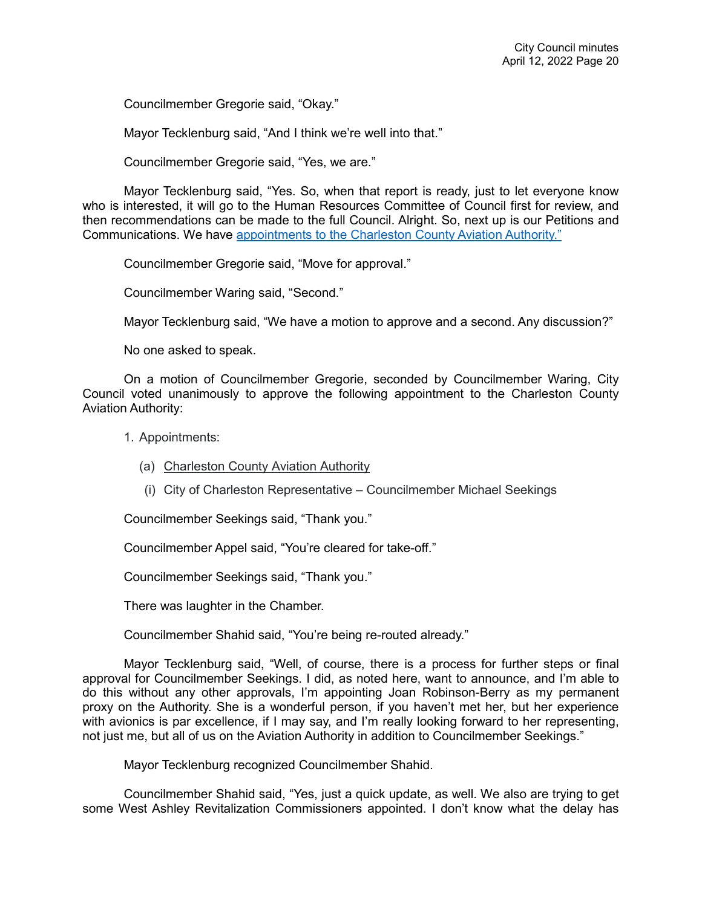Councilmember Gregorie said, “Okay.”

Mayor Tecklenburg said, “And I think we’re well into that.”

Councilmember Gregorie said, “Yes, we are.”

Mayor Tecklenburg said, “Yes. So, when that report is ready, just to let everyone know who is interested, it will go to the Human Resources Committee of Council first for review, and then recommendations can be made to the full Council. Alright. So, next up is our Petitions and Communications. We have appointments to the Charleston County Aviation Authority.”

Councilmember Gregorie said, “Move for approval.”

Councilmember Waring said, “Second.”

Mayor Tecklenburg said, “We have a motion to approve and a second. Any discussion?”

No one asked to speak.

On a motion of Councilmember Gregorie, seconded by Councilmember Waring, City Council voted unanimously to approve the following appointment to the Charleston County Aviation Authority:

1. Appointments:

   (a) Charleston County Aviation Authority

      (i) City of Charleston Representative – Councilmember Michael Seekings

Councilmember Seekings said, “Thank you.”

Councilmember Appel said, “You’re cleared for take-off.”

Councilmember Seekings said, “Thank you.”

There was laughter in the Chamber.

Councilmember Shahid said, “You’re being re-routed already.”

Mayor Tecklenburg said, “Well, of course, there is a process for further steps or final approval for Councilmember Seekings. I did, as noted here, want to announce, and I’m able to do this without any other approvals, I’m appointing Joan Robinson-Berry as my permanent proxy on the Authority. She is a wonderful person, if you haven’t met her, but her experience with avionics is par excellence, if I may say, and I’m really looking forward to her representing, not just me, but all of us on the Aviation Authority in addition to Councilmember Seekings.”

Mayor Tecklenburg recognized Councilmember Shahid.

Councilmember Shahid said, “Yes, just a quick update, as well. We also are trying to get some West Ashley Revitalization Commissioners appointed. I don’t know what the delay has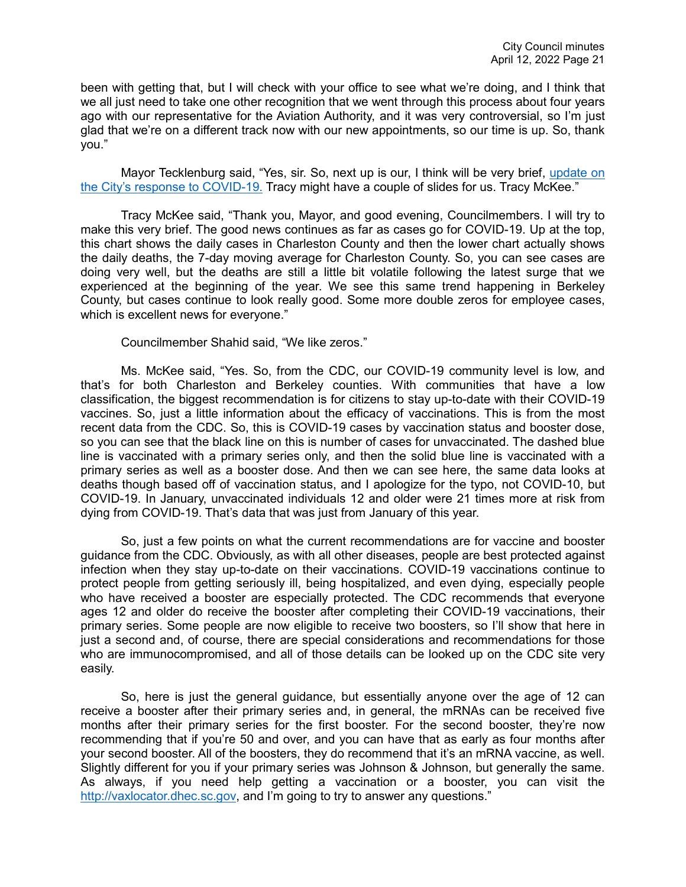been with getting that, but I will check with your office to see what we're doing, and I think that we all just need to take one other recognition that we went through this process about four years ago with our representative for the Aviation Authority, and it was very controversial, so I'm just glad that we're on a different track now with our new appointments, so our time is up. So, thank you."

Mayor Tecklenburg said, "Yes, sir. So, next up is our, I think will be very brief, update on the City's response to COVID-19. Tracy might have a couple of slides for us. Tracy McKee."

Tracy McKee said, "Thank you, Mayor, and good evening, Councilmembers. I will try to make this very brief. The good news continues as far as cases go for COVID-19. Up at the top, this chart shows the daily cases in Charleston County and then the lower chart actually shows the daily deaths, the 7-day moving average for Charleston County. So, you can see cases are doing very well, but the deaths are still a little bit volatile following the latest surge that we experienced at the beginning of the year. We see this same trend happening in Berkeley County, but cases continue to look really good. Some more double zeros for employee cases, which is excellent news for everyone."

Councilmember Shahid said, "We like zeros."

Ms. McKee said, "Yes. So, from the CDC, our COVID-19 community level is low, and that's for both Charleston and Berkeley counties. With communities that have a low classification, the biggest recommendation is for citizens to stay up-to-date with their COVID-19 vaccines. So, just a little information about the efficacy of vaccinations. This is from the most recent data from the CDC. So, this is COVID-19 cases by vaccination status and booster dose, so you can see that the black line on this is number of cases for unvaccinated. The dashed blue line is vaccinated with a primary series only, and then the solid blue line is vaccinated with a primary series as well as a booster dose. And then we can see here, the same data looks at deaths though based off of vaccination status, and I apologize for the typo, not COVID-10, but COVID-19. In January, unvaccinated individuals 12 and older were 21 times more at risk from dying from COVID-19. That's data that was just from January of this year.

So, just a few points on what the current recommendations are for vaccine and booster guidance from the CDC. Obviously, as with all other diseases, people are best protected against infection when they stay up-to-date on their vaccinations. COVID-19 vaccinations continue to protect people from getting seriously ill, being hospitalized, and even dying, especially people who have received a booster are especially protected. The CDC recommends that everyone ages 12 and older do receive the booster after completing their COVID-19 vaccinations, their primary series. Some people are now eligible to receive two boosters, so I'll show that here in just a second and, of course, there are special considerations and recommendations for those who are immunocompromised, and all of those details can be looked up on the CDC site very easily.

So, here is just the general guidance, but essentially anyone over the age of 12 can receive a booster after their primary series and, in general, the mRNAs can be received five months after their primary series for the first booster. For the second booster, they're now recommending that if you're 50 and over, and you can have that as early as four months after your second booster. All of the boosters, they do recommend that it's an mRNA vaccine, as well. Slightly different for you if your primary series was Johnson & Johnson, but generally the same. As always, if you need help getting a vaccination or a booster, you can visit the http://vaxlocator.dhec.sc.gov, and I'm going to try to answer any questions."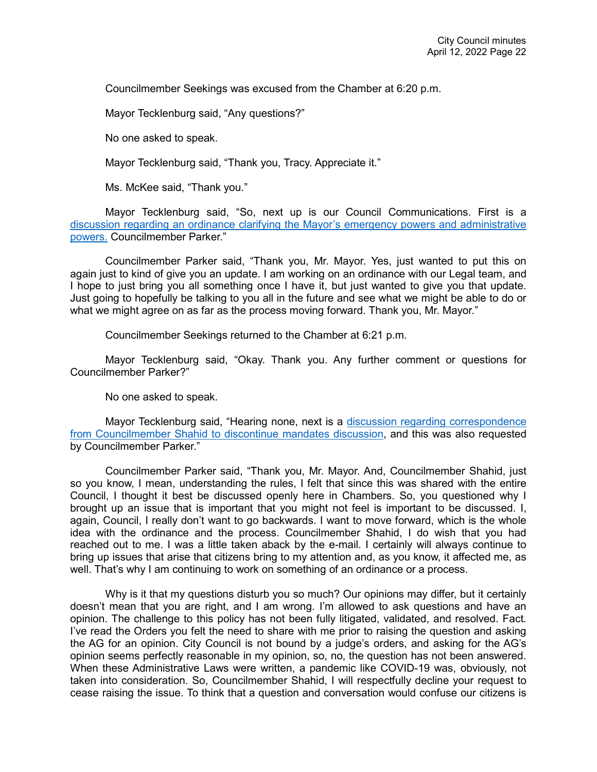Councilmember Seekings was excused from the Chamber at 6:20 p.m.

Mayor Tecklenburg said, “Any questions?”

No one asked to speak.

Mayor Tecklenburg said, “Thank you, Tracy. Appreciate it.”

Ms. McKee said, “Thank you.”

Mayor Tecklenburg said, “So, next up is our Council Communications. First is a discussion regarding an ordinance clarifying the Mayor’s emergency powers and administrative powers. Councilmember Parker.”

Councilmember Parker said, “Thank you, Mr. Mayor. Yes, just wanted to put this on again just to kind of give you an update. I am working on an ordinance with our Legal team, and I hope to just bring you all something once I have it, but just wanted to give you that update. Just going to hopefully be talking to you all in the future and see what we might be able to do or what we might agree on as far as the process moving forward. Thank you, Mr. Mayor.”

Councilmember Seekings returned to the Chamber at 6:21 p.m.

Mayor Tecklenburg said, “Okay. Thank you. Any further comment or questions for Councilmember Parker?”

No one asked to speak.

Mayor Tecklenburg said, “Hearing none, next is a discussion regarding correspondence from Councilmember Shahid to discontinue mandates discussion, and this was also requested by Councilmember Parker.”

Councilmember Parker said, “Thank you, Mr. Mayor. And, Councilmember Shahid, just so you know, I mean, understanding the rules, I felt that since this was shared with the entire Council, I thought it best be discussed openly here in Chambers. So, you questioned why I brought up an issue that is important that you might not feel is important to be discussed. I, again, Council, I really don’t want to go backwards. I want to move forward, which is the whole idea with the ordinance and the process. Councilmember Shahid, I do wish that you had reached out to me. I was a little taken aback by the e-mail. I certainly will always continue to bring up issues that arise that citizens bring to my attention and, as you know, it affected me, as well. That’s why I am continuing to work on something of an ordinance or a process.

Why is it that my questions disturb you so much? Our opinions may differ, but it certainly doesn’t mean that you are right, and I am wrong. I’m allowed to ask questions and have an opinion. The challenge to this policy has not been fully litigated, validated, and resolved. Fact. I’ve read the Orders you felt the need to share with me prior to raising the question and asking the AG for an opinion. City Council is not bound by a judge’s orders, and asking for the AG’s opinion seems perfectly reasonable in my opinion, so, no, the question has not been answered. When these Administrative Laws were written, a pandemic like COVID-19 was, obviously, not taken into consideration. So, Councilmember Shahid, I will respectfully decline your request to cease raising the issue. To think that a question and conversation would confuse our citizens is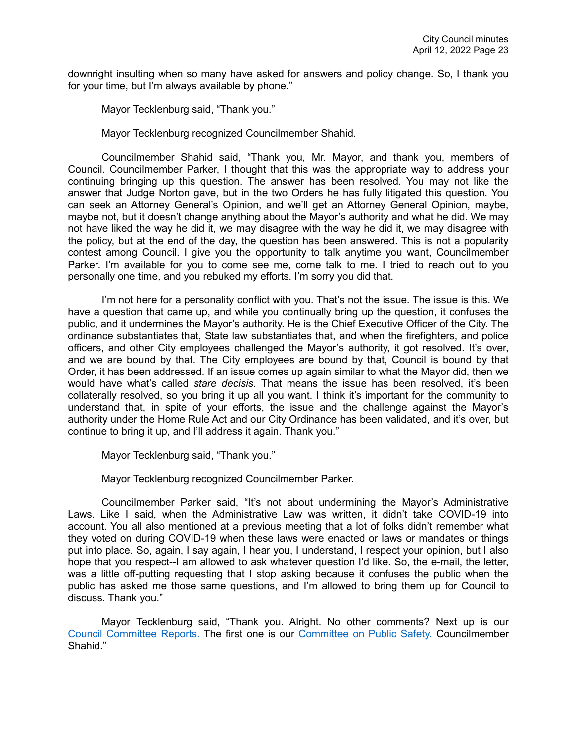downright insulting when so many have asked for answers and policy change. So, I thank you for your time, but I'm always available by phone."

Mayor Tecklenburg said, "Thank you."

Mayor Tecklenburg recognized Councilmember Shahid.

Councilmember Shahid said, "Thank you, Mr. Mayor, and thank you, members of Council. Councilmember Parker, I thought that this was the appropriate way to address your continuing bringing up this question. The answer has been resolved. You may not like the answer that Judge Norton gave, but in the two Orders he has fully litigated this question. You can seek an Attorney General's Opinion, and we'll get an Attorney General Opinion, maybe, maybe not, but it doesn't change anything about the Mayor's authority and what he did. We may not have liked the way he did it, we may disagree with the way he did it, we may disagree with the policy, but at the end of the day, the question has been answered. This is not a popularity contest among Council. I give you the opportunity to talk anytime you want, Councilmember Parker. I'm available for you to come see me, come talk to me. I tried to reach out to you personally one time, and you rebuked my efforts. I'm sorry you did that.

I'm not here for a personality conflict with you. That's not the issue. The issue is this. We have a question that came up, and while you continually bring up the question, it confuses the public, and it undermines the Mayor's authority. He is the Chief Executive Officer of the City. The ordinance substantiates that, State law substantiates that, and when the firefighters, and police officers, and other City employees challenged the Mayor's authority, it got resolved. It's over, and we are bound by that. The City employees are bound by that, Council is bound by that Order, it has been addressed. If an issue comes up again similar to what the Mayor did, then we would have what's called *stare decisis.* That means the issue has been resolved, it's been collaterally resolved, so you bring it up all you want. I think it's important for the community to understand that, in spite of your efforts, the issue and the challenge against the Mayor's authority under the Home Rule Act and our City Ordinance has been validated, and it's over, but continue to bring it up, and I'll address it again. Thank you."

Mayor Tecklenburg said, "Thank you."

Mayor Tecklenburg recognized Councilmember Parker.

Councilmember Parker said, "It's not about undermining the Mayor's Administrative Laws. Like I said, when the Administrative Law was written, it didn't take COVID-19 into account. You all also mentioned at a previous meeting that a lot of folks didn't remember what they voted on during COVID-19 when these laws were enacted or laws or mandates or things put into place. So, again, I say again, I hear you, I understand, I respect your opinion, but I also hope that you respect--I am allowed to ask whatever question I'd like. So, the e-mail, the letter, was a little off-putting requesting that I stop asking because it confuses the public when the public has asked me those same questions, and I'm allowed to bring them up for Council to discuss. Thank you."

Mayor Tecklenburg said, "Thank you. Alright. No other comments? Next up is our Council Committee Reports. The first one is our Committee on Public Safety. Councilmember Shahid."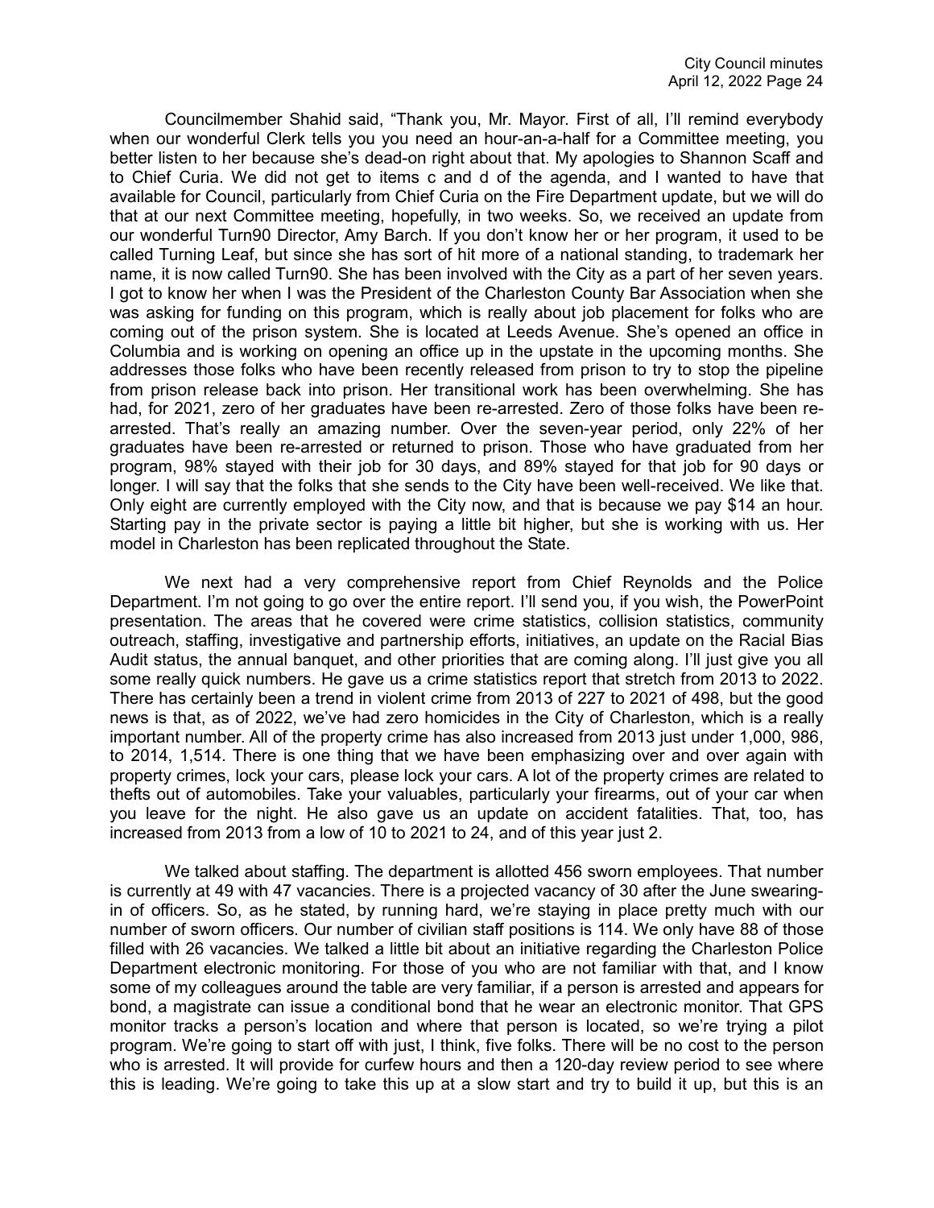Councilmember Shahid said, "Thank you, Mr. Mayor. First of all, I'll remind everybody when our wonderful Clerk tells you you need an hour-an-a-half for a Committee meeting, you better listen to her because she's dead-on right about that. My apologies to Shannon Scaff and to Chief Curia. We did not get to items c and d of the agenda, and I wanted to have that available for Council, particularly from Chief Curia on the Fire Department update, but we will do that at our next Committee meeting, hopefully, in two weeks. So, we received an update from our wonderful Turn90 Director, Amy Barch. If you don't know her or her program, it used to be called Turning Leaf, but since she has sort of hit more of a national standing, to trademark her name, it is now called Turn90. She has been involved with the City as a part of her seven years. I got to know her when I was the President of the Charleston County Bar Association when she was asking for funding on this program, which is really about job placement for folks who are coming out of the prison system. She is located at Leeds Avenue. She's opened an office in Columbia and is working on opening an office up in the upstate in the upcoming months. She addresses those folks who have been recently released from prison to try to stop the pipeline from prison release back into prison. Her transitional work has been overwhelming. She has had, for 2021, zero of her graduates have been re-arrested. Zero of those folks have been re-arrested. That's really an amazing number. Over the seven-year period, only 22% of her graduates have been re-arrested or returned to prison. Those who have graduated from her program, 98% stayed with their job for 30 days, and 89% stayed for that job for 90 days or longer. I will say that the folks that she sends to the City have been well-received. We like that. Only eight are currently employed with the City now, and that is because we pay $14 an hour. Starting pay in the private sector is paying a little bit higher, but she is working with us. Her model in Charleston has been replicated throughout the State.

We next had a very comprehensive report from Chief Reynolds and the Police Department. I'm not going to go over the entire report. I'll send you, if you wish, the PowerPoint presentation. The areas that he covered were crime statistics, collision statistics, community outreach, staffing, investigative and partnership efforts, initiatives, an update on the Racial Bias Audit status, the annual banquet, and other priorities that are coming along. I'll just give you all some really quick numbers. He gave us a crime statistics report that stretch from 2013 to 2022. There has certainly been a trend in violent crime from 2013 of 227 to 2021 of 498, but the good news is that, as of 2022, we've had zero homicides in the City of Charleston, which is a really important number. All of the property crime has also increased from 2013 just under 1,000, 986, to 2014, 1,514. There is one thing that we have been emphasizing over and over again with property crimes, lock your cars, please lock your cars. A lot of the property crimes are related to thefts out of automobiles. Take your valuables, particularly your firearms, out of your car when you leave for the night. He also gave us an update on accident fatalities. That, too, has increased from 2013 from a low of 10 to 2021 to 24, and of this year just 2.

We talked about staffing. The department is allotted 456 sworn employees. That number is currently at 49 with 47 vacancies. There is a projected vacancy of 30 after the June swearing-in of officers. So, as he stated, by running hard, we're staying in place pretty much with our number of sworn officers. Our number of civilian staff positions is 114. We only have 88 of those filled with 26 vacancies. We talked a little bit about an initiative regarding the Charleston Police Department electronic monitoring. For those of you who are not familiar with that, and I know some of my colleagues around the table are very familiar, if a person is arrested and appears for bond, a magistrate can issue a conditional bond that he wear an electronic monitor. That GPS monitor tracks a person's location and where that person is located, so we're trying a pilot program. We're going to start off with just, I think, five folks. There will be no cost to the person who is arrested. It will provide for curfew hours and then a 120-day review period to see where this is leading. We're going to take this up at a slow start and try to build it up, but this is an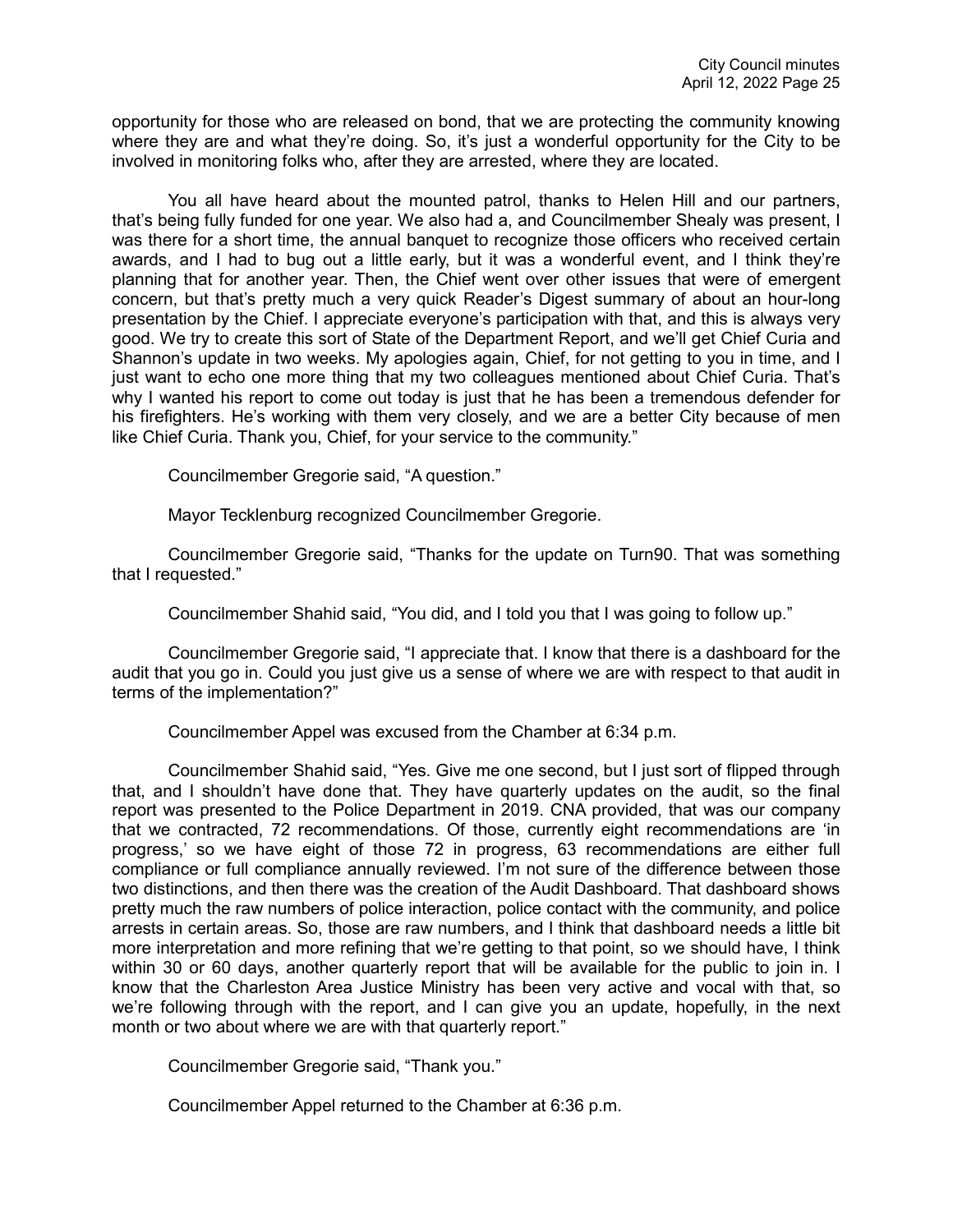opportunity for those who are released on bond, that we are protecting the community knowing where they are and what they're doing. So, it's just a wonderful opportunity for the City to be involved in monitoring folks who, after they are arrested, where they are located.

You all have heard about the mounted patrol, thanks to Helen Hill and our partners, that's being fully funded for one year. We also had a, and Councilmember Shealy was present, I was there for a short time, the annual banquet to recognize those officers who received certain awards, and I had to bug out a little early, but it was a wonderful event, and I think they're planning that for another year. Then, the Chief went over other issues that were of emergent concern, but that's pretty much a very quick Reader's Digest summary of about an hour-long presentation by the Chief. I appreciate everyone's participation with that, and this is always very good. We try to create this sort of State of the Department Report, and we'll get Chief Curia and Shannon's update in two weeks. My apologies again, Chief, for not getting to you in time, and I just want to echo one more thing that my two colleagues mentioned about Chief Curia. That's why I wanted his report to come out today is just that he has been a tremendous defender for his firefighters. He's working with them very closely, and we are a better City because of men like Chief Curia. Thank you, Chief, for your service to the community."

Councilmember Gregorie said, "A question."

Mayor Tecklenburg recognized Councilmember Gregorie.

Councilmember Gregorie said, "Thanks for the update on Turn90. That was something that I requested."

Councilmember Shahid said, "You did, and I told you that I was going to follow up."

Councilmember Gregorie said, "I appreciate that. I know that there is a dashboard for the audit that you go in. Could you just give us a sense of where we are with respect to that audit in terms of the implementation?"

Councilmember Appel was excused from the Chamber at 6:34 p.m.

Councilmember Shahid said, "Yes. Give me one second, but I just sort of flipped through that, and I shouldn't have done that. They have quarterly updates on the audit, so the final report was presented to the Police Department in 2019. CNA provided, that was our company that we contracted, 72 recommendations. Of those, currently eight recommendations are 'in progress,' so we have eight of those 72 in progress, 63 recommendations are either full compliance or full compliance annually reviewed. I'm not sure of the difference between those two distinctions, and then there was the creation of the Audit Dashboard. That dashboard shows pretty much the raw numbers of police interaction, police contact with the community, and police arrests in certain areas. So, those are raw numbers, and I think that dashboard needs a little bit more interpretation and more refining that we're getting to that point, so we should have, I think within 30 or 60 days, another quarterly report that will be available for the public to join in. I know that the Charleston Area Justice Ministry has been very active and vocal with that, so we're following through with the report, and I can give you an update, hopefully, in the next month or two about where we are with that quarterly report."

Councilmember Gregorie said, "Thank you."

Councilmember Appel returned to the Chamber at 6:36 p.m.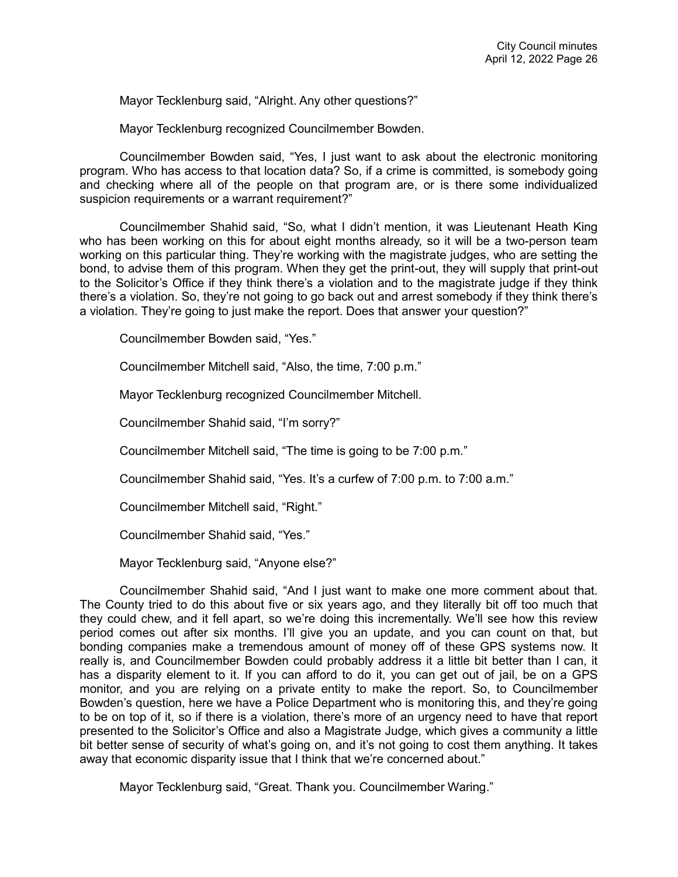Mayor Tecklenburg said, “Alright. Any other questions?”

Mayor Tecklenburg recognized Councilmember Bowden.

Councilmember Bowden said, “Yes, I just want to ask about the electronic monitoring program. Who has access to that location data? So, if a crime is committed, is somebody going and checking where all of the people on that program are, or is there some individualized suspicion requirements or a warrant requirement?”

Councilmember Shahid said, “So, what I didn’t mention, it was Lieutenant Heath King who has been working on this for about eight months already, so it will be a two-person team working on this particular thing. They’re working with the magistrate judges, who are setting the bond, to advise them of this program. When they get the print-out, they will supply that print-out to the Solicitor’s Office if they think there’s a violation and to the magistrate judge if they think there’s a violation. So, they’re not going to go back out and arrest somebody if they think there’s a violation. They’re going to just make the report. Does that answer your question?”

Councilmember Bowden said, “Yes.”

Councilmember Mitchell said, “Also, the time, 7:00 p.m.”

Mayor Tecklenburg recognized Councilmember Mitchell.

Councilmember Shahid said, “I’m sorry?”

Councilmember Mitchell said, “The time is going to be 7:00 p.m.”

Councilmember Shahid said, “Yes. It’s a curfew of 7:00 p.m. to 7:00 a.m.”

Councilmember Mitchell said, “Right.”

Councilmember Shahid said, “Yes.”

Mayor Tecklenburg said, “Anyone else?”

Councilmember Shahid said, “And I just want to make one more comment about that. The County tried to do this about five or six years ago, and they literally bit off too much that they could chew, and it fell apart, so we’re doing this incrementally. We’ll see how this review period comes out after six months. I’ll give you an update, and you can count on that, but bonding companies make a tremendous amount of money off of these GPS systems now. It really is, and Councilmember Bowden could probably address it a little bit better than I can, it has a disparity element to it. If you can afford to do it, you can get out of jail, be on a GPS monitor, and you are relying on a private entity to make the report. So, to Councilmember Bowden’s question, here we have a Police Department who is monitoring this, and they’re going to be on top of it, so if there is a violation, there’s more of an urgency need to have that report presented to the Solicitor’s Office and also a Magistrate Judge, which gives a community a little bit better sense of security of what’s going on, and it’s not going to cost them anything. It takes away that economic disparity issue that I think that we’re concerned about.”

Mayor Tecklenburg said, “Great. Thank you. Councilmember Waring.”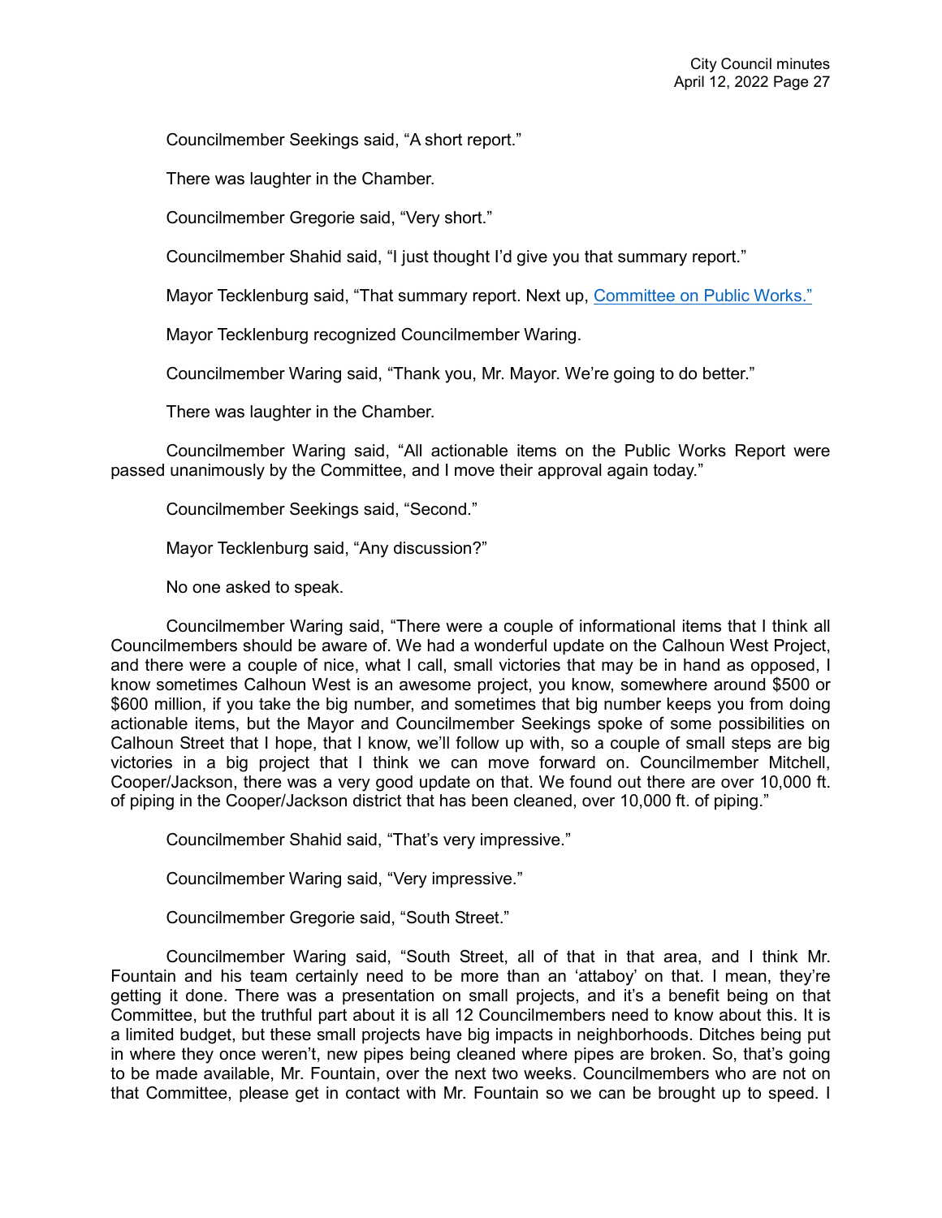Councilmember Seekings said, “A short report.”

There was laughter in the Chamber.

Councilmember Gregorie said, “Very short.”

Councilmember Shahid said, “I just thought I’d give you that summary report.”

Mayor Tecklenburg said, “That summary report. Next up, [Committee on Public Works.”]()

Mayor Tecklenburg recognized Councilmember Waring.

Councilmember Waring said, “Thank you, Mr. Mayor. We’re going to do better.”

There was laughter in the Chamber.

Councilmember Waring said, “All actionable items on the Public Works Report were passed unanimously by the Committee, and I move their approval again today.”

Councilmember Seekings said, “Second.”

Mayor Tecklenburg said, “Any discussion?”

No one asked to speak.

Councilmember Waring said, “There were a couple of informational items that I think all Councilmembers should be aware of. We had a wonderful update on the Calhoun West Project, and there were a couple of nice, what I call, small victories that may be in hand as opposed, I know sometimes Calhoun West is an awesome project, you know, somewhere around $500 or $600 million, if you take the big number, and sometimes that big number keeps you from doing actionable items, but the Mayor and Councilmember Seekings spoke of some possibilities on Calhoun Street that I hope, that I know, we’ll follow up with, so a couple of small steps are big victories in a big project that I think we can move forward on. Councilmember Mitchell, Cooper/Jackson, there was a very good update on that. We found out there are over 10,000 ft. of piping in the Cooper/Jackson district that has been cleaned, over 10,000 ft. of piping.”

Councilmember Shahid said, “That’s very impressive.”

Councilmember Waring said, “Very impressive.”

Councilmember Gregorie said, “South Street.”

Councilmember Waring said, “South Street, all of that in that area, and I think Mr. Fountain and his team certainly need to be more than an ‘attaboy’ on that. I mean, they’re getting it done. There was a presentation on small projects, and it’s a benefit being on that Committee, but the truthful part about it is all 12 Councilmembers need to know about this. It is a limited budget, but these small projects have big impacts in neighborhoods. Ditches being put in where they once weren’t, new pipes being cleaned where pipes are broken. So, that’s going to be made available, Mr. Fountain, over the next two weeks. Councilmembers who are not on that Committee, please get in contact with Mr. Fountain so we can be brought up to speed. I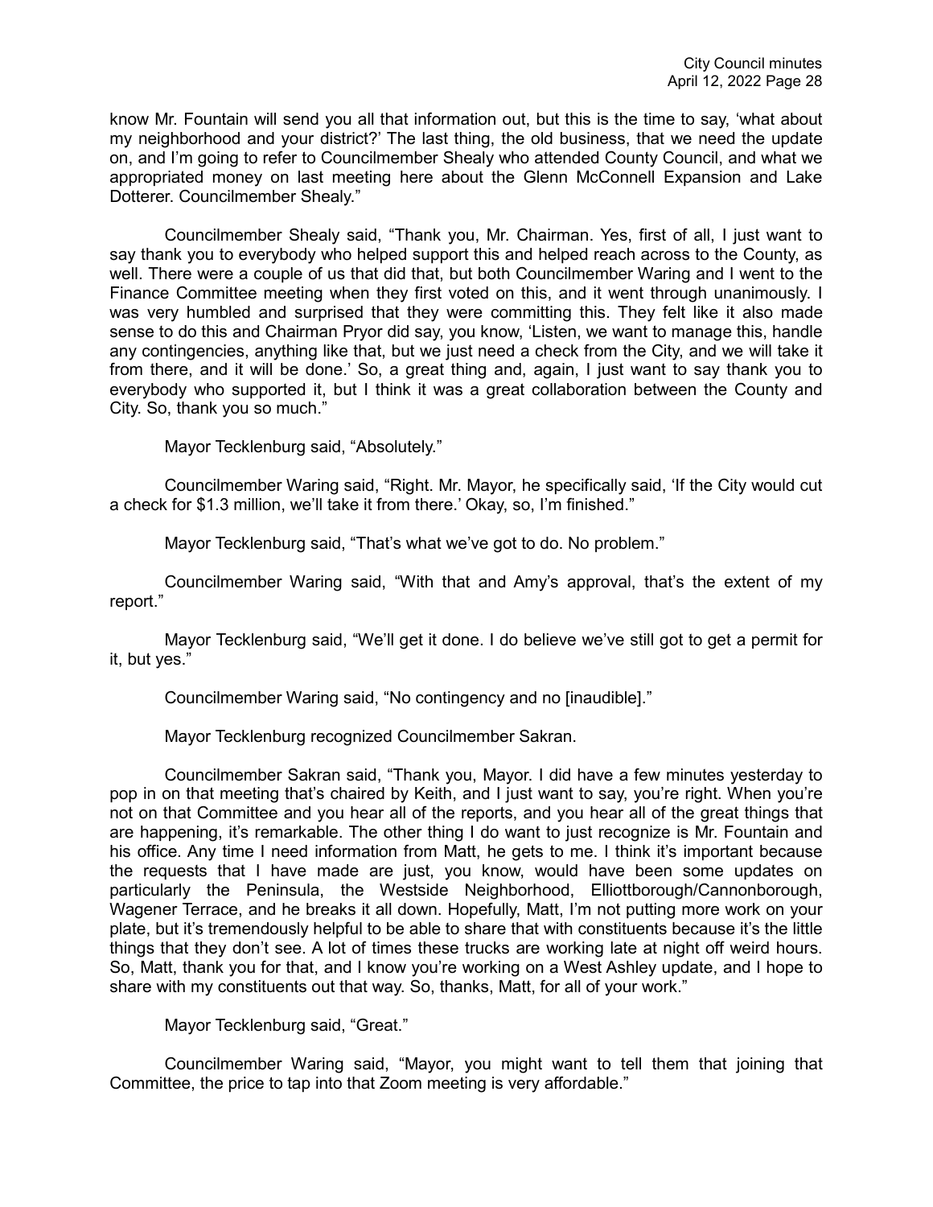know Mr. Fountain will send you all that information out, but this is the time to say, 'what about my neighborhood and your district?' The last thing, the old business, that we need the update on, and I'm going to refer to Councilmember Shealy who attended County Council, and what we appropriated money on last meeting here about the Glenn McConnell Expansion and Lake Dotterer. Councilmember Shealy."

Councilmember Shealy said, "Thank you, Mr. Chairman. Yes, first of all, I just want to say thank you to everybody who helped support this and helped reach across to the County, as well. There were a couple of us that did that, but both Councilmember Waring and I went to the Finance Committee meeting when they first voted on this, and it went through unanimously. I was very humbled and surprised that they were committing this. They felt like it also made sense to do this and Chairman Pryor did say, you know, 'Listen, we want to manage this, handle any contingencies, anything like that, but we just need a check from the City, and we will take it from there, and it will be done.' So, a great thing and, again, I just want to say thank you to everybody who supported it, but I think it was a great collaboration between the County and City. So, thank you so much."

Mayor Tecklenburg said, "Absolutely."

Councilmember Waring said, "Right. Mr. Mayor, he specifically said, 'If the City would cut a check for $1.3 million, we'll take it from there.' Okay, so, I'm finished."

Mayor Tecklenburg said, "That's what we've got to do. No problem."

Councilmember Waring said, "With that and Amy's approval, that's the extent of my report."

Mayor Tecklenburg said, "We'll get it done. I do believe we've still got to get a permit for it, but yes."

Councilmember Waring said, "No contingency and no [inaudible]."

Mayor Tecklenburg recognized Councilmember Sakran.

Councilmember Sakran said, "Thank you, Mayor. I did have a few minutes yesterday to pop in on that meeting that's chaired by Keith, and I just want to say, you're right. When you're not on that Committee and you hear all of the reports, and you hear all of the great things that are happening, it's remarkable. The other thing I do want to just recognize is Mr. Fountain and his office. Any time I need information from Matt, he gets to me. I think it's important because the requests that I have made are just, you know, would have been some updates on particularly the Peninsula, the Westside Neighborhood, Elliottborough/Cannonborough, Wagener Terrace, and he breaks it all down. Hopefully, Matt, I'm not putting more work on your plate, but it's tremendously helpful to be able to share that with constituents because it's the little things that they don't see. A lot of times these trucks are working late at night off weird hours. So, Matt, thank you for that, and I know you're working on a West Ashley update, and I hope to share with my constituents out that way. So, thanks, Matt, for all of your work."

Mayor Tecklenburg said, "Great."

Councilmember Waring said, "Mayor, you might want to tell them that joining that Committee, the price to tap into that Zoom meeting is very affordable."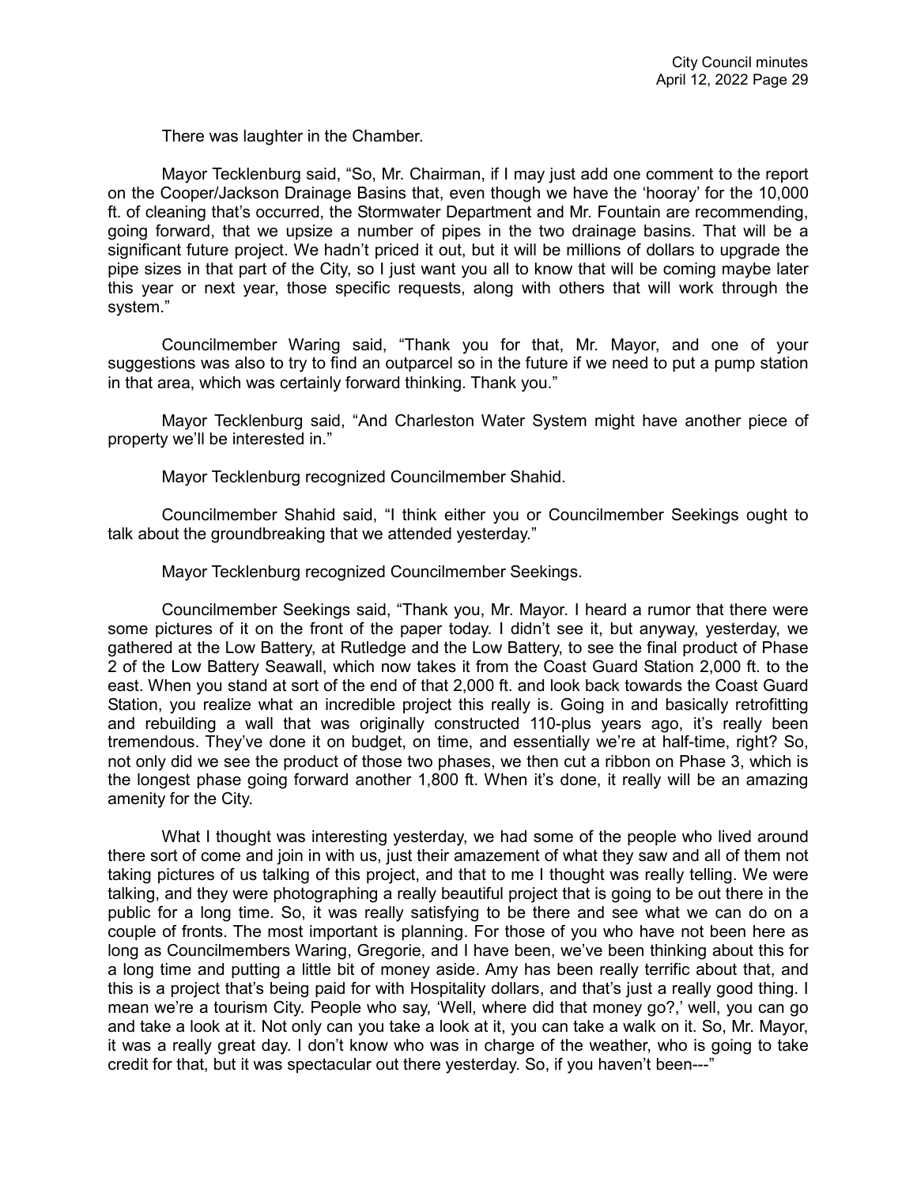There was laughter in the Chamber.

Mayor Tecklenburg said, "So, Mr. Chairman, if I may just add one comment to the report on the Cooper/Jackson Drainage Basins that, even though we have the 'hooray' for the 10,000 ft. of cleaning that's occurred, the Stormwater Department and Mr. Fountain are recommending, going forward, that we upsize a number of pipes in the two drainage basins. That will be a significant future project. We hadn't priced it out, but it will be millions of dollars to upgrade the pipe sizes in that part of the City, so I just want you all to know that will be coming maybe later this year or next year, those specific requests, along with others that will work through the system."

Councilmember Waring said, "Thank you for that, Mr. Mayor, and one of your suggestions was also to try to find an outparcel so in the future if we need to put a pump station in that area, which was certainly forward thinking. Thank you."

Mayor Tecklenburg said, "And Charleston Water System might have another piece of property we'll be interested in."

Mayor Tecklenburg recognized Councilmember Shahid.

Councilmember Shahid said, "I think either you or Councilmember Seekings ought to talk about the groundbreaking that we attended yesterday."

Mayor Tecklenburg recognized Councilmember Seekings.

Councilmember Seekings said, "Thank you, Mr. Mayor. I heard a rumor that there were some pictures of it on the front of the paper today. I didn't see it, but anyway, yesterday, we gathered at the Low Battery, at Rutledge and the Low Battery, to see the final product of Phase 2 of the Low Battery Seawall, which now takes it from the Coast Guard Station 2,000 ft. to the east. When you stand at sort of the end of that 2,000 ft. and look back towards the Coast Guard Station, you realize what an incredible project this really is. Going in and basically retrofitting and rebuilding a wall that was originally constructed 110-plus years ago, it's really been tremendous. They've done it on budget, on time, and essentially we're at half-time, right? So, not only did we see the product of those two phases, we then cut a ribbon on Phase 3, which is the longest phase going forward another 1,800 ft. When it's done, it really will be an amazing amenity for the City.

What I thought was interesting yesterday, we had some of the people who lived around there sort of come and join in with us, just their amazement of what they saw and all of them not taking pictures of us talking of this project, and that to me I thought was really telling. We were talking, and they were photographing a really beautiful project that is going to be out there in the public for a long time. So, it was really satisfying to be there and see what we can do on a couple of fronts. The most important is planning. For those of you who have not been here as long as Councilmembers Waring, Gregorie, and I have been, we've been thinking about this for a long time and putting a little bit of money aside. Amy has been really terrific about that, and this is a project that's being paid for with Hospitality dollars, and that's just a really good thing. I mean we're a tourism City. People who say, 'Well, where did that money go?,' well, you can go and take a look at it. Not only can you take a look at it, you can take a walk on it. So, Mr. Mayor, it was a really great day. I don't know who was in charge of the weather, who is going to take credit for that, but it was spectacular out there yesterday. So, if you haven't been---"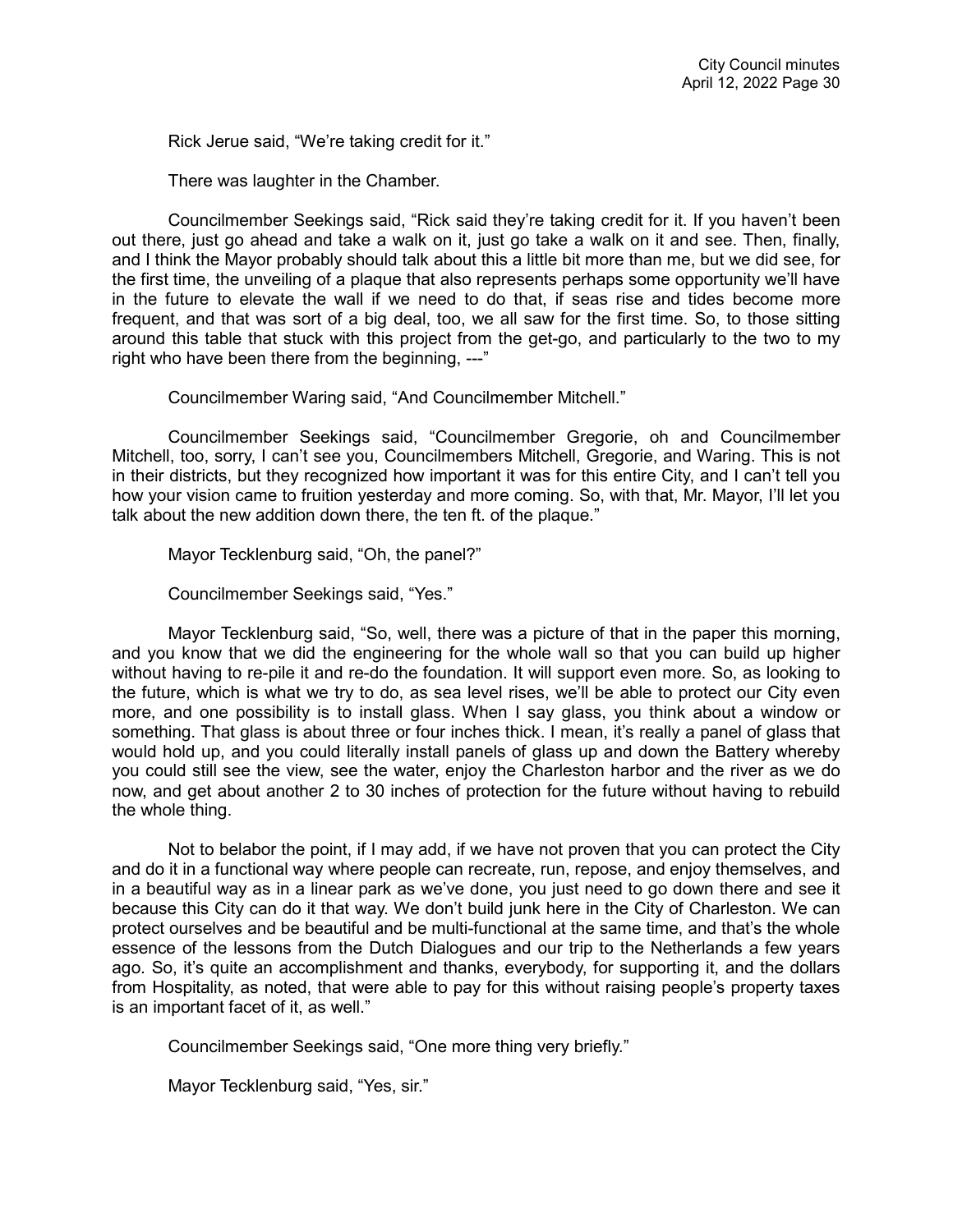Rick Jerue said, “We’re taking credit for it.”

There was laughter in the Chamber.

Councilmember Seekings said, “Rick said they’re taking credit for it. If you haven’t been out there, just go ahead and take a walk on it, just go take a walk on it and see. Then, finally, and I think the Mayor probably should talk about this a little bit more than me, but we did see, for the first time, the unveiling of a plaque that also represents perhaps some opportunity we’ll have in the future to elevate the wall if we need to do that, if seas rise and tides become more frequent, and that was sort of a big deal, too, we all saw for the first time. So, to those sitting around this table that stuck with this project from the get-go, and particularly to the two to my right who have been there from the beginning, ---”

Councilmember Waring said, “And Councilmember Mitchell.”

Councilmember Seekings said, “Councilmember Gregorie, oh and Councilmember Mitchell, too, sorry, I can’t see you, Councilmembers Mitchell, Gregorie, and Waring. This is not in their districts, but they recognized how important it was for this entire City, and I can’t tell you how your vision came to fruition yesterday and more coming. So, with that, Mr. Mayor, I’ll let you talk about the new addition down there, the ten ft. of the plaque.”

Mayor Tecklenburg said, “Oh, the panel?”

Councilmember Seekings said, “Yes.”

Mayor Tecklenburg said, “So, well, there was a picture of that in the paper this morning, and you know that we did the engineering for the whole wall so that you can build up higher without having to re-pile it and re-do the foundation. It will support even more. So, as looking to the future, which is what we try to do, as sea level rises, we’ll be able to protect our City even more, and one possibility is to install glass. When I say glass, you think about a window or something. That glass is about three or four inches thick. I mean, it’s really a panel of glass that would hold up, and you could literally install panels of glass up and down the Battery whereby you could still see the view, see the water, enjoy the Charleston harbor and the river as we do now, and get about another 2 to 30 inches of protection for the future without having to rebuild the whole thing.

Not to belabor the point, if I may add, if we have not proven that you can protect the City and do it in a functional way where people can recreate, run, repose, and enjoy themselves, and in a beautiful way as in a linear park as we’ve done, you just need to go down there and see it because this City can do it that way. We don’t build junk here in the City of Charleston. We can protect ourselves and be beautiful and be multi-functional at the same time, and that’s the whole essence of the lessons from the Dutch Dialogues and our trip to the Netherlands a few years ago. So, it’s quite an accomplishment and thanks, everybody, for supporting it, and the dollars from Hospitality, as noted, that were able to pay for this without raising people’s property taxes is an important facet of it, as well.”

Councilmember Seekings said, “One more thing very briefly.”

Mayor Tecklenburg said, “Yes, sir.”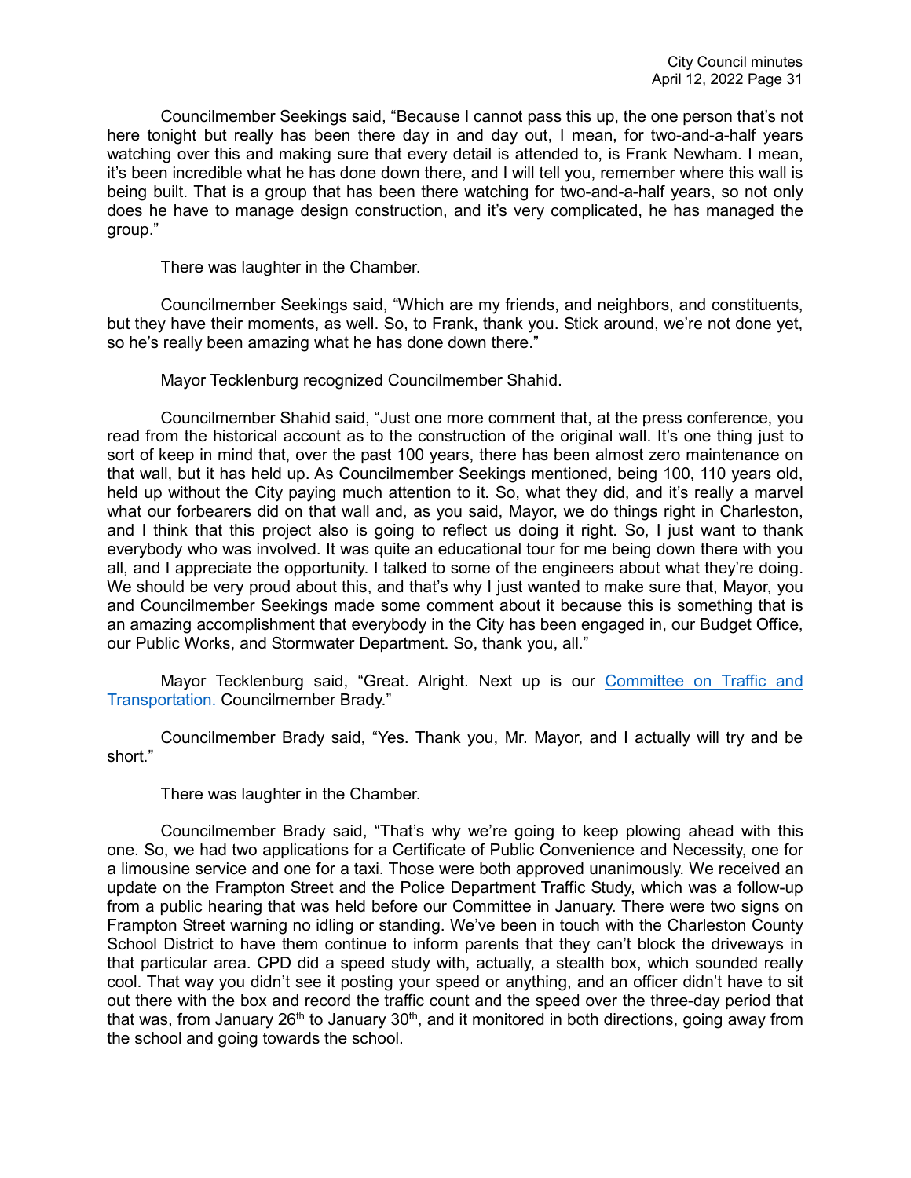Councilmember Seekings said, "Because I cannot pass this up, the one person that's not here tonight but really has been there day in and day out, I mean, for two-and-a-half years watching over this and making sure that every detail is attended to, is Frank Newham. I mean, it's been incredible what he has done down there, and I will tell you, remember where this wall is being built. That is a group that has been there watching for two-and-a-half years, so not only does he have to manage design construction, and it's very complicated, he has managed the group."

There was laughter in the Chamber.

Councilmember Seekings said, "Which are my friends, and neighbors, and constituents, but they have their moments, as well. So, to Frank, thank you. Stick around, we're not done yet, so he's really been amazing what he has done down there."

Mayor Tecklenburg recognized Councilmember Shahid.

Councilmember Shahid said, "Just one more comment that, at the press conference, you read from the historical account as to the construction of the original wall. It's one thing just to sort of keep in mind that, over the past 100 years, there has been almost zero maintenance on that wall, but it has held up. As Councilmember Seekings mentioned, being 100, 110 years old, held up without the City paying much attention to it. So, what they did, and it's really a marvel what our forbearers did on that wall and, as you said, Mayor, we do things right in Charleston, and I think that this project also is going to reflect us doing it right. So, I just want to thank everybody who was involved. It was quite an educational tour for me being down there with you all, and I appreciate the opportunity. I talked to some of the engineers about what they're doing. We should be very proud about this, and that's why I just wanted to make sure that, Mayor, you and Councilmember Seekings made some comment about it because this is something that is an amazing accomplishment that everybody in the City has been engaged in, our Budget Office, our Public Works, and Stormwater Department. So, thank you, all."

Mayor Tecklenburg said, "Great. Alright. Next up is our Committee on Traffic and Transportation. Councilmember Brady."

Councilmember Brady said, "Yes. Thank you, Mr. Mayor, and I actually will try and be short."

There was laughter in the Chamber.

Councilmember Brady said, "That's why we're going to keep plowing ahead with this one. So, we had two applications for a Certificate of Public Convenience and Necessity, one for a limousine service and one for a taxi. Those were both approved unanimously. We received an update on the Frampton Street and the Police Department Traffic Study, which was a follow-up from a public hearing that was held before our Committee in January. There were two signs on Frampton Street warning no idling or standing. We've been in touch with the Charleston County School District to have them continue to inform parents that they can't block the driveways in that particular area. CPD did a speed study with, actually, a stealth box, which sounded really cool. That way you didn't see it posting your speed or anything, and an officer didn't have to sit out there with the box and record the traffic count and the speed over the three-day period that that was, from January 26th to January 30th, and it monitored in both directions, going away from the school and going towards the school.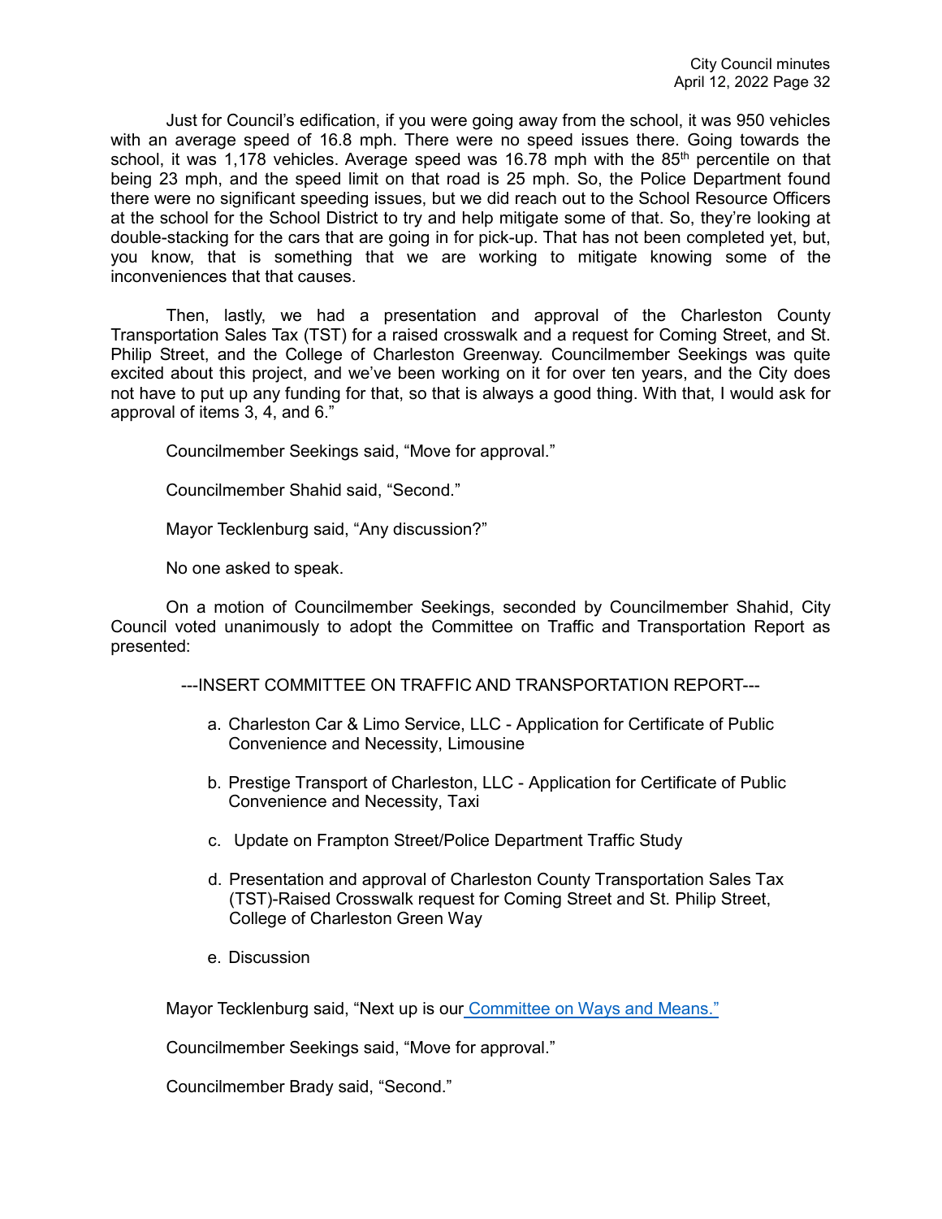Just for Council's edification, if you were going away from the school, it was 950 vehicles with an average speed of 16.8 mph. There were no speed issues there. Going towards the school, it was 1,178 vehicles. Average speed was 16.78 mph with the 85th percentile on that being 23 mph, and the speed limit on that road is 25 mph. So, the Police Department found there were no significant speeding issues, but we did reach out to the School Resource Officers at the school for the School District to try and help mitigate some of that. So, they're looking at double-stacking for the cars that are going in for pick-up. That has not been completed yet, but, you know, that is something that we are working to mitigate knowing some of the inconveniences that that causes.

Then, lastly, we had a presentation and approval of the Charleston County Transportation Sales Tax (TST) for a raised crosswalk and a request for Coming Street, and St. Philip Street, and the College of Charleston Greenway. Councilmember Seekings was quite excited about this project, and we've been working on it for over ten years, and the City does not have to put up any funding for that, so that is always a good thing. With that, I would ask for approval of items 3, 4, and 6."

Councilmember Seekings said, "Move for approval."

Councilmember Shahid said, "Second."

Mayor Tecklenburg said, "Any discussion?"

No one asked to speak.

On a motion of Councilmember Seekings, seconded by Councilmember Shahid, City Council voted unanimously to adopt the Committee on Traffic and Transportation Report as presented:

---INSERT COMMITTEE ON TRAFFIC AND TRANSPORTATION REPORT---

a. Charleston Car & Limo Service, LLC - Application for Certificate of Public Convenience and Necessity, Limousine

b. Prestige Transport of Charleston, LLC - Application for Certificate of Public Convenience and Necessity, Taxi

c. Update on Frampton Street/Police Department Traffic Study

d. Presentation and approval of Charleston County Transportation Sales Tax (TST)-Raised Crosswalk request for Coming Street and St. Philip Street, College of Charleston Green Way

e. Discussion

Mayor Tecklenburg said, "Next up is our Committee on Ways and Means."

Councilmember Seekings said, "Move for approval."

Councilmember Brady said, "Second."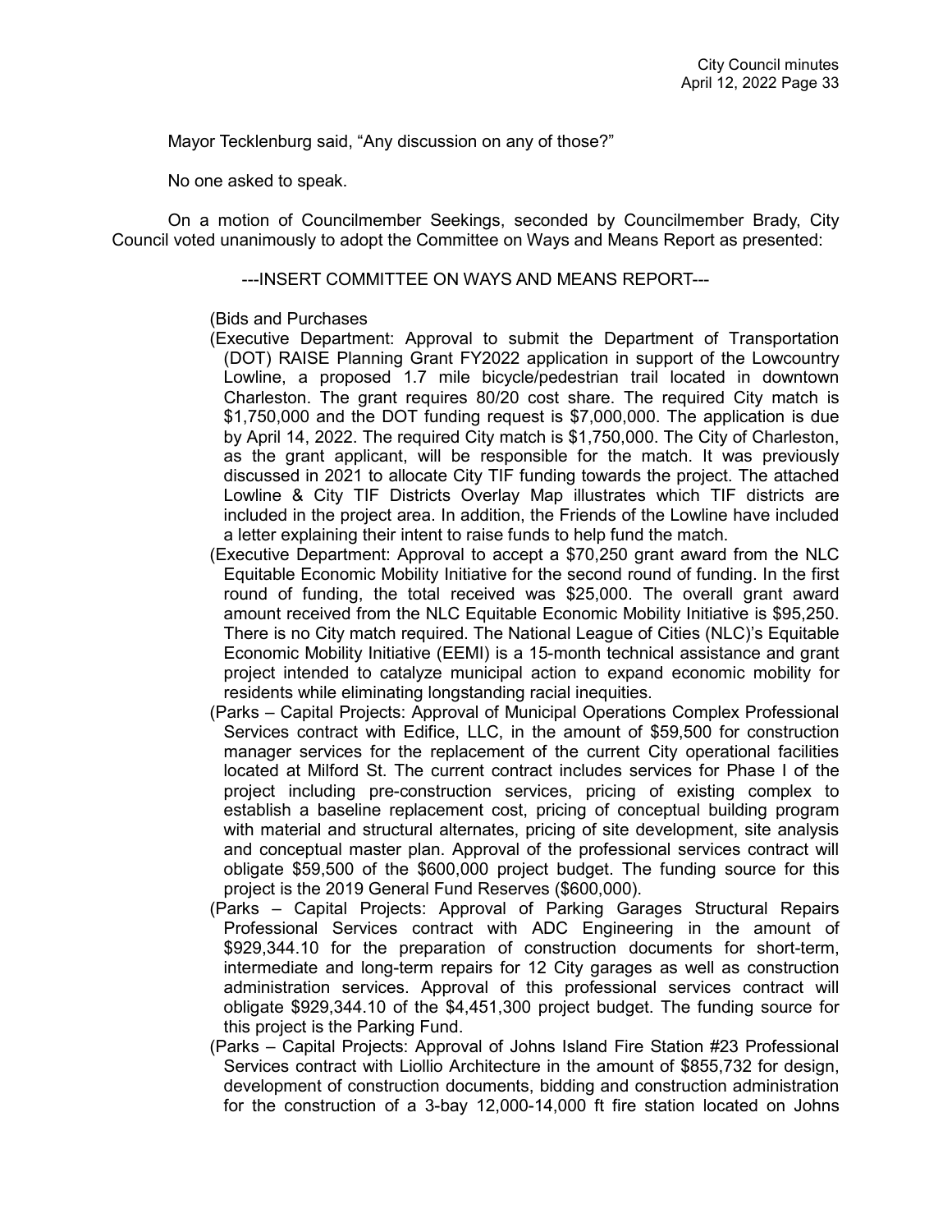Mayor Tecklenburg said, “Any discussion on any of those?”

No one asked to speak.

On a motion of Councilmember Seekings, seconded by Councilmember Brady, City Council voted unanimously to adopt the Committee on Ways and Means Report as presented:

---INSERT COMMITTEE ON WAYS AND MEANS REPORT---

(Bids and Purchases

(Executive Department: Approval to submit the Department of Transportation (DOT) RAISE Planning Grant FY2022 application in support of the Lowcountry Lowline, a proposed 1.7 mile bicycle/pedestrian trail located in downtown Charleston. The grant requires 80/20 cost share. The required City match is $1,750,000 and the DOT funding request is $7,000,000. The application is due by April 14, 2022. The required City match is $1,750,000. The City of Charleston, as the grant applicant, will be responsible for the match. It was previously discussed in 2021 to allocate City TIF funding towards the project. The attached Lowline & City TIF Districts Overlay Map illustrates which TIF districts are included in the project area. In addition, the Friends of the Lowline have included a letter explaining their intent to raise funds to help fund the match.

(Executive Department: Approval to accept a $70,250 grant award from the NLC Equitable Economic Mobility Initiative for the second round of funding. In the first round of funding, the total received was $25,000. The overall grant award amount received from the NLC Equitable Economic Mobility Initiative is $95,250. There is no City match required. The National League of Cities (NLC)’s Equitable Economic Mobility Initiative (EEMI) is a 15-month technical assistance and grant project intended to catalyze municipal action to expand economic mobility for residents while eliminating longstanding racial inequities.

(Parks – Capital Projects: Approval of Municipal Operations Complex Professional Services contract with Edifice, LLC, in the amount of $59,500 for construction manager services for the replacement of the current City operational facilities located at Milford St. The current contract includes services for Phase I of the project including pre-construction services, pricing of existing complex to establish a baseline replacement cost, pricing of conceptual building program with material and structural alternates, pricing of site development, site analysis and conceptual master plan. Approval of the professional services contract will obligate $59,500 of the $600,000 project budget. The funding source for this project is the 2019 General Fund Reserves ($600,000).

(Parks – Capital Projects: Approval of Parking Garages Structural Repairs Professional Services contract with ADC Engineering in the amount of $929,344.10 for the preparation of construction documents for short-term, intermediate and long-term repairs for 12 City garages as well as construction administration services. Approval of this professional services contract will obligate $929,344.10 of the $4,451,300 project budget. The funding source for this project is the Parking Fund.

(Parks – Capital Projects: Approval of Johns Island Fire Station #23 Professional Services contract with Liollio Architecture in the amount of $855,732 for design, development of construction documents, bidding and construction administration for the construction of a 3-bay 12,000-14,000 ft fire station located on Johns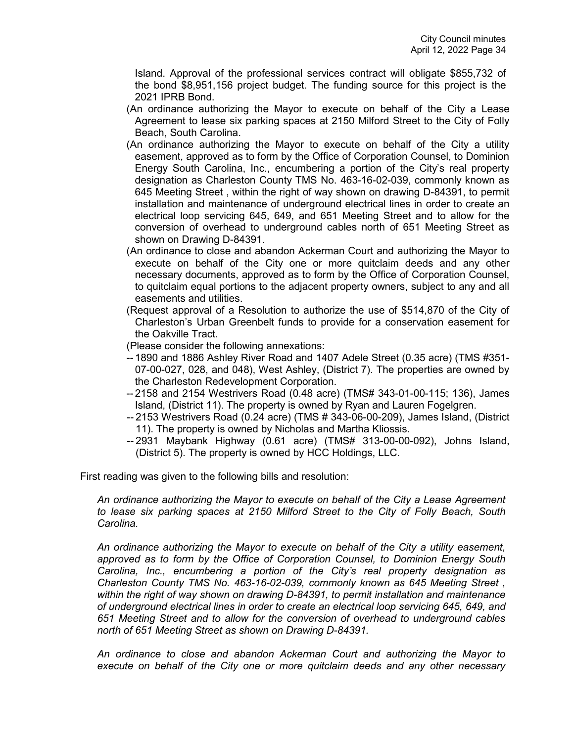Island. Approval of the professional services contract will obligate $855,732 of the bond $8,951,156 project budget. The funding source for this project is the 2021 IPRB Bond.

(An ordinance authorizing the Mayor to execute on behalf of the City a Lease Agreement to lease six parking spaces at 2150 Milford Street to the City of Folly Beach, South Carolina.

(An ordinance authorizing the Mayor to execute on behalf of the City a utility easement, approved as to form by the Office of Corporation Counsel, to Dominion Energy South Carolina, Inc., encumbering a portion of the City's real property designation as Charleston County TMS No. 463-16-02-039, commonly known as 645 Meeting Street , within the right of way shown on drawing D-84391, to permit installation and maintenance of underground electrical lines in order to create an electrical loop servicing 645, 649, and 651 Meeting Street and to allow for the conversion of overhead to underground cables north of 651 Meeting Street as shown on Drawing D-84391.

(An ordinance to close and abandon Ackerman Court and authorizing the Mayor to execute on behalf of the City one or more quitclaim deeds and any other necessary documents, approved as to form by the Office of Corporation Counsel, to quitclaim equal portions to the adjacent property owners, subject to any and all easements and utilities.

(Request approval of a Resolution to authorize the use of $514,870 of the City of Charleston's Urban Greenbelt funds to provide for a conservation easement for the Oakville Tract.

(Please consider the following annexations:

-- 1890 and 1886 Ashley River Road and 1407 Adele Street (0.35 acre) (TMS #351-07-00-027, 028, and 048), West Ashley, (District 7). The properties are owned by the Charleston Redevelopment Corporation.

-- 2158 and 2154 Westrivers Road (0.48 acre) (TMS# 343-01-00-115; 136), James Island, (District 11). The property is owned by Ryan and Lauren Fogelgren.

-- 2153 Westrivers Road (0.24 acre) (TMS # 343-06-00-209), James Island, (District 11). The property is owned by Nicholas and Martha Kliossis.

-- 2931 Maybank Highway (0.61 acre) (TMS# 313-00-00-092), Johns Island, (District 5). The property is owned by HCC Holdings, LLC.

First reading was given to the following bills and resolution:

*An ordinance authorizing the Mayor to execute on behalf of the City a Lease Agreement to lease six parking spaces at 2150 Milford Street to the City of Folly Beach, South Carolina.*

*An ordinance authorizing the Mayor to execute on behalf of the City a utility easement, approved as to form by the Office of Corporation Counsel, to Dominion Energy South Carolina, Inc., encumbering a portion of the City's real property designation as Charleston County TMS No. 463-16-02-039, commonly known as 645 Meeting Street , within the right of way shown on drawing D-84391, to permit installation and maintenance of underground electrical lines in order to create an electrical loop servicing 645, 649, and 651 Meeting Street and to allow for the conversion of overhead to underground cables north of 651 Meeting Street as shown on Drawing D-84391.*

*An ordinance to close and abandon Ackerman Court and authorizing the Mayor to execute on behalf of the City one or more quitclaim deeds and any other necessary*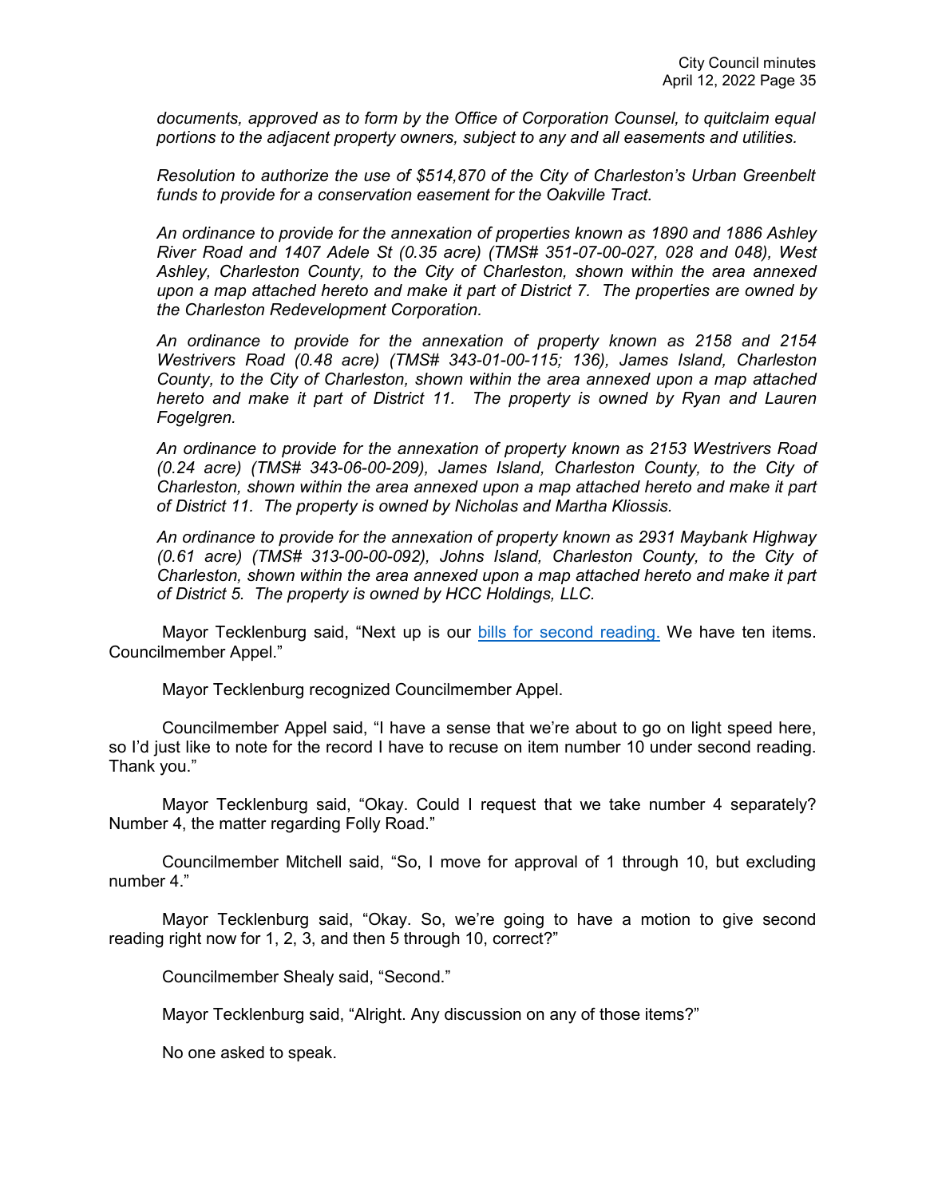*documents, approved as to form by the Office of Corporation Counsel, to quitclaim equal portions to the adjacent property owners, subject to any and all easements and utilities.*

*Resolution to authorize the use of $514,870 of the City of Charleston's Urban Greenbelt funds to provide for a conservation easement for the Oakville Tract.*

*An ordinance to provide for the annexation of properties known as 1890 and 1886 Ashley River Road and 1407 Adele St (0.35 acre) (TMS# 351-07-00-027, 028 and 048), West Ashley, Charleston County, to the City of Charleston, shown within the area annexed upon a map attached hereto and make it part of District 7. The properties are owned by the Charleston Redevelopment Corporation.*

*An ordinance to provide for the annexation of property known as 2158 and 2154 Westrivers Road (0.48 acre) (TMS# 343-01-00-115; 136), James Island, Charleston County, to the City of Charleston, shown within the area annexed upon a map attached hereto and make it part of District 11. The property is owned by Ryan and Lauren Fogelgren.*

*An ordinance to provide for the annexation of property known as 2153 Westrivers Road (0.24 acre) (TMS# 343-06-00-209), James Island, Charleston County, to the City of Charleston, shown within the area annexed upon a map attached hereto and make it part of District 11. The property is owned by Nicholas and Martha Kliossis.*

*An ordinance to provide for the annexation of property known as 2931 Maybank Highway (0.61 acre) (TMS# 313-00-00-092), Johns Island, Charleston County, to the City of Charleston, shown within the area annexed upon a map attached hereto and make it part of District 5. The property is owned by HCC Holdings, LLC.*

Mayor Tecklenburg said, "Next up is our bills for second reading. We have ten items. Councilmember Appel."

Mayor Tecklenburg recognized Councilmember Appel.

Councilmember Appel said, "I have a sense that we're about to go on light speed here, so I'd just like to note for the record I have to recuse on item number 10 under second reading. Thank you."

Mayor Tecklenburg said, "Okay. Could I request that we take number 4 separately? Number 4, the matter regarding Folly Road."

Councilmember Mitchell said, "So, I move for approval of 1 through 10, but excluding number 4."

Mayor Tecklenburg said, "Okay. So, we're going to have a motion to give second reading right now for 1, 2, 3, and then 5 through 10, correct?"

Councilmember Shealy said, "Second."

Mayor Tecklenburg said, "Alright. Any discussion on any of those items?"

No one asked to speak.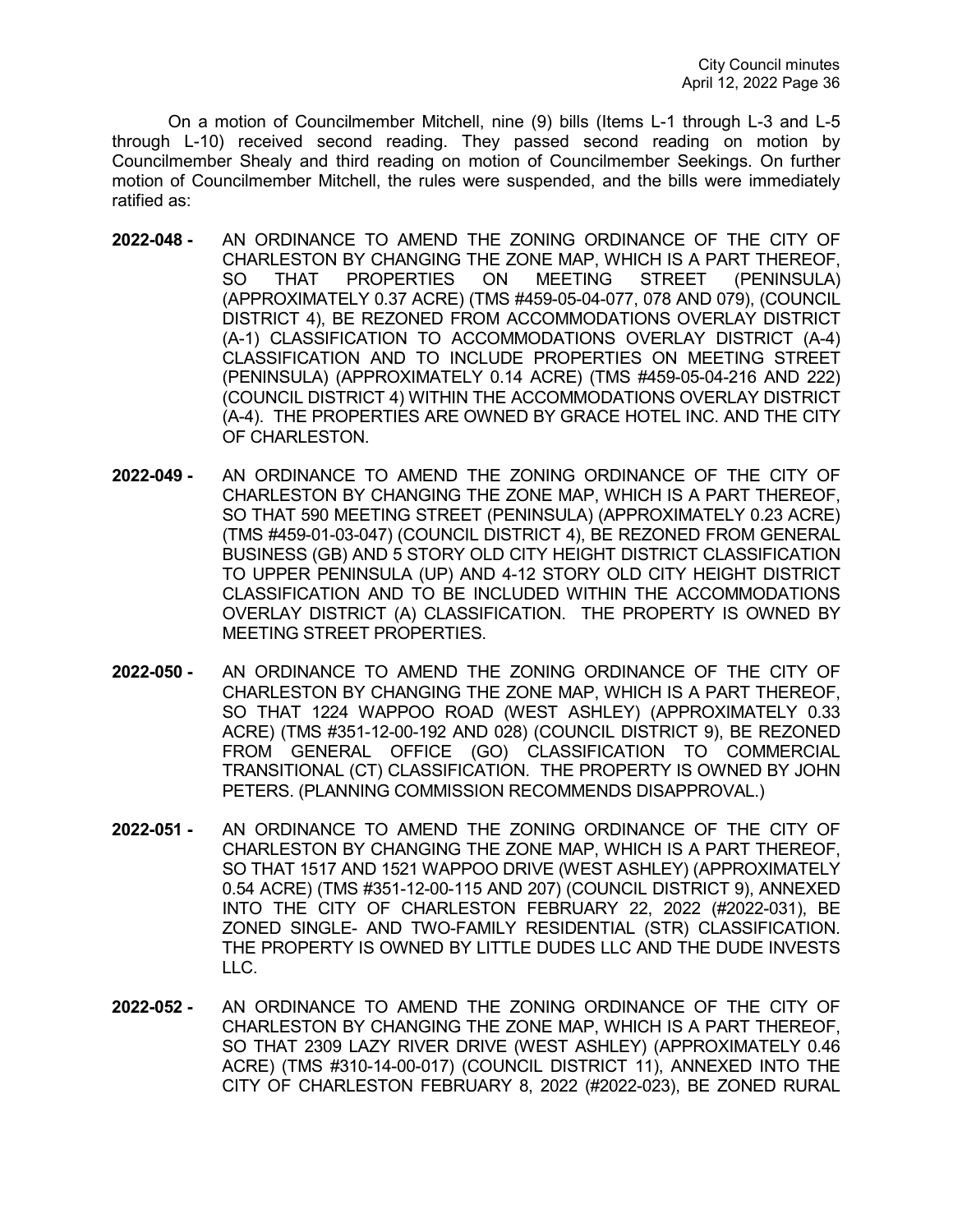On a motion of Councilmember Mitchell, nine (9) bills (Items L-1 through L-3 and L-5 through L-10) received second reading. They passed second reading on motion by Councilmember Shealy and third reading on motion of Councilmember Seekings. On further motion of Councilmember Mitchell, the rules were suspended, and the bills were immediately ratified as:

**2022-048 -** AN ORDINANCE TO AMEND THE ZONING ORDINANCE OF THE CITY OF CHARLESTON BY CHANGING THE ZONE MAP, WHICH IS A PART THEREOF, SO THAT PROPERTIES ON MEETING STREET (PENINSULA) (APPROXIMATELY 0.37 ACRE) (TMS #459-05-04-077, 078 AND 079), (COUNCIL DISTRICT 4), BE REZONED FROM ACCOMMODATIONS OVERLAY DISTRICT (A-1) CLASSIFICATION TO ACCOMMODATIONS OVERLAY DISTRICT (A-4) CLASSIFICATION AND TO INCLUDE PROPERTIES ON MEETING STREET (PENINSULA) (APPROXIMATELY 0.14 ACRE) (TMS #459-05-04-216 AND 222) (COUNCIL DISTRICT 4) WITHIN THE ACCOMMODATIONS OVERLAY DISTRICT (A-4). THE PROPERTIES ARE OWNED BY GRACE HOTEL INC. AND THE CITY OF CHARLESTON.

**2022-049 -** AN ORDINANCE TO AMEND THE ZONING ORDINANCE OF THE CITY OF CHARLESTON BY CHANGING THE ZONE MAP, WHICH IS A PART THEREOF, SO THAT 590 MEETING STREET (PENINSULA) (APPROXIMATELY 0.23 ACRE) (TMS #459-01-03-047) (COUNCIL DISTRICT 4), BE REZONED FROM GENERAL BUSINESS (GB) AND 5 STORY OLD CITY HEIGHT DISTRICT CLASSIFICATION TO UPPER PENINSULA (UP) AND 4-12 STORY OLD CITY HEIGHT DISTRICT CLASSIFICATION AND TO BE INCLUDED WITHIN THE ACCOMMODATIONS OVERLAY DISTRICT (A) CLASSIFICATION. THE PROPERTY IS OWNED BY MEETING STREET PROPERTIES.

**2022-050 -** AN ORDINANCE TO AMEND THE ZONING ORDINANCE OF THE CITY OF CHARLESTON BY CHANGING THE ZONE MAP, WHICH IS A PART THEREOF, SO THAT 1224 WAPPOO ROAD (WEST ASHLEY) (APPROXIMATELY 0.33 ACRE) (TMS #351-12-00-192 AND 028) (COUNCIL DISTRICT 9), BE REZONED FROM GENERAL OFFICE (GO) CLASSIFICATION TO COMMERCIAL TRANSITIONAL (CT) CLASSIFICATION. THE PROPERTY IS OWNED BY JOHN PETERS. (PLANNING COMMISSION RECOMMENDS DISAPPROVAL.)

**2022-051 -** AN ORDINANCE TO AMEND THE ZONING ORDINANCE OF THE CITY OF CHARLESTON BY CHANGING THE ZONE MAP, WHICH IS A PART THEREOF, SO THAT 1517 AND 1521 WAPPOO DRIVE (WEST ASHLEY) (APPROXIMATELY 0.54 ACRE) (TMS #351-12-00-115 AND 207) (COUNCIL DISTRICT 9), ANNEXED INTO THE CITY OF CHARLESTON FEBRUARY 22, 2022 (#2022-031), BE ZONED SINGLE- AND TWO-FAMILY RESIDENTIAL (STR) CLASSIFICATION. THE PROPERTY IS OWNED BY LITTLE DUDES LLC AND THE DUDE INVESTS LLC.

**2022-052 -** AN ORDINANCE TO AMEND THE ZONING ORDINANCE OF THE CITY OF CHARLESTON BY CHANGING THE ZONE MAP, WHICH IS A PART THEREOF, SO THAT 2309 LAZY RIVER DRIVE (WEST ASHLEY) (APPROXIMATELY 0.46 ACRE) (TMS #310-14-00-017) (COUNCIL DISTRICT 11), ANNEXED INTO THE CITY OF CHARLESTON FEBRUARY 8, 2022 (#2022-023), BE ZONED RURAL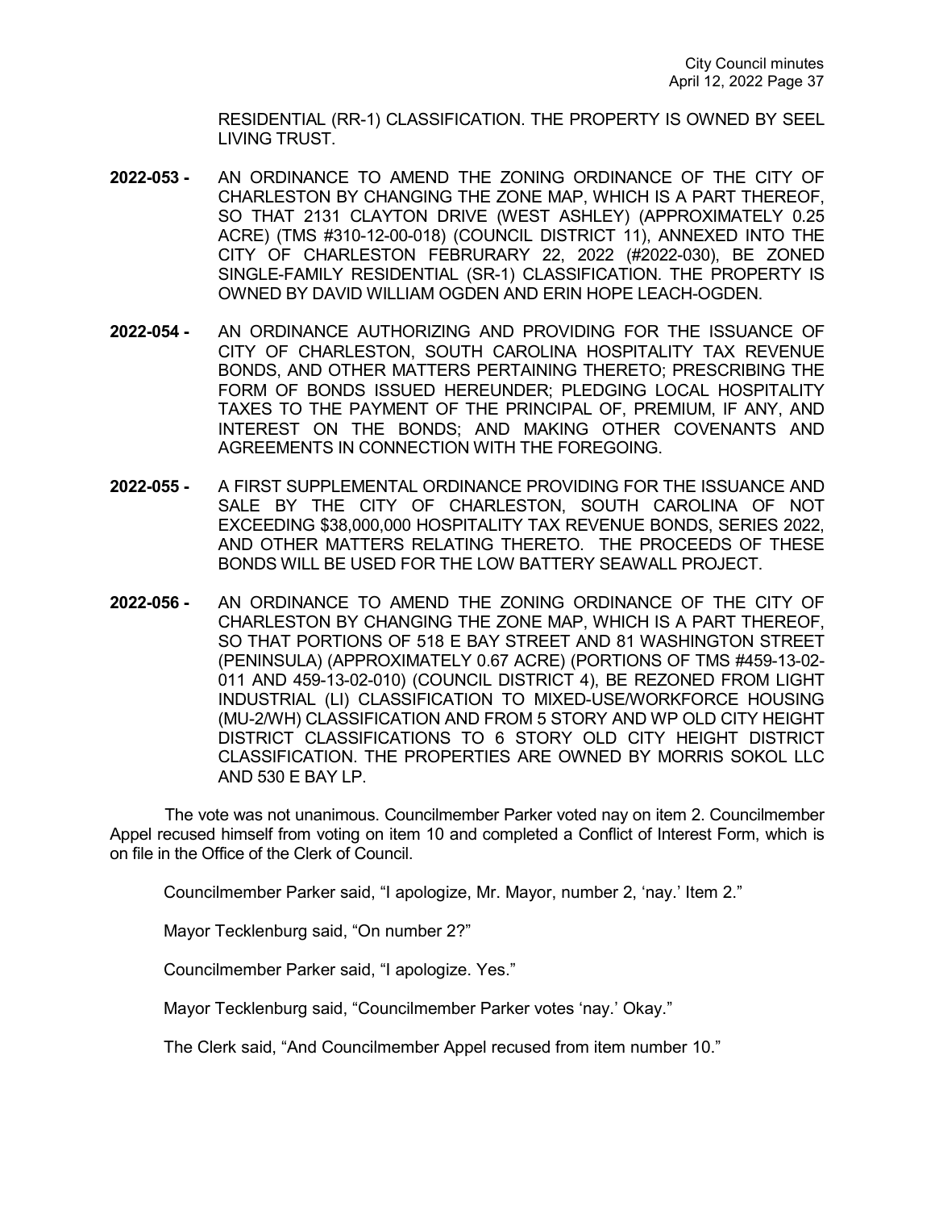RESIDENTIAL (RR-1) CLASSIFICATION. THE PROPERTY IS OWNED BY SEEL LIVING TRUST.

**2022-053 -** AN ORDINANCE TO AMEND THE ZONING ORDINANCE OF THE CITY OF CHARLESTON BY CHANGING THE ZONE MAP, WHICH IS A PART THEREOF, SO THAT 2131 CLAYTON DRIVE (WEST ASHLEY) (APPROXIMATELY 0.25 ACRE) (TMS #310-12-00-018) (COUNCIL DISTRICT 11), ANNEXED INTO THE CITY OF CHARLESTON FEBRURARY 22, 2022 (#2022-030), BE ZONED SINGLE-FAMILY RESIDENTIAL (SR-1) CLASSIFICATION. THE PROPERTY IS OWNED BY DAVID WILLIAM OGDEN AND ERIN HOPE LEACH-OGDEN.

**2022-054 -** AN ORDINANCE AUTHORIZING AND PROVIDING FOR THE ISSUANCE OF CITY OF CHARLESTON, SOUTH CAROLINA HOSPITALITY TAX REVENUE BONDS, AND OTHER MATTERS PERTAINING THERETO; PRESCRIBING THE FORM OF BONDS ISSUED HEREUNDER; PLEDGING LOCAL HOSPITALITY TAXES TO THE PAYMENT OF THE PRINCIPAL OF, PREMIUM, IF ANY, AND INTEREST ON THE BONDS; AND MAKING OTHER COVENANTS AND AGREEMENTS IN CONNECTION WITH THE FOREGOING.

**2022-055 -** A FIRST SUPPLEMENTAL ORDINANCE PROVIDING FOR THE ISSUANCE AND SALE BY THE CITY OF CHARLESTON, SOUTH CAROLINA OF NOT EXCEEDING $38,000,000 HOSPITALITY TAX REVENUE BONDS, SERIES 2022, AND OTHER MATTERS RELATING THERETO. THE PROCEEDS OF THESE BONDS WILL BE USED FOR THE LOW BATTERY SEAWALL PROJECT.

**2022-056 -** AN ORDINANCE TO AMEND THE ZONING ORDINANCE OF THE CITY OF CHARLESTON BY CHANGING THE ZONE MAP, WHICH IS A PART THEREOF, SO THAT PORTIONS OF 518 E BAY STREET AND 81 WASHINGTON STREET (PENINSULA) (APPROXIMATELY 0.67 ACRE) (PORTIONS OF TMS #459-13-02-011 AND 459-13-02-010) (COUNCIL DISTRICT 4), BE REZONED FROM LIGHT INDUSTRIAL (LI) CLASSIFICATION TO MIXED-USE/WORKFORCE HOUSING (MU-2/WH) CLASSIFICATION AND FROM 5 STORY AND WP OLD CITY HEIGHT DISTRICT CLASSIFICATIONS TO 6 STORY OLD CITY HEIGHT DISTRICT CLASSIFICATION. THE PROPERTIES ARE OWNED BY MORRIS SOKOL LLC AND 530 E BAY LP.

The vote was not unanimous. Councilmember Parker voted nay on item 2. Councilmember Appel recused himself from voting on item 10 and completed a Conflict of Interest Form, which is on file in the Office of the Clerk of Council.

Councilmember Parker said, "I apologize, Mr. Mayor, number 2, 'nay.' Item 2."

Mayor Tecklenburg said, "On number 2?"

Councilmember Parker said, "I apologize. Yes."

Mayor Tecklenburg said, "Councilmember Parker votes 'nay.' Okay."

The Clerk said, "And Councilmember Appel recused from item number 10."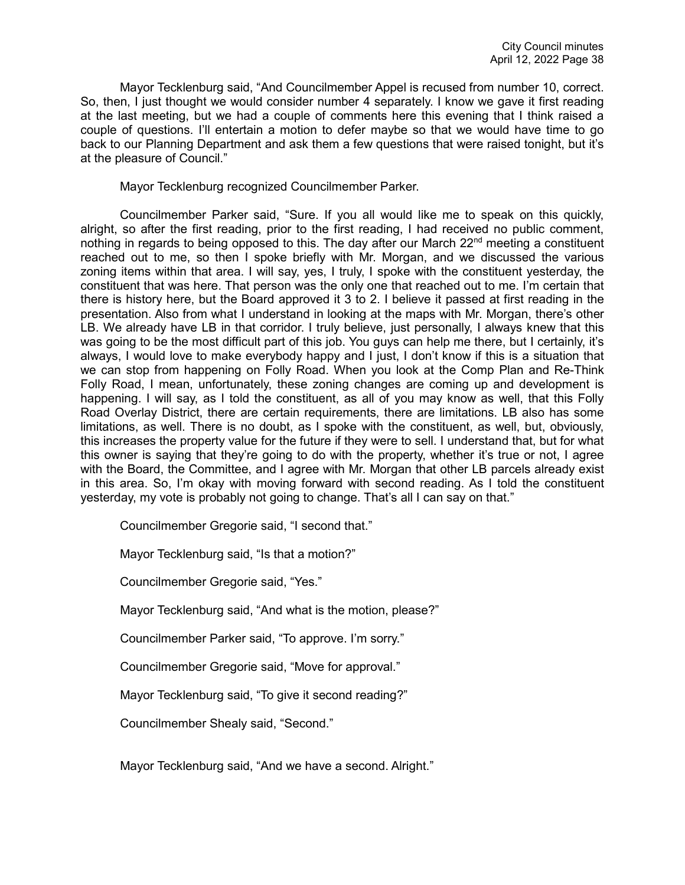Mayor Tecklenburg said, "And Councilmember Appel is recused from number 10, correct. So, then, I just thought we would consider number 4 separately. I know we gave it first reading at the last meeting, but we had a couple of comments here this evening that I think raised a couple of questions. I'll entertain a motion to defer maybe so that we would have time to go back to our Planning Department and ask them a few questions that were raised tonight, but it's at the pleasure of Council."

Mayor Tecklenburg recognized Councilmember Parker.

Councilmember Parker said, "Sure. If you all would like me to speak on this quickly, alright, so after the first reading, prior to the first reading, I had received no public comment, nothing in regards to being opposed to this. The day after our March 22nd meeting a constituent reached out to me, so then I spoke briefly with Mr. Morgan, and we discussed the various zoning items within that area. I will say, yes, I truly, I spoke with the constituent yesterday, the constituent that was here. That person was the only one that reached out to me. I'm certain that there is history here, but the Board approved it 3 to 2. I believe it passed at first reading in the presentation. Also from what I understand in looking at the maps with Mr. Morgan, there's other LB. We already have LB in that corridor. I truly believe, just personally, I always knew that this was going to be the most difficult part of this job. You guys can help me there, but I certainly, it's always, I would love to make everybody happy and I just, I don't know if this is a situation that we can stop from happening on Folly Road. When you look at the Comp Plan and Re-Think Folly Road, I mean, unfortunately, these zoning changes are coming up and development is happening. I will say, as I told the constituent, as all of you may know as well, that this Folly Road Overlay District, there are certain requirements, there are limitations. LB also has some limitations, as well. There is no doubt, as I spoke with the constituent, as well, but, obviously, this increases the property value for the future if they were to sell. I understand that, but for what this owner is saying that they're going to do with the property, whether it's true or not, I agree with the Board, the Committee, and I agree with Mr. Morgan that other LB parcels already exist in this area. So, I'm okay with moving forward with second reading. As I told the constituent yesterday, my vote is probably not going to change. That's all I can say on that."

Councilmember Gregorie said, "I second that."

Mayor Tecklenburg said, "Is that a motion?"

Councilmember Gregorie said, "Yes."

Mayor Tecklenburg said, "And what is the motion, please?"

Councilmember Parker said, "To approve. I'm sorry."

Councilmember Gregorie said, "Move for approval."

Mayor Tecklenburg said, "To give it second reading?"

Councilmember Shealy said, "Second."

Mayor Tecklenburg said, "And we have a second. Alright."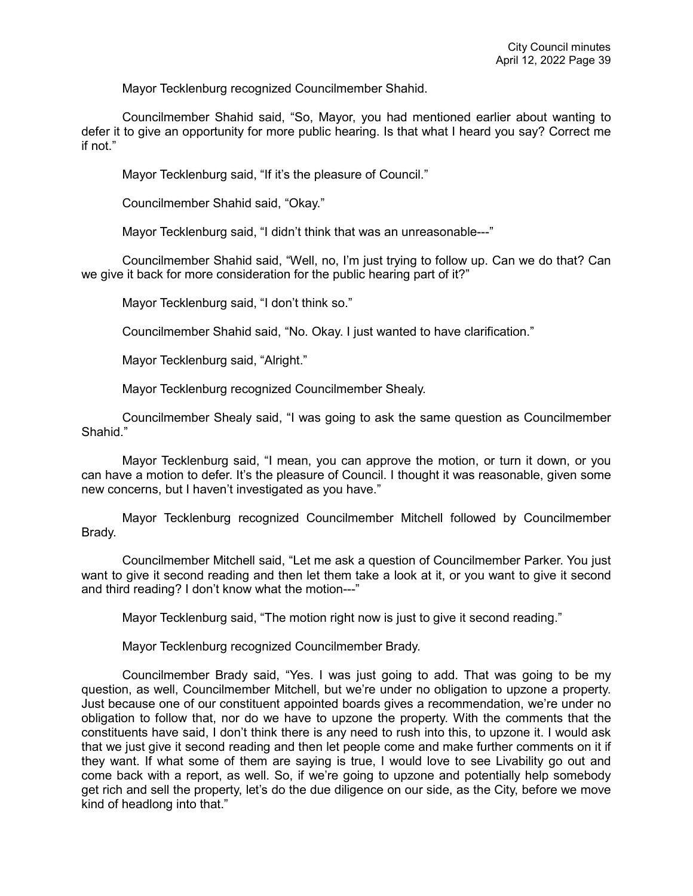Mayor Tecklenburg recognized Councilmember Shahid.

Councilmember Shahid said, "So, Mayor, you had mentioned earlier about wanting to defer it to give an opportunity for more public hearing. Is that what I heard you say? Correct me if not."

Mayor Tecklenburg said, "If it's the pleasure of Council."

Councilmember Shahid said, "Okay."

Mayor Tecklenburg said, "I didn't think that was an unreasonable---"

Councilmember Shahid said, "Well, no, I'm just trying to follow up. Can we do that? Can we give it back for more consideration for the public hearing part of it?"

Mayor Tecklenburg said, "I don't think so."

Councilmember Shahid said, "No. Okay. I just wanted to have clarification."

Mayor Tecklenburg said, "Alright."

Mayor Tecklenburg recognized Councilmember Shealy.

Councilmember Shealy said, "I was going to ask the same question as Councilmember Shahid."

Mayor Tecklenburg said, "I mean, you can approve the motion, or turn it down, or you can have a motion to defer. It's the pleasure of Council. I thought it was reasonable, given some new concerns, but I haven't investigated as you have."

Mayor Tecklenburg recognized Councilmember Mitchell followed by Councilmember Brady.

Councilmember Mitchell said, "Let me ask a question of Councilmember Parker. You just want to give it second reading and then let them take a look at it, or you want to give it second and third reading? I don't know what the motion---"

Mayor Tecklenburg said, "The motion right now is just to give it second reading."

Mayor Tecklenburg recognized Councilmember Brady.

Councilmember Brady said, "Yes. I was just going to add. That was going to be my question, as well, Councilmember Mitchell, but we're under no obligation to upzone a property. Just because one of our constituent appointed boards gives a recommendation, we're under no obligation to follow that, nor do we have to upzone the property. With the comments that the constituents have said, I don't think there is any need to rush into this, to upzone it. I would ask that we just give it second reading and then let people come and make further comments on it if they want. If what some of them are saying is true, I would love to see Livability go out and come back with a report, as well. So, if we're going to upzone and potentially help somebody get rich and sell the property, let's do the due diligence on our side, as the City, before we move kind of headlong into that."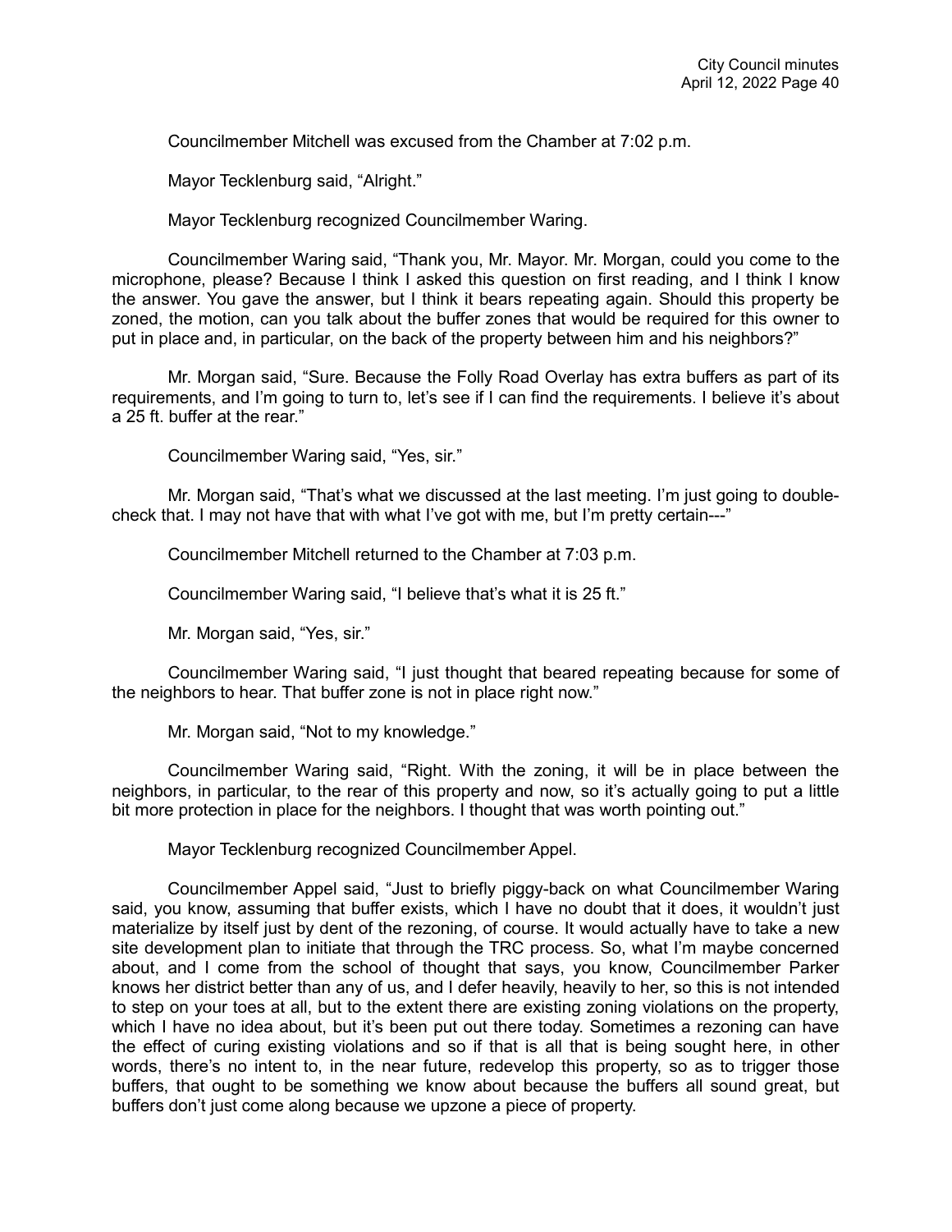Councilmember Mitchell was excused from the Chamber at 7:02 p.m.

Mayor Tecklenburg said, “Alright.”

Mayor Tecklenburg recognized Councilmember Waring.

Councilmember Waring said, “Thank you, Mr. Mayor. Mr. Morgan, could you come to the microphone, please? Because I think I asked this question on first reading, and I think I know the answer. You gave the answer, but I think it bears repeating again. Should this property be zoned, the motion, can you talk about the buffer zones that would be required for this owner to put in place and, in particular, on the back of the property between him and his neighbors?”

Mr. Morgan said, “Sure. Because the Folly Road Overlay has extra buffers as part of its requirements, and I’m going to turn to, let’s see if I can find the requirements. I believe it’s about a 25 ft. buffer at the rear.”

Councilmember Waring said, “Yes, sir.”

Mr. Morgan said, “That’s what we discussed at the last meeting. I’m just going to double-check that. I may not have that with what I’ve got with me, but I’m pretty certain---”

Councilmember Mitchell returned to the Chamber at 7:03 p.m.

Councilmember Waring said, “I believe that’s what it is 25 ft.”

Mr. Morgan said, “Yes, sir.”

Councilmember Waring said, “I just thought that beared repeating because for some of the neighbors to hear. That buffer zone is not in place right now.”

Mr. Morgan said, “Not to my knowledge.”

Councilmember Waring said, “Right. With the zoning, it will be in place between the neighbors, in particular, to the rear of this property and now, so it’s actually going to put a little bit more protection in place for the neighbors. I thought that was worth pointing out.”

Mayor Tecklenburg recognized Councilmember Appel.

Councilmember Appel said, “Just to briefly piggy-back on what Councilmember Waring said, you know, assuming that buffer exists, which I have no doubt that it does, it wouldn’t just materialize by itself just by dent of the rezoning, of course. It would actually have to take a new site development plan to initiate that through the TRC process. So, what I’m maybe concerned about, and I come from the school of thought that says, you know, Councilmember Parker knows her district better than any of us, and I defer heavily, heavily to her, so this is not intended to step on your toes at all, but to the extent there are existing zoning violations on the property, which I have no idea about, but it’s been put out there today. Sometimes a rezoning can have the effect of curing existing violations and so if that is all that is being sought here, in other words, there’s no intent to, in the near future, redevelop this property, so as to trigger those buffers, that ought to be something we know about because the buffers all sound great, but buffers don’t just come along because we upzone a piece of property.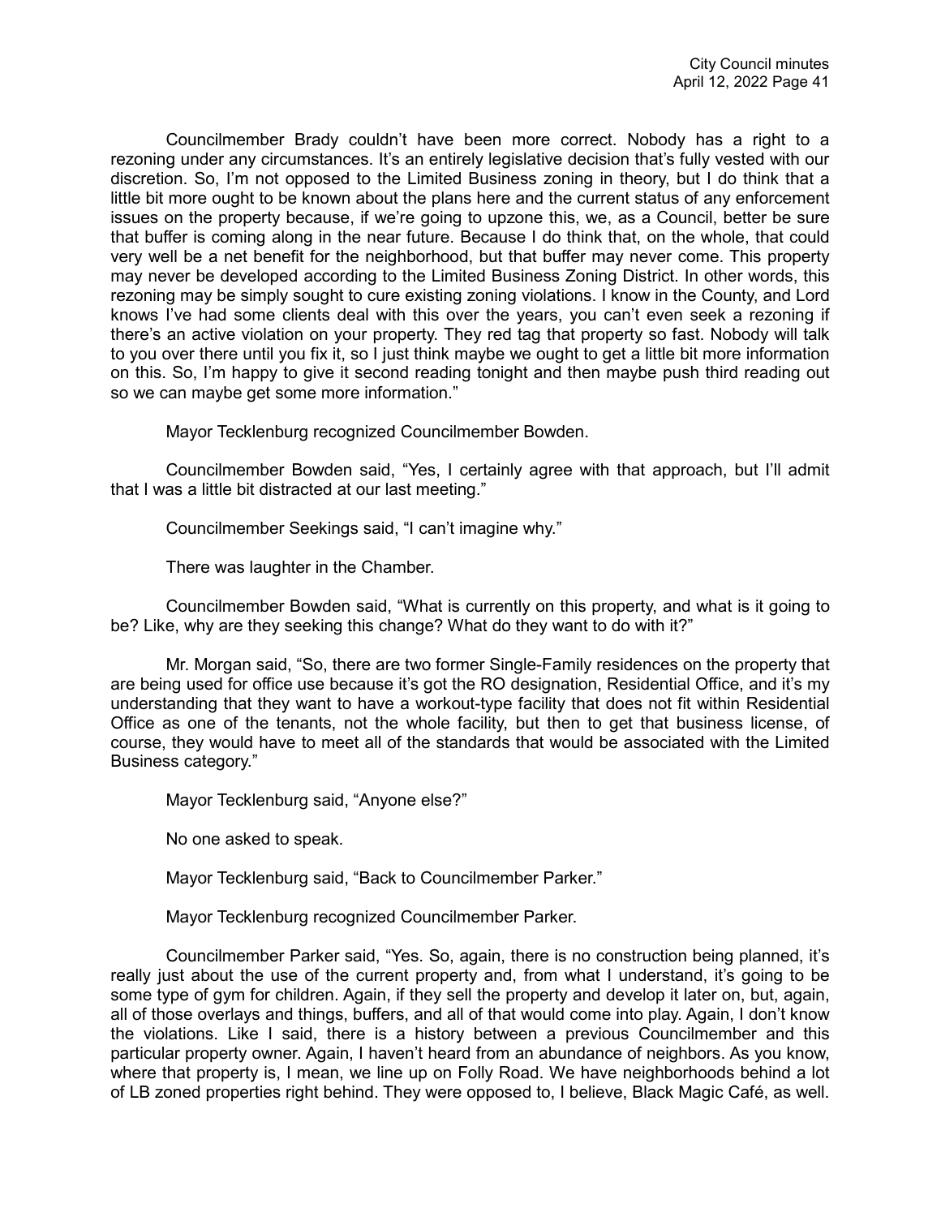Councilmember Brady couldn't have been more correct. Nobody has a right to a rezoning under any circumstances. It's an entirely legislative decision that's fully vested with our discretion. So, I'm not opposed to the Limited Business zoning in theory, but I do think that a little bit more ought to be known about the plans here and the current status of any enforcement issues on the property because, if we're going to upzone this, we, as a Council, better be sure that buffer is coming along in the near future. Because I do think that, on the whole, that could very well be a net benefit for the neighborhood, but that buffer may never come. This property may never be developed according to the Limited Business Zoning District. In other words, this rezoning may be simply sought to cure existing zoning violations. I know in the County, and Lord knows I've had some clients deal with this over the years, you can't even seek a rezoning if there's an active violation on your property. They red tag that property so fast. Nobody will talk to you over there until you fix it, so I just think maybe we ought to get a little bit more information on this. So, I'm happy to give it second reading tonight and then maybe push third reading out so we can maybe get some more information."

Mayor Tecklenburg recognized Councilmember Bowden.

Councilmember Bowden said, "Yes, I certainly agree with that approach, but I'll admit that I was a little bit distracted at our last meeting."

Councilmember Seekings said, "I can't imagine why."

There was laughter in the Chamber.

Councilmember Bowden said, "What is currently on this property, and what is it going to be? Like, why are they seeking this change? What do they want to do with it?"

Mr. Morgan said, "So, there are two former Single-Family residences on the property that are being used for office use because it's got the RO designation, Residential Office, and it's my understanding that they want to have a workout-type facility that does not fit within Residential Office as one of the tenants, not the whole facility, but then to get that business license, of course, they would have to meet all of the standards that would be associated with the Limited Business category."

Mayor Tecklenburg said, "Anyone else?"

No one asked to speak.

Mayor Tecklenburg said, "Back to Councilmember Parker."

Mayor Tecklenburg recognized Councilmember Parker.

Councilmember Parker said, "Yes. So, again, there is no construction being planned, it's really just about the use of the current property and, from what I understand, it's going to be some type of gym for children. Again, if they sell the property and develop it later on, but, again, all of those overlays and things, buffers, and all of that would come into play. Again, I don't know the violations. Like I said, there is a history between a previous Councilmember and this particular property owner. Again, I haven't heard from an abundance of neighbors. As you know, where that property is, I mean, we line up on Folly Road. We have neighborhoods behind a lot of LB zoned properties right behind. They were opposed to, I believe, Black Magic Café, as well.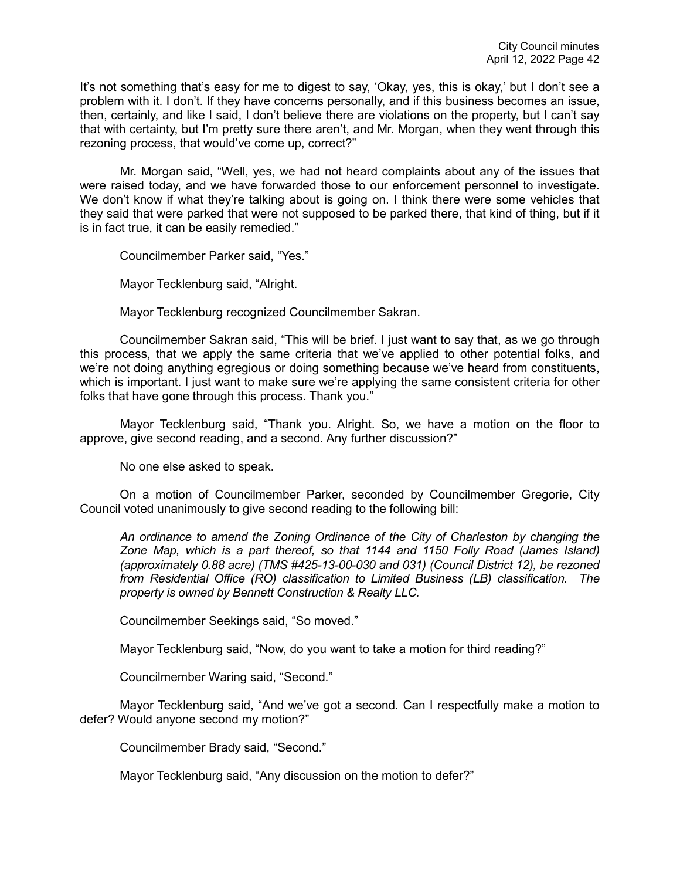It's not something that's easy for me to digest to say, 'Okay, yes, this is okay,' but I don't see a problem with it. I don't. If they have concerns personally, and if this business becomes an issue, then, certainly, and like I said, I don't believe there are violations on the property, but I can't say that with certainty, but I'm pretty sure there aren't, and Mr. Morgan, when they went through this rezoning process, that would've come up, correct?"

Mr. Morgan said, "Well, yes, we had not heard complaints about any of the issues that were raised today, and we have forwarded those to our enforcement personnel to investigate. We don't know if what they're talking about is going on. I think there were some vehicles that they said that were parked that were not supposed to be parked there, that kind of thing, but if it is in fact true, it can be easily remedied."

Councilmember Parker said, "Yes."

Mayor Tecklenburg said, "Alright.

Mayor Tecklenburg recognized Councilmember Sakran.

Councilmember Sakran said, "This will be brief. I just want to say that, as we go through this process, that we apply the same criteria that we've applied to other potential folks, and we're not doing anything egregious or doing something because we've heard from constituents, which is important. I just want to make sure we're applying the same consistent criteria for other folks that have gone through this process. Thank you."

Mayor Tecklenburg said, "Thank you. Alright. So, we have a motion on the floor to approve, give second reading, and a second. Any further discussion?"

No one else asked to speak.

On a motion of Councilmember Parker, seconded by Councilmember Gregorie, City Council voted unanimously to give second reading to the following bill:

*An ordinance to amend the Zoning Ordinance of the City of Charleston by changing the Zone Map, which is a part thereof, so that 1144 and 1150 Folly Road (James Island) (approximately 0.88 acre) (TMS #425-13-00-030 and 031) (Council District 12), be rezoned from Residential Office (RO) classification to Limited Business (LB) classification. The property is owned by Bennett Construction & Realty LLC.*

Councilmember Seekings said, "So moved."

Mayor Tecklenburg said, "Now, do you want to take a motion for third reading?"

Councilmember Waring said, "Second."

Mayor Tecklenburg said, "And we've got a second. Can I respectfully make a motion to defer? Would anyone second my motion?"

Councilmember Brady said, "Second."

Mayor Tecklenburg said, "Any discussion on the motion to defer?"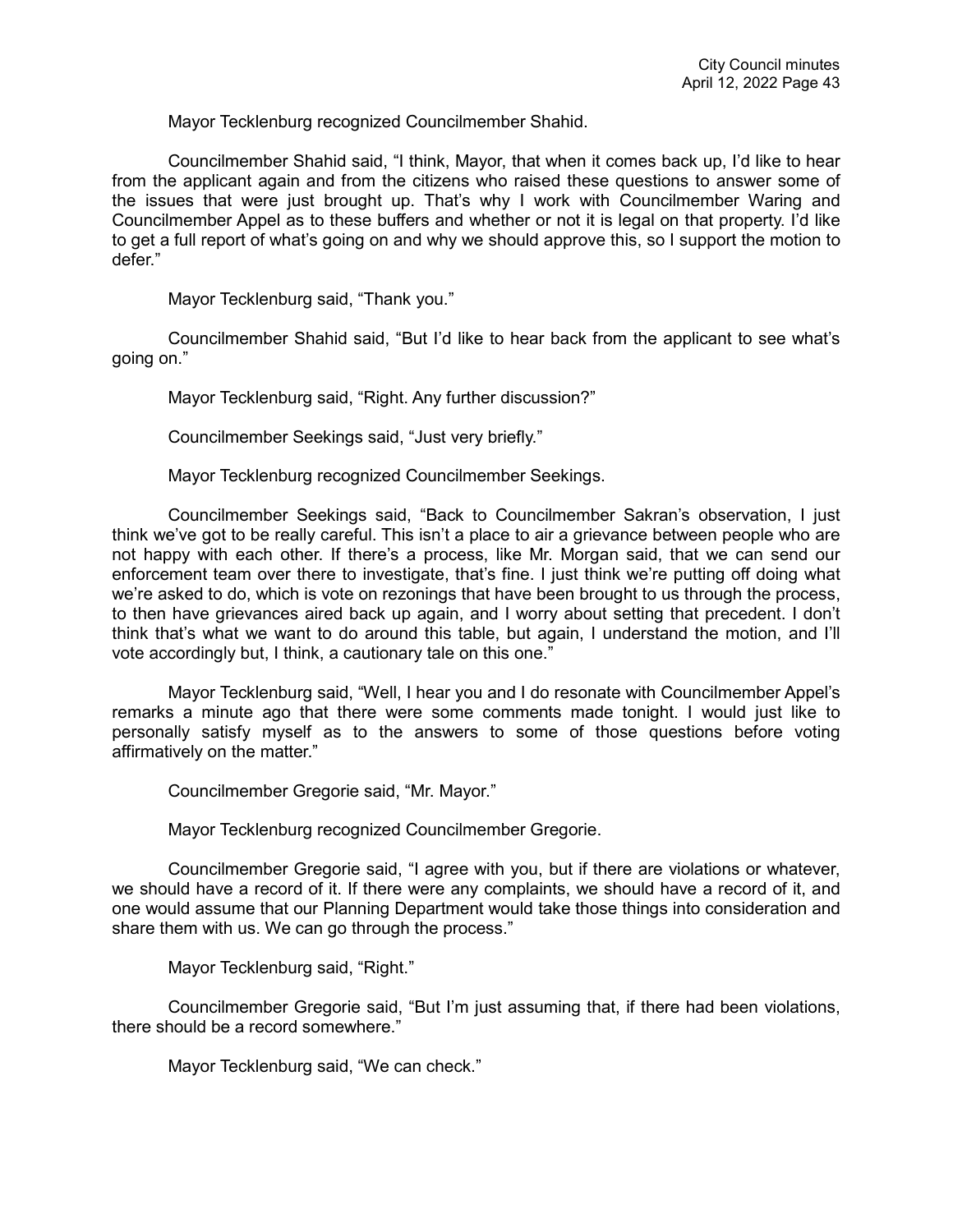Mayor Tecklenburg recognized Councilmember Shahid.

Councilmember Shahid said, "I think, Mayor, that when it comes back up, I'd like to hear from the applicant again and from the citizens who raised these questions to answer some of the issues that were just brought up. That's why I work with Councilmember Waring and Councilmember Appel as to these buffers and whether or not it is legal on that property. I'd like to get a full report of what's going on and why we should approve this, so I support the motion to defer."

Mayor Tecklenburg said, "Thank you."

Councilmember Shahid said, "But I'd like to hear back from the applicant to see what's going on."

Mayor Tecklenburg said, "Right. Any further discussion?"

Councilmember Seekings said, "Just very briefly."

Mayor Tecklenburg recognized Councilmember Seekings.

Councilmember Seekings said, "Back to Councilmember Sakran's observation, I just think we've got to be really careful. This isn't a place to air a grievance between people who are not happy with each other. If there's a process, like Mr. Morgan said, that we can send our enforcement team over there to investigate, that's fine. I just think we're putting off doing what we're asked to do, which is vote on rezonings that have been brought to us through the process, to then have grievances aired back up again, and I worry about setting that precedent. I don't think that's what we want to do around this table, but again, I understand the motion, and I'll vote accordingly but, I think, a cautionary tale on this one."

Mayor Tecklenburg said, "Well, I hear you and I do resonate with Councilmember Appel's remarks a minute ago that there were some comments made tonight. I would just like to personally satisfy myself as to the answers to some of those questions before voting affirmatively on the matter."

Councilmember Gregorie said, "Mr. Mayor."

Mayor Tecklenburg recognized Councilmember Gregorie.

Councilmember Gregorie said, "I agree with you, but if there are violations or whatever, we should have a record of it. If there were any complaints, we should have a record of it, and one would assume that our Planning Department would take those things into consideration and share them with us. We can go through the process."

Mayor Tecklenburg said, "Right."

Councilmember Gregorie said, "But I'm just assuming that, if there had been violations, there should be a record somewhere."

Mayor Tecklenburg said, "We can check."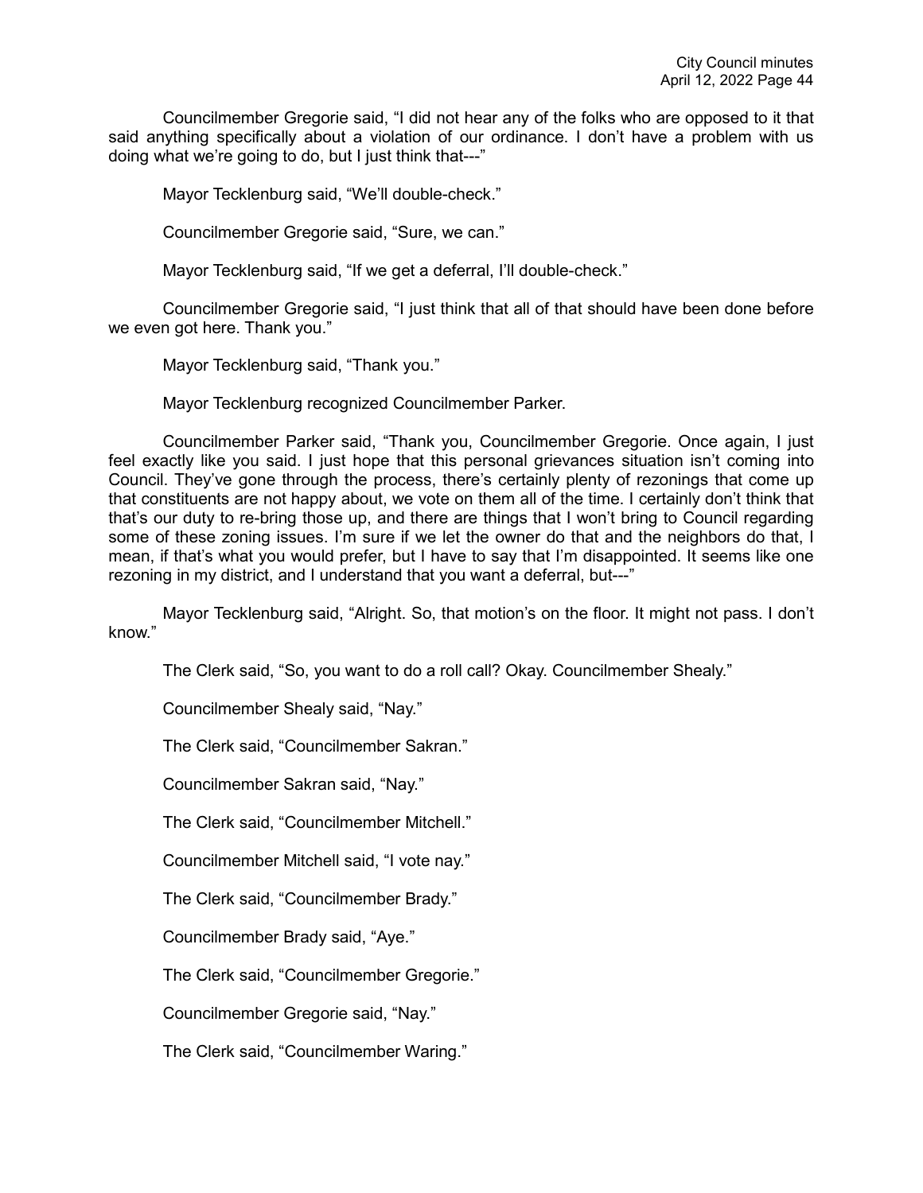Councilmember Gregorie said, "I did not hear any of the folks who are opposed to it that said anything specifically about a violation of our ordinance. I don't have a problem with us doing what we're going to do, but I just think that---"

Mayor Tecklenburg said, "We'll double-check."

Councilmember Gregorie said, "Sure, we can."

Mayor Tecklenburg said, "If we get a deferral, I'll double-check."

Councilmember Gregorie said, "I just think that all of that should have been done before we even got here. Thank you."

Mayor Tecklenburg said, "Thank you."

Mayor Tecklenburg recognized Councilmember Parker.

Councilmember Parker said, "Thank you, Councilmember Gregorie. Once again, I just feel exactly like you said. I just hope that this personal grievances situation isn't coming into Council. They've gone through the process, there's certainly plenty of rezonings that come up that constituents are not happy about, we vote on them all of the time. I certainly don't think that that's our duty to re-bring those up, and there are things that I won't bring to Council regarding some of these zoning issues. I'm sure if we let the owner do that and the neighbors do that, I mean, if that's what you would prefer, but I have to say that I'm disappointed. It seems like one rezoning in my district, and I understand that you want a deferral, but---"

Mayor Tecklenburg said, "Alright. So, that motion's on the floor. It might not pass. I don't know."

The Clerk said, "So, you want to do a roll call? Okay. Councilmember Shealy."

Councilmember Shealy said, "Nay."

The Clerk said, "Councilmember Sakran."

Councilmember Sakran said, "Nay."

The Clerk said, "Councilmember Mitchell."

Councilmember Mitchell said, "I vote nay."

The Clerk said, "Councilmember Brady."

Councilmember Brady said, "Aye."

The Clerk said, "Councilmember Gregorie."

Councilmember Gregorie said, "Nay."

The Clerk said, "Councilmember Waring."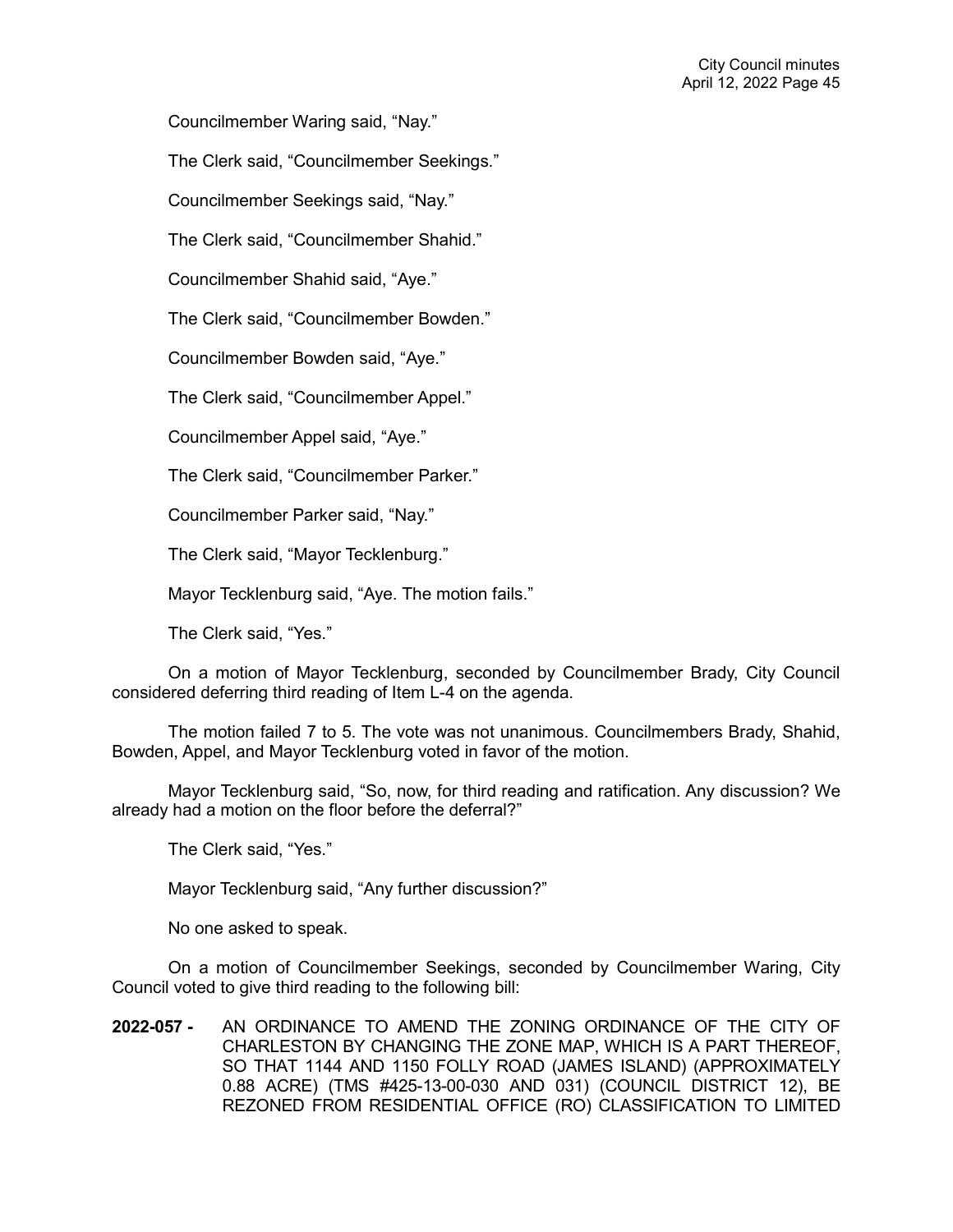Councilmember Waring said, “Nay.”

The Clerk said, “Councilmember Seekings.”

Councilmember Seekings said, “Nay.”

The Clerk said, “Councilmember Shahid.”

Councilmember Shahid said, “Aye.”

The Clerk said, “Councilmember Bowden.”

Councilmember Bowden said, “Aye.”

The Clerk said, “Councilmember Appel.”

Councilmember Appel said, “Aye.”

The Clerk said, “Councilmember Parker.”

Councilmember Parker said, “Nay.”

The Clerk said, “Mayor Tecklenburg.”

Mayor Tecklenburg said, “Aye. The motion fails.”

The Clerk said, “Yes.”

On a motion of Mayor Tecklenburg, seconded by Councilmember Brady, City Council considered deferring third reading of Item L-4 on the agenda.

The motion failed 7 to 5. The vote was not unanimous. Councilmembers Brady, Shahid, Bowden, Appel, and Mayor Tecklenburg voted in favor of the motion.

Mayor Tecklenburg said, “So, now, for third reading and ratification. Any discussion? We already had a motion on the floor before the deferral?”

The Clerk said, “Yes.”

Mayor Tecklenburg said, “Any further discussion?”

No one asked to speak.

On a motion of Councilmember Seekings, seconded by Councilmember Waring, City Council voted to give third reading to the following bill:

**2022-057 -** AN ORDINANCE TO AMEND THE ZONING ORDINANCE OF THE CITY OF CHARLESTON BY CHANGING THE ZONE MAP, WHICH IS A PART THEREOF, SO THAT 1144 AND 1150 FOLLY ROAD (JAMES ISLAND) (APPROXIMATELY 0.88 ACRE) (TMS #425-13-00-030 AND 031) (COUNCIL DISTRICT 12), BE REZONED FROM RESIDENTIAL OFFICE (RO) CLASSIFICATION TO LIMITED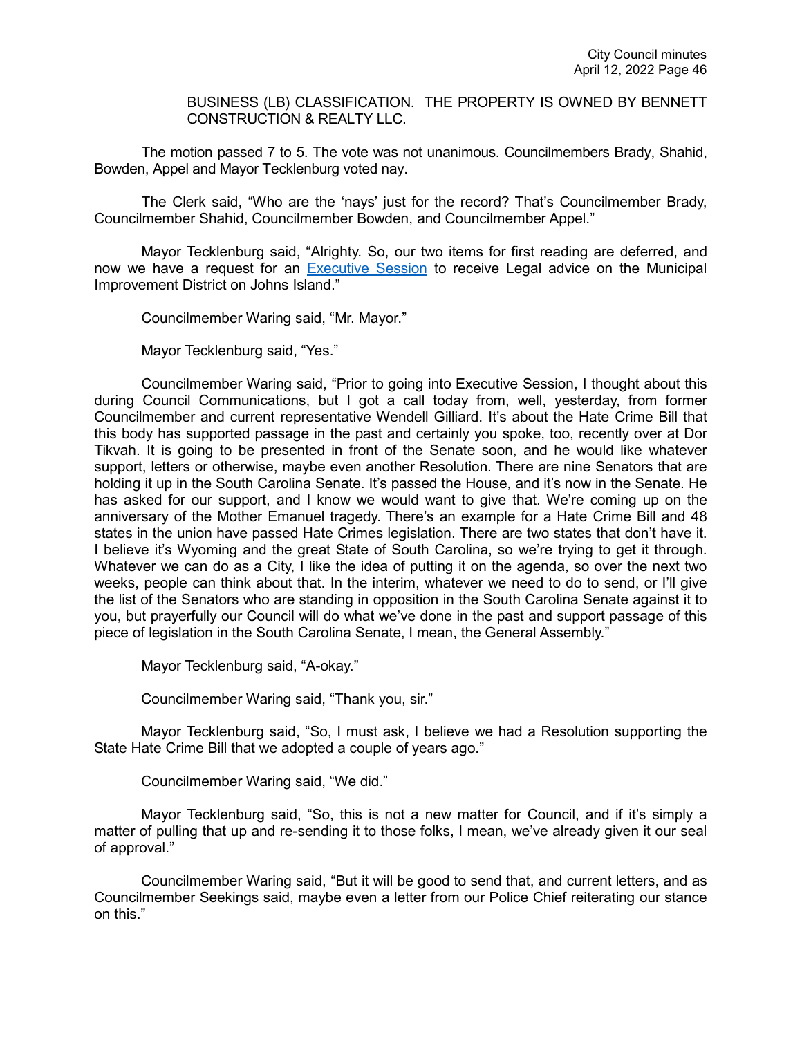BUSINESS (LB) CLASSIFICATION. THE PROPERTY IS OWNED BY BENNETT CONSTRUCTION & REALTY LLC.

The motion passed 7 to 5. The vote was not unanimous. Councilmembers Brady, Shahid, Bowden, Appel and Mayor Tecklenburg voted nay.

The Clerk said, "Who are the 'nays' just for the record? That's Councilmember Brady, Councilmember Shahid, Councilmember Bowden, and Councilmember Appel."

Mayor Tecklenburg said, "Alrighty. So, our two items for first reading are deferred, and now we have a request for an Executive Session to receive Legal advice on the Municipal Improvement District on Johns Island."

Councilmember Waring said, "Mr. Mayor."

Mayor Tecklenburg said, "Yes."

Councilmember Waring said, "Prior to going into Executive Session, I thought about this during Council Communications, but I got a call today from, well, yesterday, from former Councilmember and current representative Wendell Gilliard. It's about the Hate Crime Bill that this body has supported passage in the past and certainly you spoke, too, recently over at Dor Tikvah. It is going to be presented in front of the Senate soon, and he would like whatever support, letters or otherwise, maybe even another Resolution. There are nine Senators that are holding it up in the South Carolina Senate. It's passed the House, and it's now in the Senate. He has asked for our support, and I know we would want to give that. We're coming up on the anniversary of the Mother Emanuel tragedy. There's an example for a Hate Crime Bill and 48 states in the union have passed Hate Crimes legislation. There are two states that don't have it. I believe it's Wyoming and the great State of South Carolina, so we're trying to get it through. Whatever we can do as a City, I like the idea of putting it on the agenda, so over the next two weeks, people can think about that. In the interim, whatever we need to do to send, or I'll give the list of the Senators who are standing in opposition in the South Carolina Senate against it to you, but prayerfully our Council will do what we've done in the past and support passage of this piece of legislation in the South Carolina Senate, I mean, the General Assembly."

Mayor Tecklenburg said, "A-okay."

Councilmember Waring said, "Thank you, sir."

Mayor Tecklenburg said, "So, I must ask, I believe we had a Resolution supporting the State Hate Crime Bill that we adopted a couple of years ago."

Councilmember Waring said, "We did."

Mayor Tecklenburg said, "So, this is not a new matter for Council, and if it's simply a matter of pulling that up and re-sending it to those folks, I mean, we've already given it our seal of approval."

Councilmember Waring said, "But it will be good to send that, and current letters, and as Councilmember Seekings said, maybe even a letter from our Police Chief reiterating our stance on this."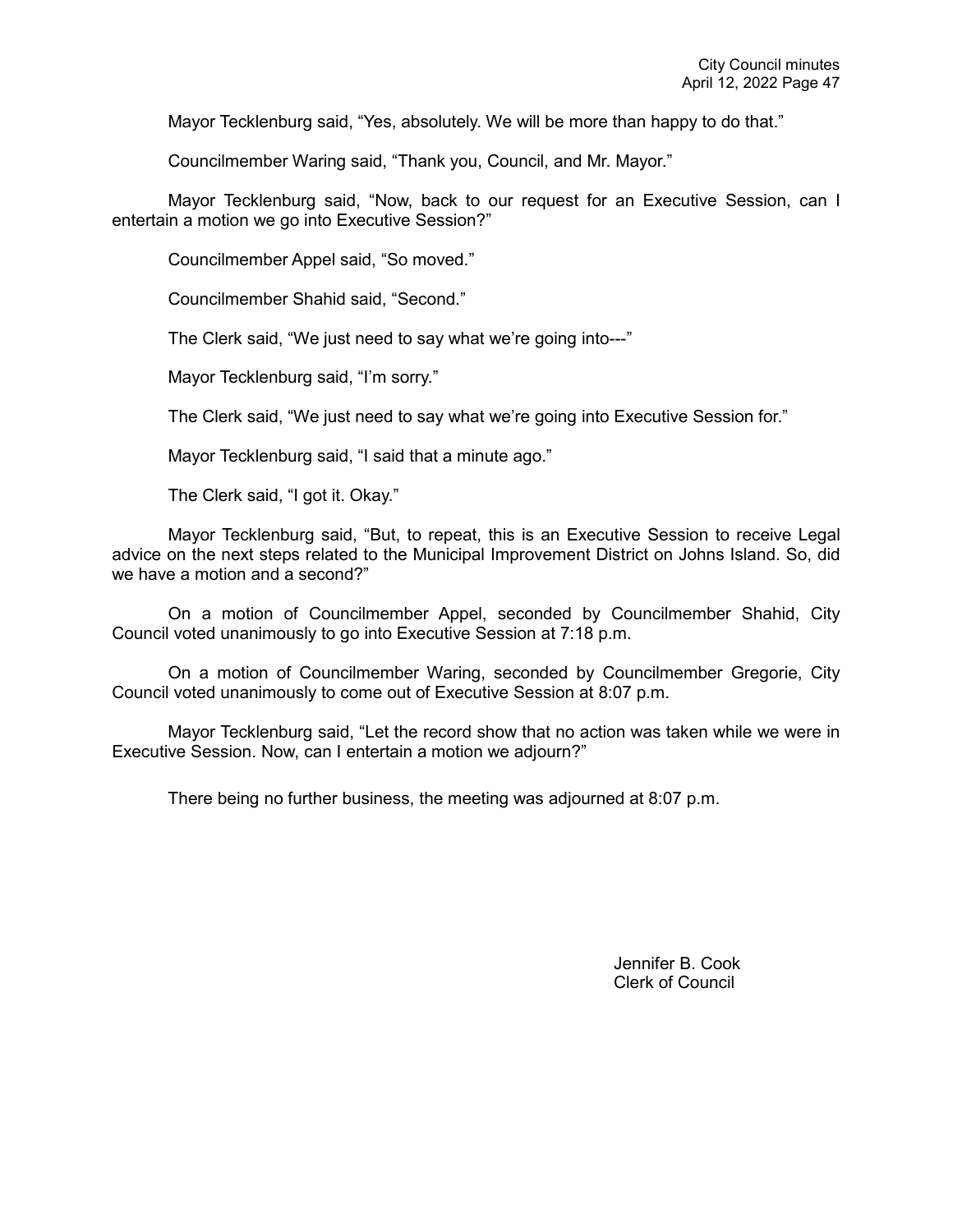Mayor Tecklenburg said, "Yes, absolutely. We will be more than happy to do that."

Councilmember Waring said, "Thank you, Council, and Mr. Mayor."

Mayor Tecklenburg said, "Now, back to our request for an Executive Session, can I entertain a motion we go into Executive Session?"

Councilmember Appel said, "So moved."

Councilmember Shahid said, "Second."

The Clerk said, "We just need to say what we're going into---"

Mayor Tecklenburg said, "I'm sorry."

The Clerk said, "We just need to say what we're going into Executive Session for."

Mayor Tecklenburg said, "I said that a minute ago."

The Clerk said, "I got it. Okay."

Mayor Tecklenburg said, "But, to repeat, this is an Executive Session to receive Legal advice on the next steps related to the Municipal Improvement District on Johns Island. So, did we have a motion and a second?"

On a motion of Councilmember Appel, seconded by Councilmember Shahid, City Council voted unanimously to go into Executive Session at 7:18 p.m.

On a motion of Councilmember Waring, seconded by Councilmember Gregorie, City Council voted unanimously to come out of Executive Session at 8:07 p.m.

Mayor Tecklenburg said, "Let the record show that no action was taken while we were in Executive Session. Now, can I entertain a motion we adjourn?"

There being no further business, the meeting was adjourned at 8:07 p.m.

Jennifer B. Cook
Clerk of Council